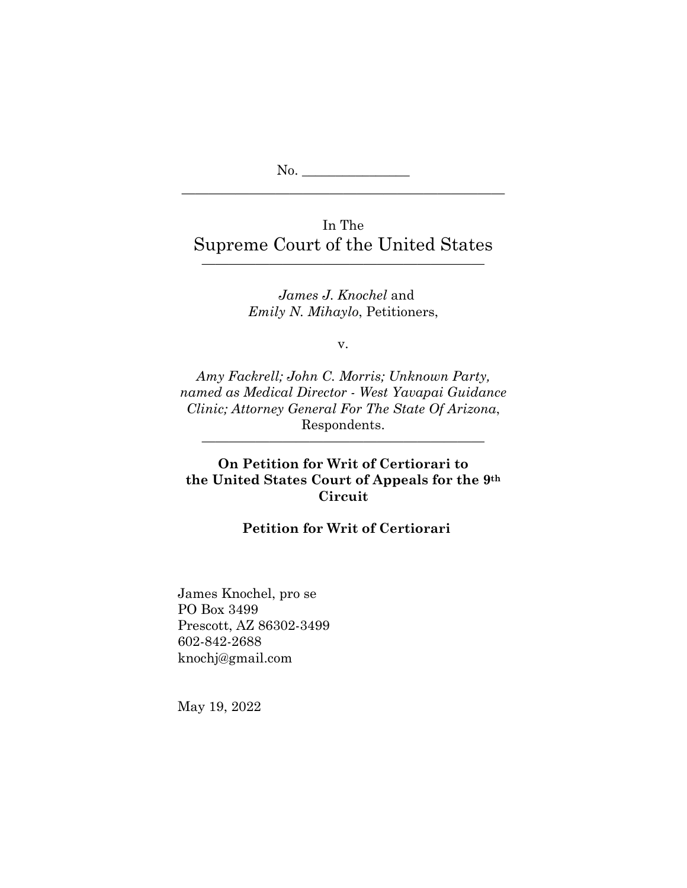No. _______________

---

In The

# Supreme Court of the United States

---

*James J. Knochel* and
*Emily N. Mihaylo*, Petitioners,

v.

*Amy Fackrell; John C. Morris; Unknown Party, named as Medical Director - West Yavapai Guidance Clinic; Attorney General For The State Of Arizona*, Respondents.

---

**On Petition for Writ of Certiorari to the United States Court of Appeals for the 9th Circuit**

**Petition for Writ of Certiorari**

James Knochel, pro se
PO Box 3499
Prescott, AZ 86302-3499
602-842-2688
knochj@gmail.com

May 19, 2022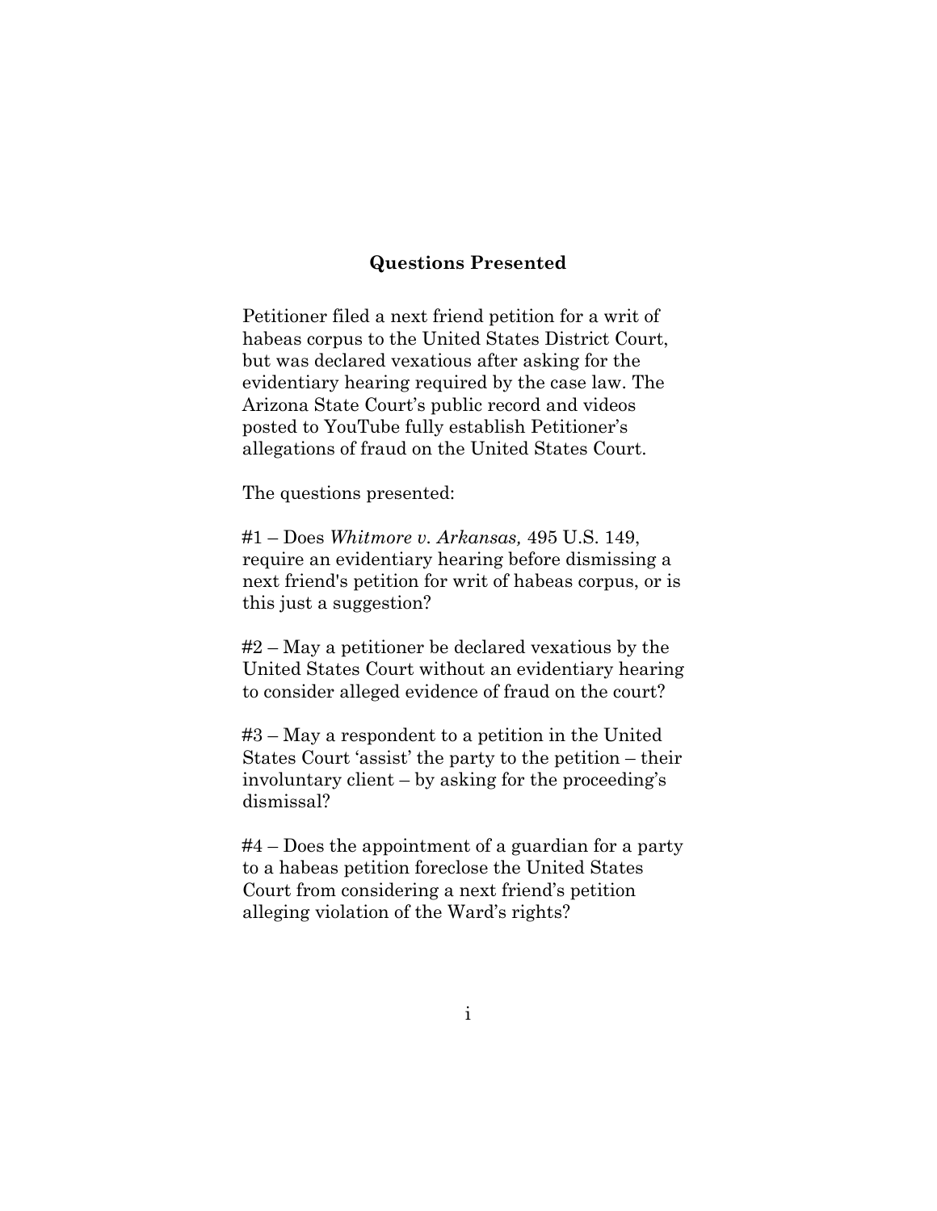## Questions Presented

Petitioner filed a next friend petition for a writ of habeas corpus to the United States District Court, but was declared vexatious after asking for the evidentiary hearing required by the case law. The Arizona State Court's public record and videos posted to YouTube fully establish Petitioner's allegations of fraud on the United States Court.

The questions presented:

#1 – Does *Whitmore v. Arkansas,* 495 U.S. 149, require an evidentiary hearing before dismissing a next friend's petition for writ of habeas corpus, or is this just a suggestion?

#2 – May a petitioner be declared vexatious by the United States Court without an evidentiary hearing to consider alleged evidence of fraud on the court?

#3 – May a respondent to a petition in the United States Court 'assist' the party to the petition – their involuntary client – by asking for the proceeding's dismissal?

#4 – Does the appointment of a guardian for a party to a habeas petition foreclose the United States Court from considering a next friend's petition alleging violation of the Ward's rights?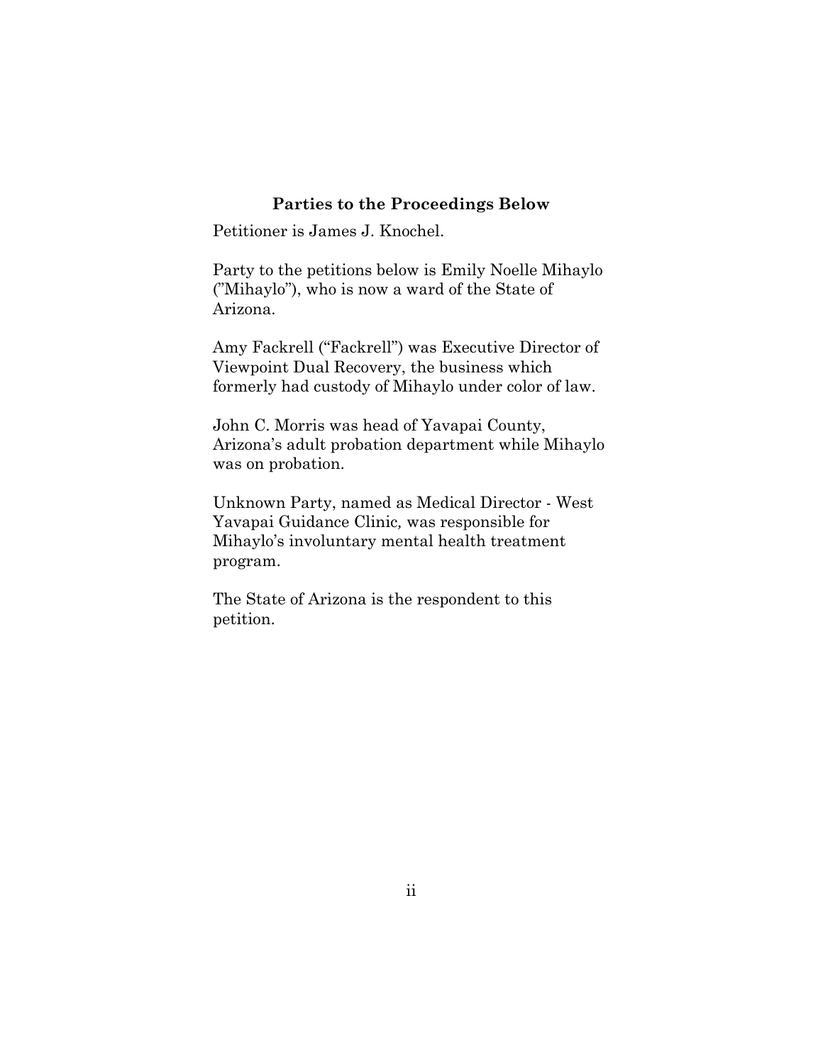## Parties to the Proceedings Below

Petitioner is James J. Knochel.

Party to the petitions below is Emily Noelle Mihaylo ("Mihaylo"), who is now a ward of the State of Arizona.

Amy Fackrell ("Fackrell") was Executive Director of Viewpoint Dual Recovery, the business which formerly had custody of Mihaylo under color of law.

John C. Morris was head of Yavapai County, Arizona's adult probation department while Mihaylo was on probation.

Unknown Party, named as Medical Director - West Yavapai Guidance Clinic, was responsible for Mihaylo's involuntary mental health treatment program.

The State of Arizona is the respondent to this petition.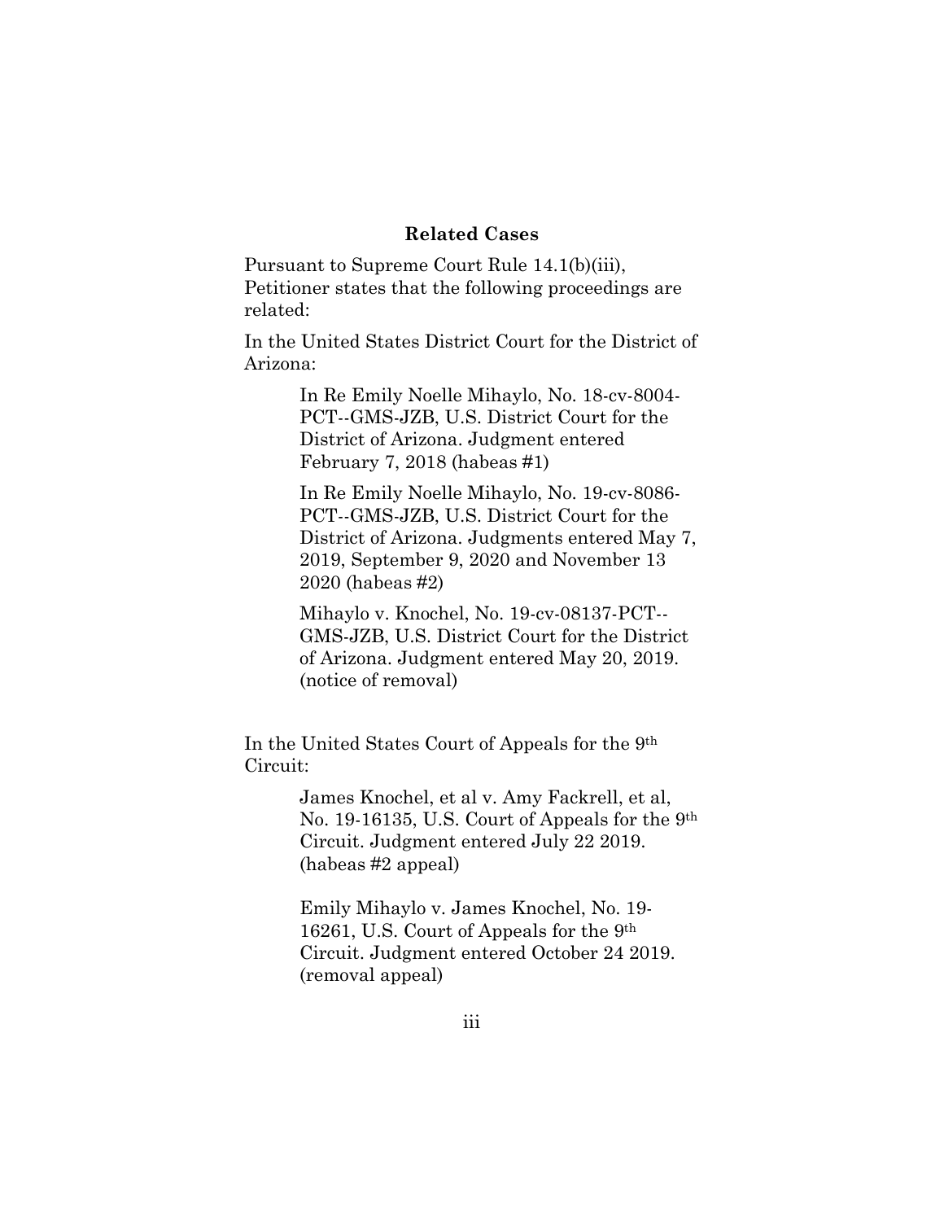## Related Cases

Pursuant to Supreme Court Rule 14.1(b)(iii), Petitioner states that the following proceedings are related:

In the United States District Court for the District of Arizona:

> In Re Emily Noelle Mihaylo, No. 18-cv-8004-PCT--GMS-JZB, U.S. District Court for the District of Arizona. Judgment entered February 7, 2018 (habeas #1)
>
> In Re Emily Noelle Mihaylo, No. 19-cv-8086-PCT--GMS-JZB, U.S. District Court for the District of Arizona. Judgments entered May 7, 2019, September 9, 2020 and November 13 2020 (habeas #2)
>
> Mihaylo v. Knochel, No. 19-cv-08137-PCT--GMS-JZB, U.S. District Court for the District of Arizona. Judgment entered May 20, 2019. (notice of removal)

In the United States Court of Appeals for the 9th Circuit:

> James Knochel, et al v. Amy Fackrell, et al, No. 19-16135, U.S. Court of Appeals for the 9th Circuit. Judgment entered July 22 2019. (habeas #2 appeal)
>
> Emily Mihaylo v. James Knochel, No. 19-16261, U.S. Court of Appeals for the 9th Circuit. Judgment entered October 24 2019. (removal appeal)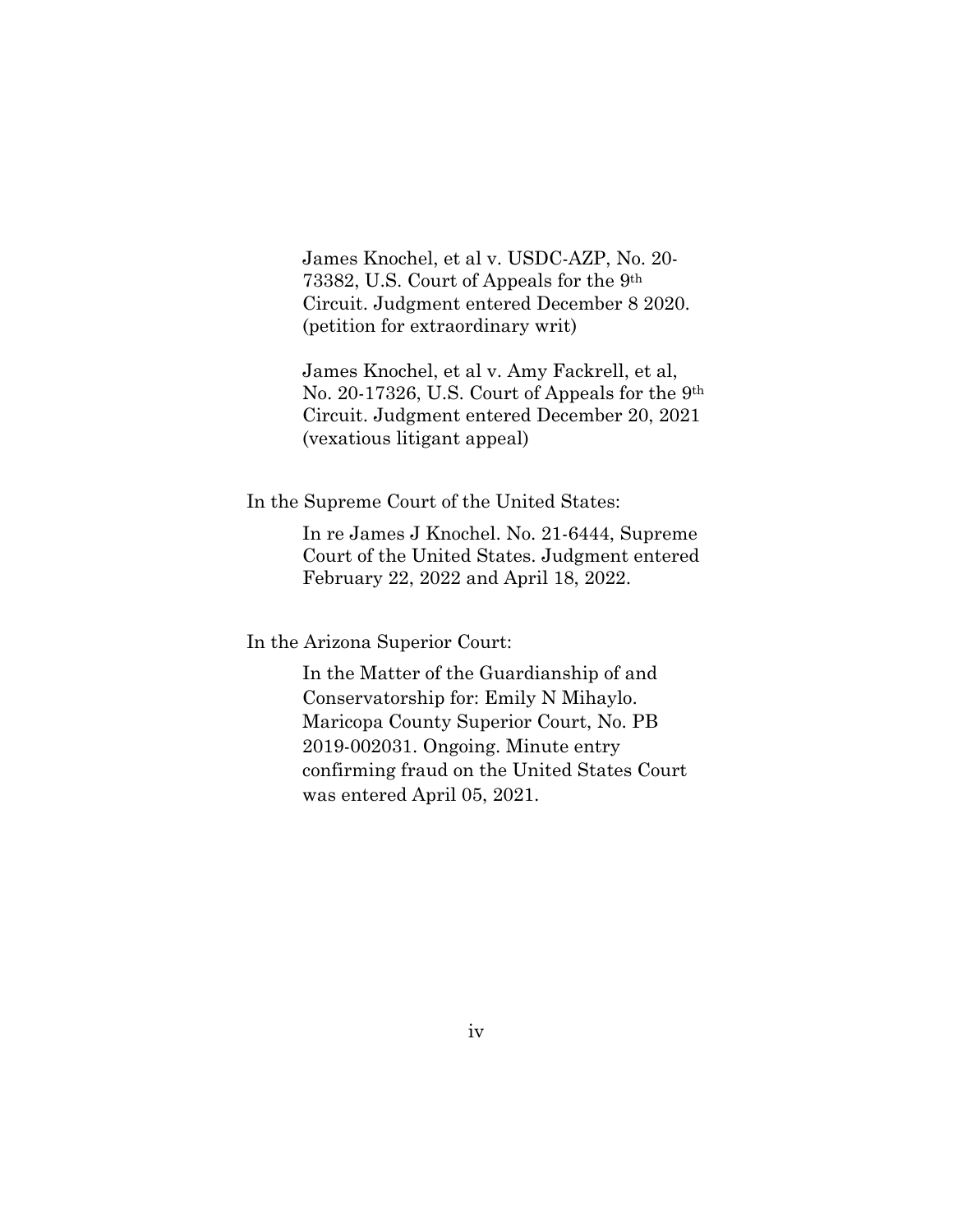James Knochel, et al v. USDC-AZP, No. 20-73382, U.S. Court of Appeals for the 9th Circuit. Judgment entered December 8 2020. (petition for extraordinary writ)

James Knochel, et al v. Amy Fackrell, et al, No. 20-17326, U.S. Court of Appeals for the 9th Circuit. Judgment entered December 20, 2021 (vexatious litigant appeal)

In the Supreme Court of the United States:

In re James J Knochel. No. 21-6444, Supreme Court of the United States. Judgment entered February 22, 2022 and April 18, 2022.

In the Arizona Superior Court:

In the Matter of the Guardianship of and Conservatorship for: Emily N Mihaylo. Maricopa County Superior Court, No. PB 2019-002031. Ongoing. Minute entry confirming fraud on the United States Court was entered April 05, 2021.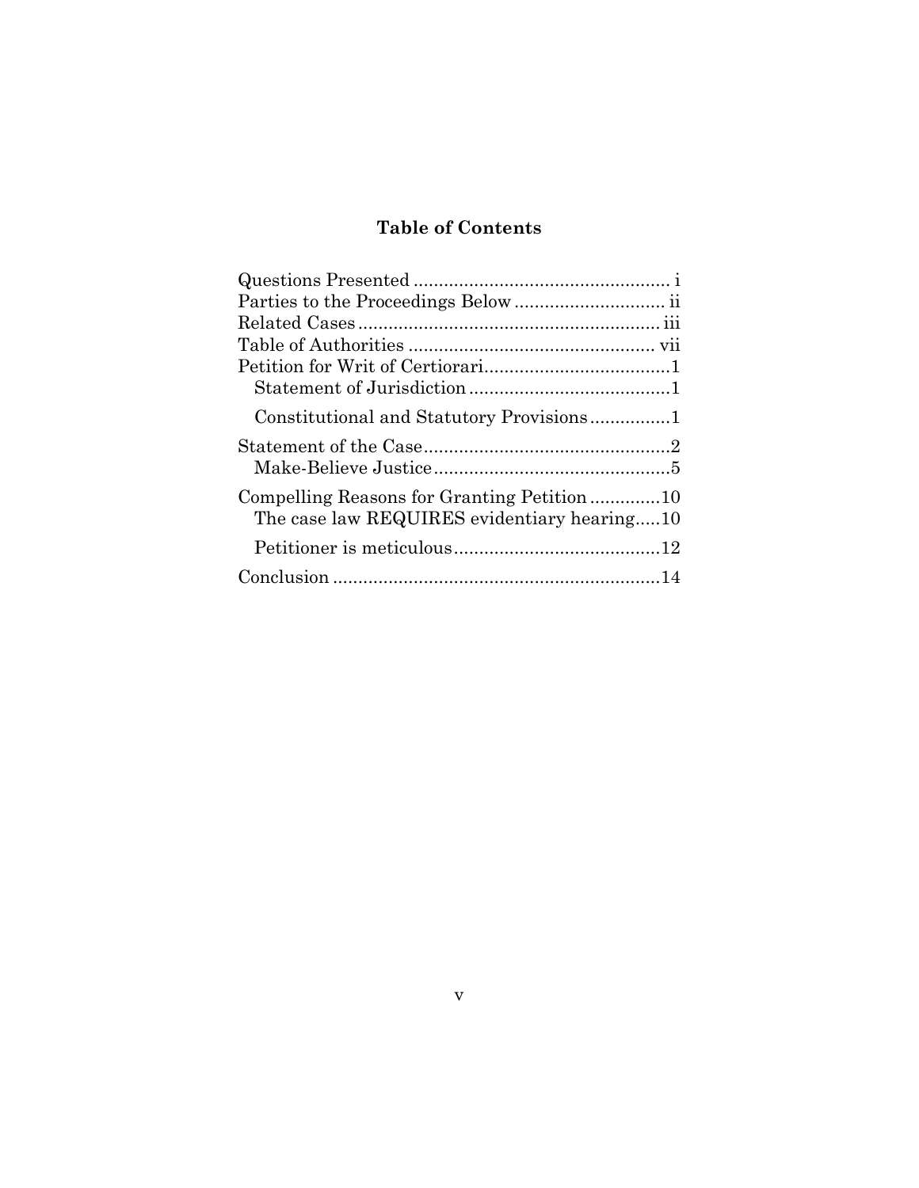## Table of Contents

Questions Presented ................................................... i
Parties to the Proceedings Below .............................. ii
Related Cases ............................................................ iii
Table of Authorities ................................................. vii
Petition for Writ of Certiorari.....................................1
  Statement of Jurisdiction ........................................1
  Constitutional and Statutory Provisions ................1
Statement of the Case.................................................2
  Make-Believe Justice ...............................................5
Compelling Reasons for Granting Petition ..............10
  The case law REQUIRES evidentiary hearing.....10
  Petitioner is meticulous.........................................12
Conclusion .................................................................14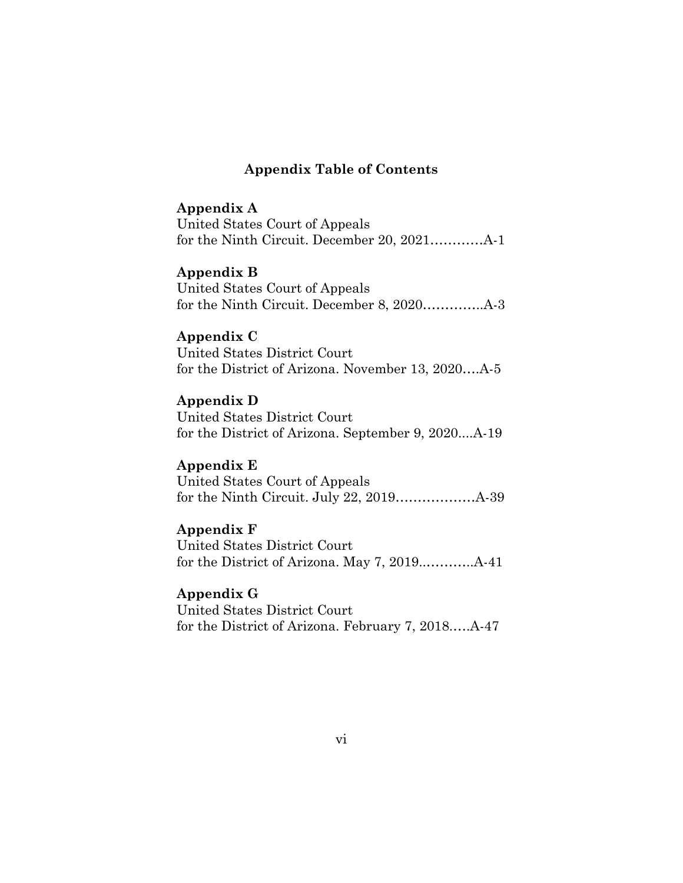## Appendix Table of Contents

**Appendix A**
United States Court of Appeals
for the Ninth Circuit. December 20, 2021…………A-1

**Appendix B**
United States Court of Appeals
for the Ninth Circuit. December 8, 2020…………..A-3

**Appendix C**
United States District Court
for the District of Arizona. November 13, 2020….A-5

**Appendix D**
United States District Court
for the District of Arizona. September 9, 2020....A-19

**Appendix E**
United States Court of Appeals
for the Ninth Circuit. July 22, 2019………………A-39

**Appendix F**
United States District Court
for the District of Arizona. May 7, 2019..………..A-41

**Appendix G**
United States District Court
for the District of Arizona. February 7, 2018.….A-47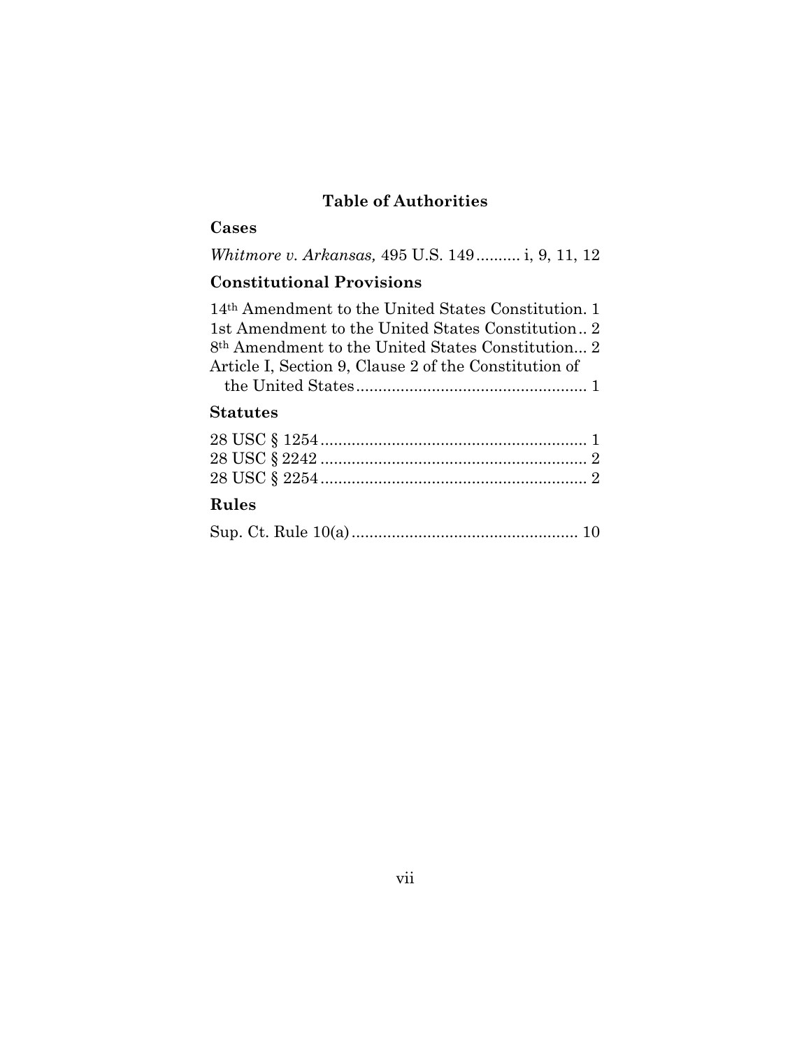## Table of Authorities

### Cases

*Whitmore v. Arkansas,* 495 U.S. 149.......... i, 9, 11, 12

### Constitutional Provisions

14th Amendment to the United States Constitution. 1
1st Amendment to the United States Constitution.. 2
8th Amendment to the United States Constitution... 2
Article I, Section 9, Clause 2 of the Constitution of the United States.................................................... 1

### Statutes

28 USC § 1254............................................................ 1
28 USC § 2242............................................................ 2
28 USC § 2254............................................................ 2

### Rules

Sup. Ct. Rule 10(a)................................................... 10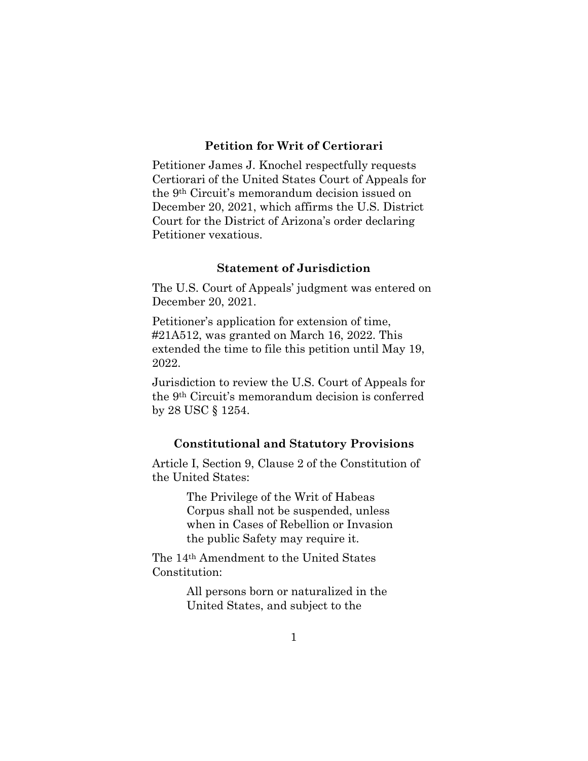## Petition for Writ of Certiorari

Petitioner James J. Knochel respectfully requests Certiorari of the United States Court of Appeals for the 9th Circuit's memorandum decision issued on December 20, 2021, which affirms the U.S. District Court for the District of Arizona's order declaring Petitioner vexatious.

## Statement of Jurisdiction

The U.S. Court of Appeals' judgment was entered on December 20, 2021.

Petitioner's application for extension of time, #21A512, was granted on March 16, 2022. This extended the time to file this petition until May 19, 2022.

Jurisdiction to review the U.S. Court of Appeals for the 9th Circuit's memorandum decision is conferred by 28 USC § 1254.

## Constitutional and Statutory Provisions

Article I, Section 9, Clause 2 of the Constitution of the United States:

> The Privilege of the Writ of Habeas Corpus shall not be suspended, unless when in Cases of Rebellion or Invasion the public Safety may require it.

The 14th Amendment to the United States Constitution:

> All persons born or naturalized in the United States, and subject to the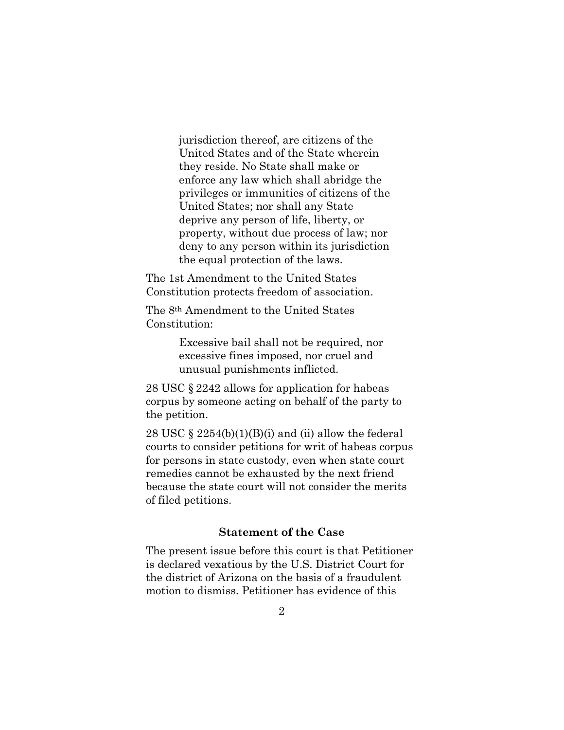> jurisdiction thereof, are citizens of the United States and of the State wherein they reside. No State shall make or enforce any law which shall abridge the privileges or immunities of citizens of the United States; nor shall any State deprive any person of life, liberty, or property, without due process of law; nor deny to any person within its jurisdiction the equal protection of the laws.

The 1st Amendment to the United States Constitution protects freedom of association.

The 8th Amendment to the United States Constitution:

> Excessive bail shall not be required, nor excessive fines imposed, nor cruel and unusual punishments inflicted.

28 USC § 2242 allows for application for habeas corpus by someone acting on behalf of the party to the petition.

28 USC § 2254(b)(1)(B)(i) and (ii) allow the federal courts to consider petitions for writ of habeas corpus for persons in state custody, even when state court remedies cannot be exhausted by the next friend because the state court will not consider the merits of filed petitions.

### Statement of the Case

The present issue before this court is that Petitioner is declared vexatious by the U.S. District Court for the district of Arizona on the basis of a fraudulent motion to dismiss. Petitioner has evidence of this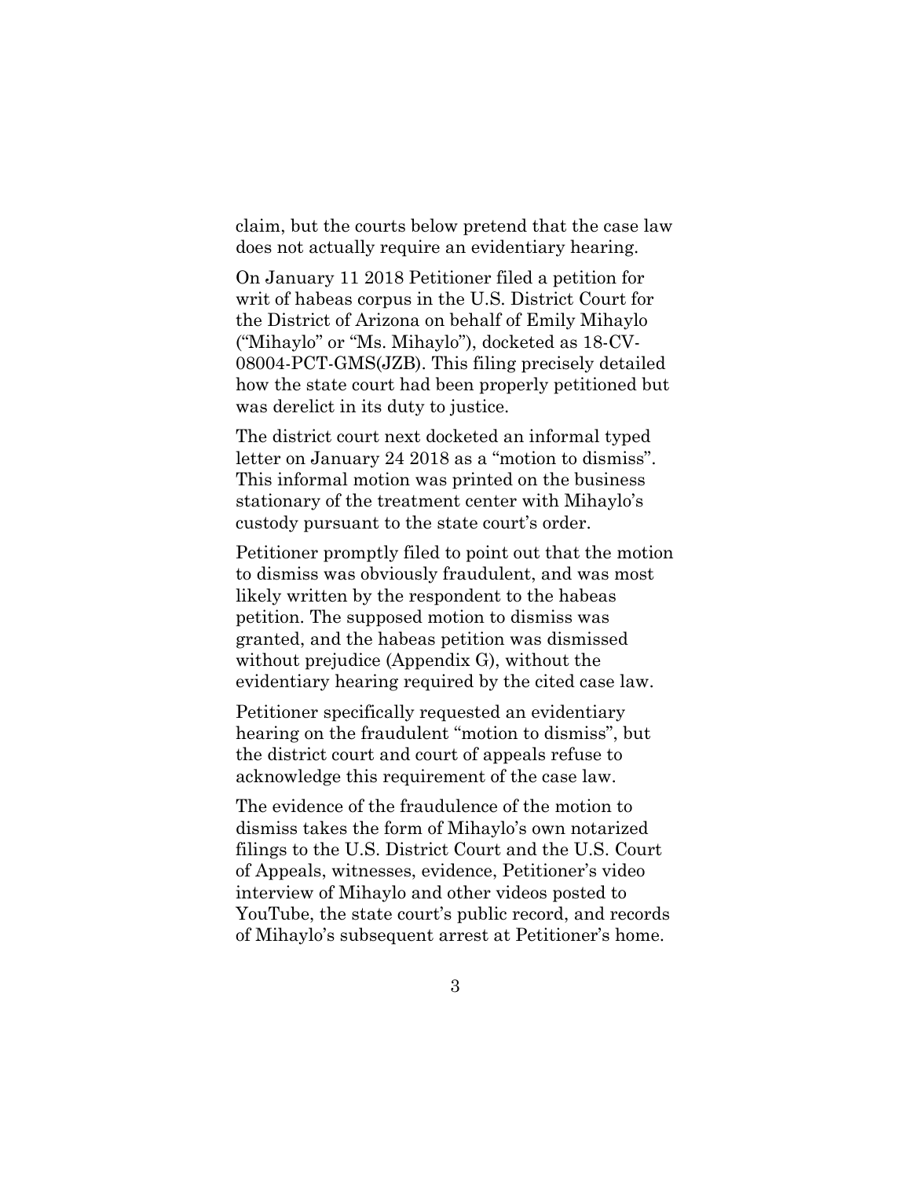claim, but the courts below pretend that the case law does not actually require an evidentiary hearing.

On January 11 2018 Petitioner filed a petition for writ of habeas corpus in the U.S. District Court for the District of Arizona on behalf of Emily Mihaylo ("Mihaylo" or "Ms. Mihaylo"), docketed as 18-CV-08004-PCT-GMS(JZB). This filing precisely detailed how the state court had been properly petitioned but was derelict in its duty to justice.

The district court next docketed an informal typed letter on January 24 2018 as a "motion to dismiss". This informal motion was printed on the business stationary of the treatment center with Mihaylo's custody pursuant to the state court's order.

Petitioner promptly filed to point out that the motion to dismiss was obviously fraudulent, and was most likely written by the respondent to the habeas petition. The supposed motion to dismiss was granted, and the habeas petition was dismissed without prejudice (Appendix G), without the evidentiary hearing required by the cited case law.

Petitioner specifically requested an evidentiary hearing on the fraudulent "motion to dismiss", but the district court and court of appeals refuse to acknowledge this requirement of the case law.

The evidence of the fraudulence of the motion to dismiss takes the form of Mihaylo's own notarized filings to the U.S. District Court and the U.S. Court of Appeals, witnesses, evidence, Petitioner's video interview of Mihaylo and other videos posted to YouTube, the state court's public record, and records of Mihaylo's subsequent arrest at Petitioner's home.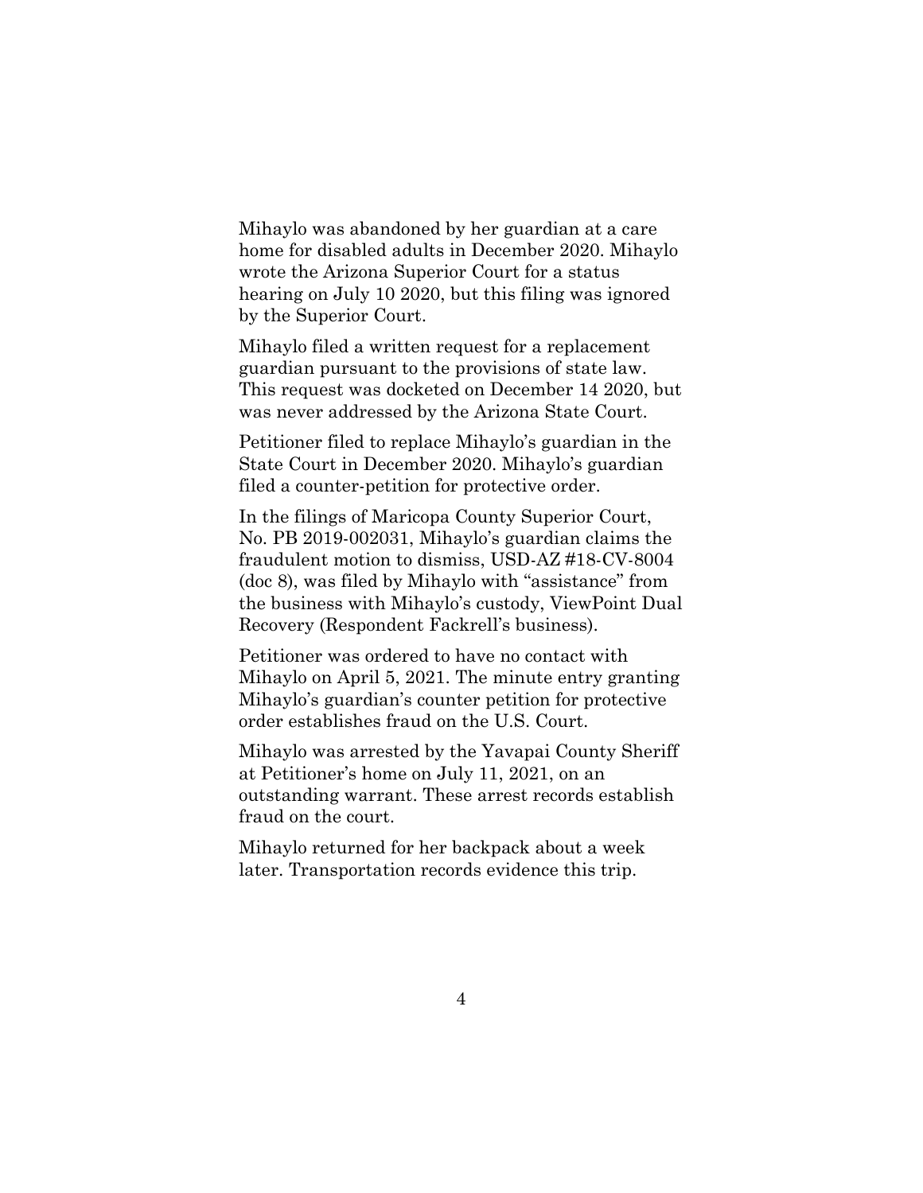Mihaylo was abandoned by her guardian at a care home for disabled adults in December 2020. Mihaylo wrote the Arizona Superior Court for a status hearing on July 10 2020, but this filing was ignored by the Superior Court.

Mihaylo filed a written request for a replacement guardian pursuant to the provisions of state law. This request was docketed on December 14 2020, but was never addressed by the Arizona State Court.

Petitioner filed to replace Mihaylo's guardian in the State Court in December 2020. Mihaylo's guardian filed a counter-petition for protective order.

In the filings of Maricopa County Superior Court, No. PB 2019-002031, Mihaylo's guardian claims the fraudulent motion to dismiss, USD-AZ #18-CV-8004 (doc 8), was filed by Mihaylo with "assistance" from the business with Mihaylo's custody, ViewPoint Dual Recovery (Respondent Fackrell's business).

Petitioner was ordered to have no contact with Mihaylo on April 5, 2021. The minute entry granting Mihaylo's guardian's counter petition for protective order establishes fraud on the U.S. Court.

Mihaylo was arrested by the Yavapai County Sheriff at Petitioner's home on July 11, 2021, on an outstanding warrant. These arrest records establish fraud on the court.

Mihaylo returned for her backpack about a week later. Transportation records evidence this trip.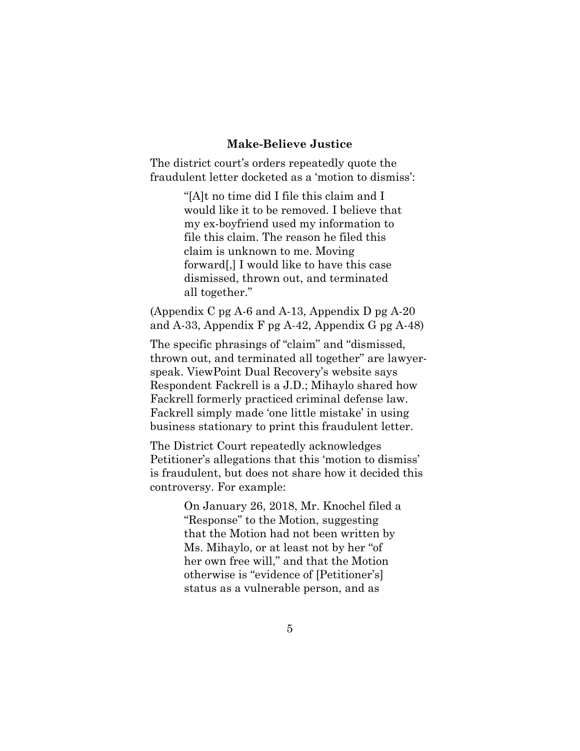### Make-Believe Justice

The district court's orders repeatedly quote the fraudulent letter docketed as a 'motion to dismiss':

> "[A]t no time did I file this claim and I would like it to be removed. I believe that my ex-boyfriend used my information to file this claim. The reason he filed this claim is unknown to me. Moving forward[,] I would like to have this case dismissed, thrown out, and terminated all together."

(Appendix C pg A-6 and A-13, Appendix D pg A-20 and A-33, Appendix F pg A-42, Appendix G pg A-48)

The specific phrasings of "claim" and "dismissed, thrown out, and terminated all together" are lawyer-speak. ViewPoint Dual Recovery's website says Respondent Fackrell is a J.D.; Mihaylo shared how Fackrell formerly practiced criminal defense law. Fackrell simply made 'one little mistake' in using business stationary to print this fraudulent letter.

The District Court repeatedly acknowledges Petitioner's allegations that this 'motion to dismiss' is fraudulent, but does not share how it decided this controversy. For example:

> On January 26, 2018, Mr. Knochel filed a "Response" to the Motion, suggesting that the Motion had not been written by Ms. Mihaylo, or at least not by her "of her own free will," and that the Motion otherwise is "evidence of [Petitioner's] status as a vulnerable person, and as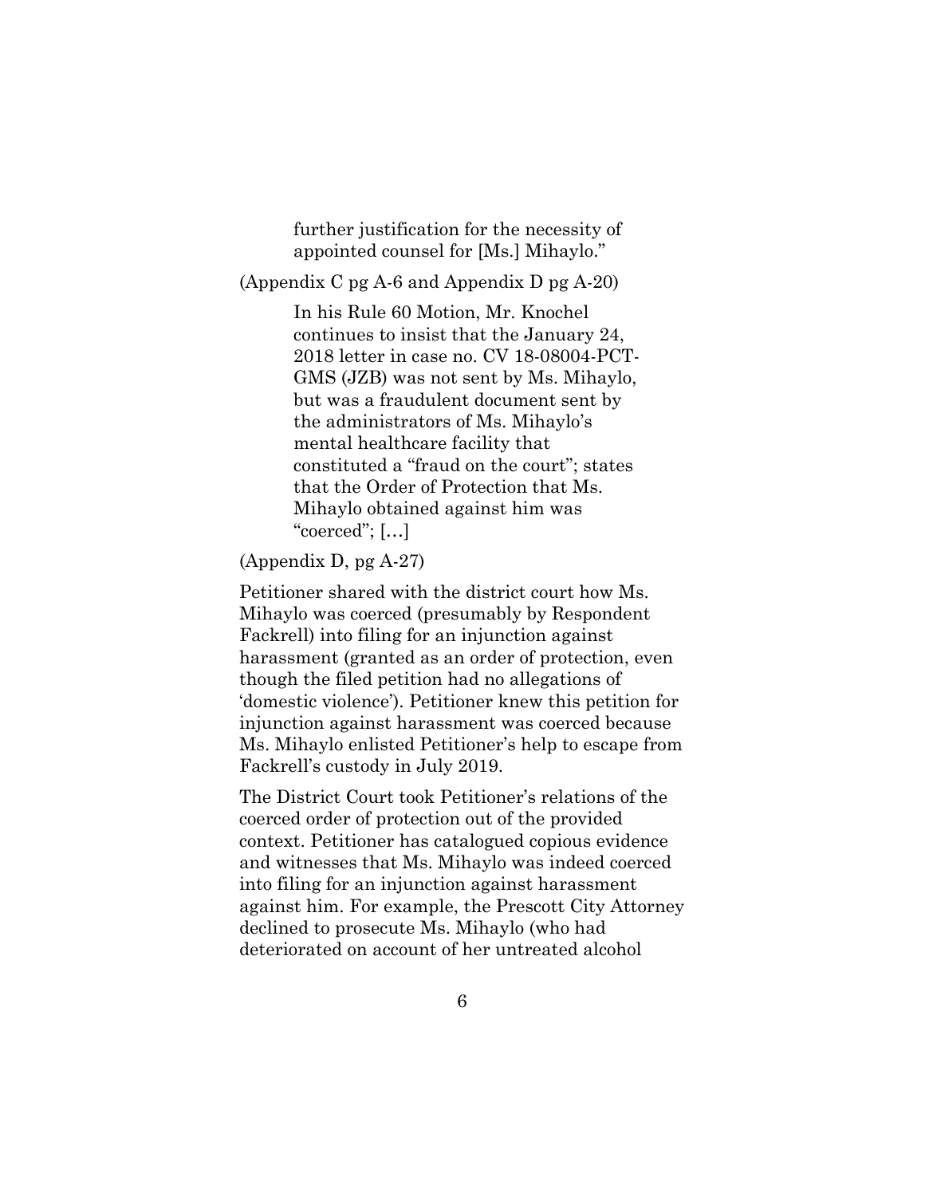> further justification for the necessity of appointed counsel for [Ms.] Mihaylo."

(Appendix C pg A-6 and Appendix D pg A-20)

> In his Rule 60 Motion, Mr. Knochel continues to insist that the January 24, 2018 letter in case no. CV 18-08004-PCT-GMS (JZB) was not sent by Ms. Mihaylo, but was a fraudulent document sent by the administrators of Ms. Mihaylo's mental healthcare facility that constituted a "fraud on the court"; states that the Order of Protection that Ms. Mihaylo obtained against him was "coerced"; […]

(Appendix D, pg A-27)

Petitioner shared with the district court how Ms. Mihaylo was coerced (presumably by Respondent Fackrell) into filing for an injunction against harassment (granted as an order of protection, even though the filed petition had no allegations of 'domestic violence'). Petitioner knew this petition for injunction against harassment was coerced because Ms. Mihaylo enlisted Petitioner's help to escape from Fackrell's custody in July 2019.

The District Court took Petitioner's relations of the coerced order of protection out of the provided context. Petitioner has catalogued copious evidence and witnesses that Ms. Mihaylo was indeed coerced into filing for an injunction against harassment against him. For example, the Prescott City Attorney declined to prosecute Ms. Mihaylo (who had deteriorated on account of her untreated alcohol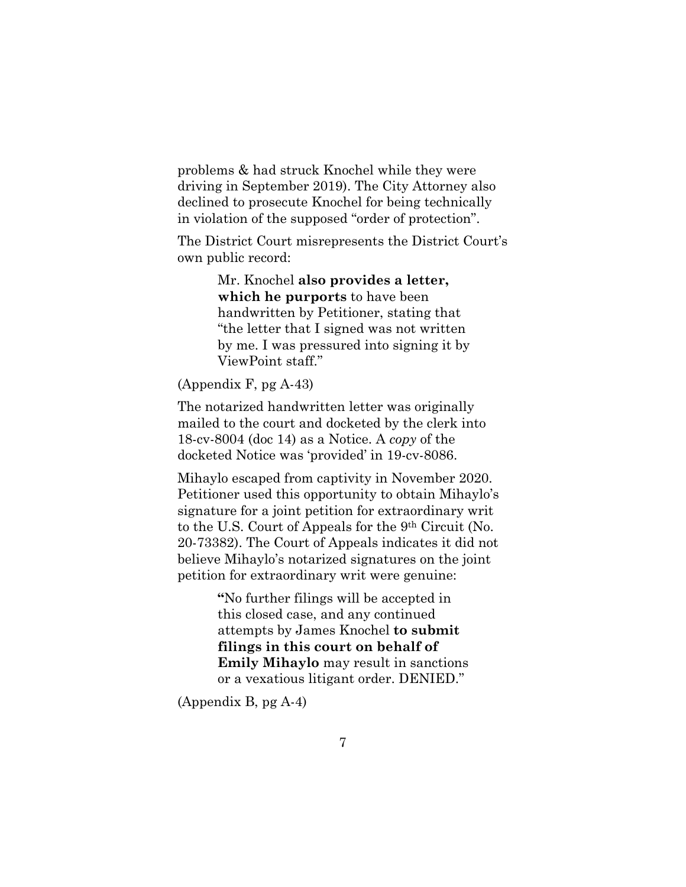problems & had struck Knochel while they were driving in September 2019). The City Attorney also declined to prosecute Knochel for being technically in violation of the supposed "order of protection".

The District Court misrepresents the District Court's own public record:

> Mr. Knochel **also provides a letter, which he purports** to have been handwritten by Petitioner, stating that "the letter that I signed was not written by me. I was pressured into signing it by ViewPoint staff."

(Appendix F, pg A-43)

The notarized handwritten letter was originally mailed to the court and docketed by the clerk into 18-cv-8004 (doc 14) as a Notice. A *copy* of the docketed Notice was 'provided' in 19-cv-8086.

Mihaylo escaped from captivity in November 2020. Petitioner used this opportunity to obtain Mihaylo's signature for a joint petition for extraordinary writ to the U.S. Court of Appeals for the 9th Circuit (No. 20-73382). The Court of Appeals indicates it did not believe Mihaylo's notarized signatures on the joint petition for extraordinary writ were genuine:

> **"**No further filings will be accepted in this closed case, and any continued attempts by James Knochel **to submit filings in this court on behalf of Emily Mihaylo** may result in sanctions or a vexatious litigant order. DENIED."

(Appendix B, pg A-4)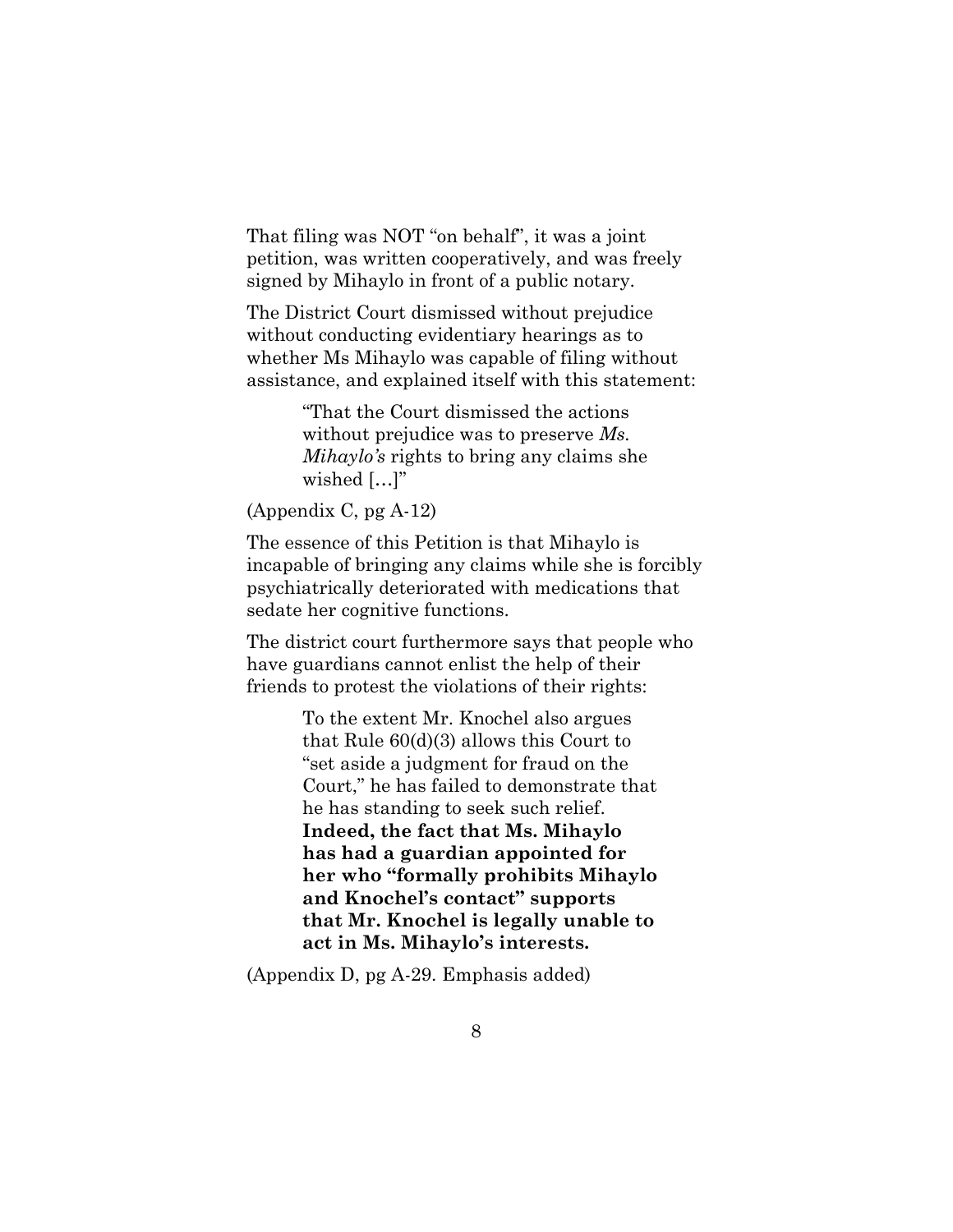That filing was NOT "on behalf", it was a joint petition, was written cooperatively, and was freely signed by Mihaylo in front of a public notary.

The District Court dismissed without prejudice without conducting evidentiary hearings as to whether Ms Mihaylo was capable of filing without assistance, and explained itself with this statement:

> "That the Court dismissed the actions without prejudice was to preserve *Ms. Mihaylo's* rights to bring any claims she wished […]"

(Appendix C, pg A-12)

The essence of this Petition is that Mihaylo is incapable of bringing any claims while she is forcibly psychiatrically deteriorated with medications that sedate her cognitive functions.

The district court furthermore says that people who have guardians cannot enlist the help of their friends to protest the violations of their rights:

> To the extent Mr. Knochel also argues that Rule 60(d)(3) allows this Court to "set aside a judgment for fraud on the Court," he has failed to demonstrate that he has standing to seek such relief. **Indeed, the fact that Ms. Mihaylo has had a guardian appointed for her who "formally prohibits Mihaylo and Knochel's contact" supports that Mr. Knochel is legally unable to act in Ms. Mihaylo's interests.**

(Appendix D, pg A-29. Emphasis added)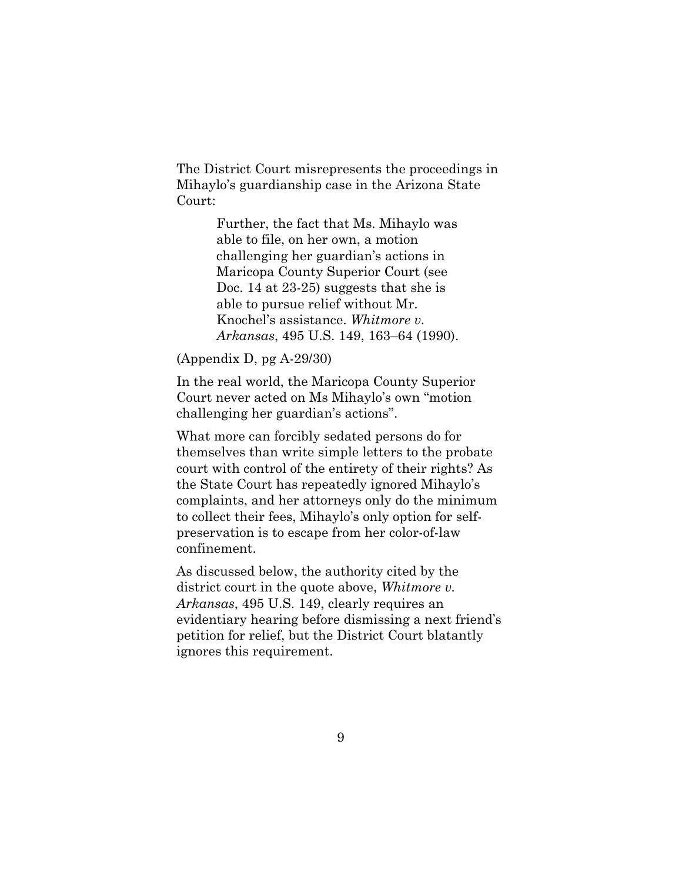The District Court misrepresents the proceedings in Mihaylo's guardianship case in the Arizona State Court:

> Further, the fact that Ms. Mihaylo was able to file, on her own, a motion challenging her guardian's actions in Maricopa County Superior Court (see Doc. 14 at 23-25) suggests that she is able to pursue relief without Mr. Knochel's assistance. *Whitmore v. Arkansas*, 495 U.S. 149, 163–64 (1990).

(Appendix D, pg A-29/30)

In the real world, the Maricopa County Superior Court never acted on Ms Mihaylo's own "motion challenging her guardian's actions".

What more can forcibly sedated persons do for themselves than write simple letters to the probate court with control of the entirety of their rights? As the State Court has repeatedly ignored Mihaylo's complaints, and her attorneys only do the minimum to collect their fees, Mihaylo's only option for self-preservation is to escape from her color-of-law confinement.

As discussed below, the authority cited by the district court in the quote above, *Whitmore v. Arkansas*, 495 U.S. 149, clearly requires an evidentiary hearing before dismissing a next friend's petition for relief, but the District Court blatantly ignores this requirement.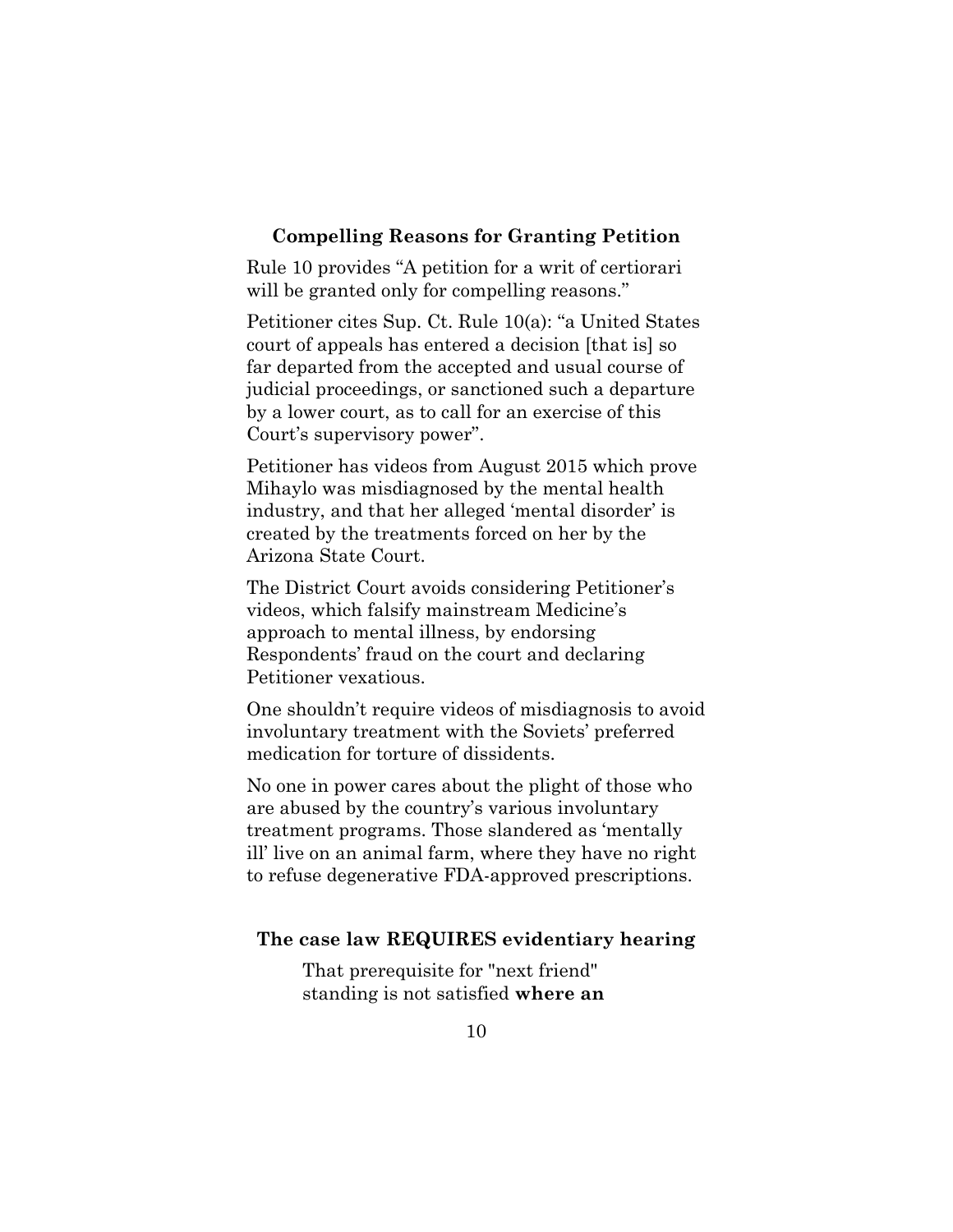## Compelling Reasons for Granting Petition

Rule 10 provides "A petition for a writ of certiorari will be granted only for compelling reasons."

Petitioner cites Sup. Ct. Rule 10(a): "a United States court of appeals has entered a decision [that is] so far departed from the accepted and usual course of judicial proceedings, or sanctioned such a departure by a lower court, as to call for an exercise of this Court's supervisory power".

Petitioner has videos from August 2015 which prove Mihaylo was misdiagnosed by the mental health industry, and that her alleged 'mental disorder' is created by the treatments forced on her by the Arizona State Court.

The District Court avoids considering Petitioner's videos, which falsify mainstream Medicine's approach to mental illness, by endorsing Respondents' fraud on the court and declaring Petitioner vexatious.

One shouldn't require videos of misdiagnosis to avoid involuntary treatment with the Soviets' preferred medication for torture of dissidents.

No one in power cares about the plight of those who are abused by the country's various involuntary treatment programs. Those slandered as 'mentally ill' live on an animal farm, where they have no right to refuse degenerative FDA-approved prescriptions.

## The case law REQUIRES evidentiary hearing

> That prerequisite for "next friend" standing is not satisfied **where an**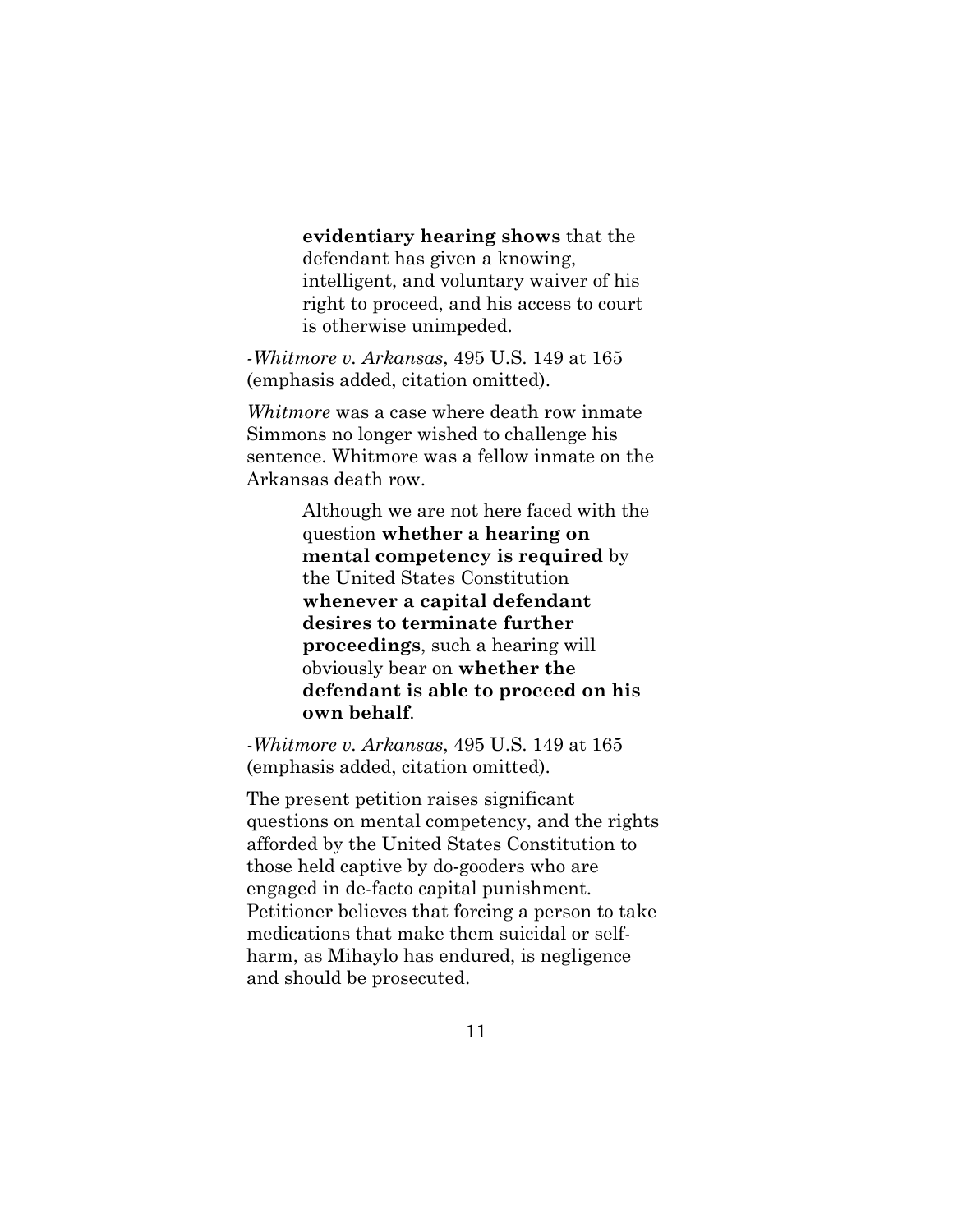> **evidentiary hearing shows** that the defendant has given a knowing, intelligent, and voluntary waiver of his right to proceed, and his access to court is otherwise unimpeded.

-*Whitmore v. Arkansas*, 495 U.S. 149 at 165 (emphasis added, citation omitted).

*Whitmore* was a case where death row inmate Simmons no longer wished to challenge his sentence. Whitmore was a fellow inmate on the Arkansas death row.

> Although we are not here faced with the question **whether a hearing on mental competency is required** by the United States Constitution **whenever a capital defendant desires to terminate further proceedings**, such a hearing will obviously bear on **whether the defendant is able to proceed on his own behalf**.

-*Whitmore v. Arkansas*, 495 U.S. 149 at 165 (emphasis added, citation omitted).

The present petition raises significant questions on mental competency, and the rights afforded by the United States Constitution to those held captive by do-gooders who are engaged in de-facto capital punishment. Petitioner believes that forcing a person to take medications that make them suicidal or self-harm, as Mihaylo has endured, is negligence and should be prosecuted.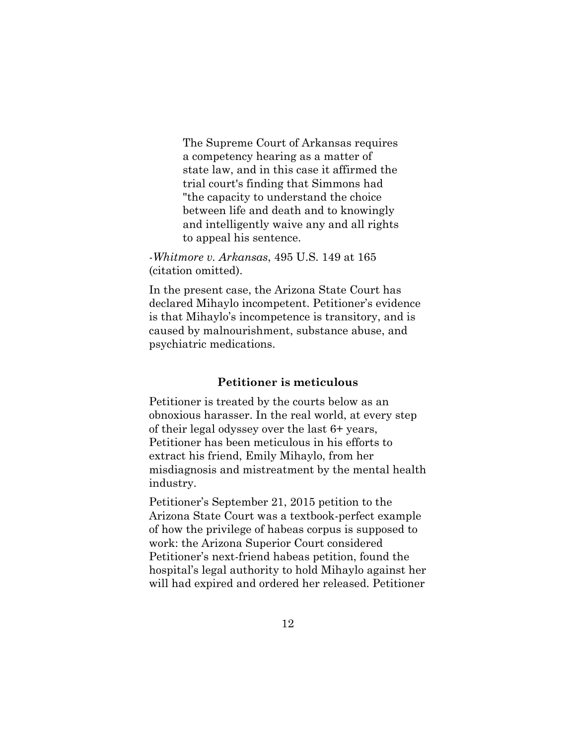> The Supreme Court of Arkansas requires a competency hearing as a matter of state law, and in this case it affirmed the trial court's finding that Simmons had "the capacity to understand the choice between life and death and to knowingly and intelligently waive any and all rights to appeal his sentence.

-*Whitmore v. Arkansas*, 495 U.S. 149 at 165 (citation omitted).

In the present case, the Arizona State Court has declared Mihaylo incompetent. Petitioner's evidence is that Mihaylo's incompetence is transitory, and is caused by malnourishment, substance abuse, and psychiatric medications.

### Petitioner is meticulous

Petitioner is treated by the courts below as an obnoxious harasser. In the real world, at every step of their legal odyssey over the last 6+ years, Petitioner has been meticulous in his efforts to extract his friend, Emily Mihaylo, from her misdiagnosis and mistreatment by the mental health industry.

Petitioner's September 21, 2015 petition to the Arizona State Court was a textbook-perfect example of how the privilege of habeas corpus is supposed to work: the Arizona Superior Court considered Petitioner's next-friend habeas petition, found the hospital's legal authority to hold Mihaylo against her will had expired and ordered her released. Petitioner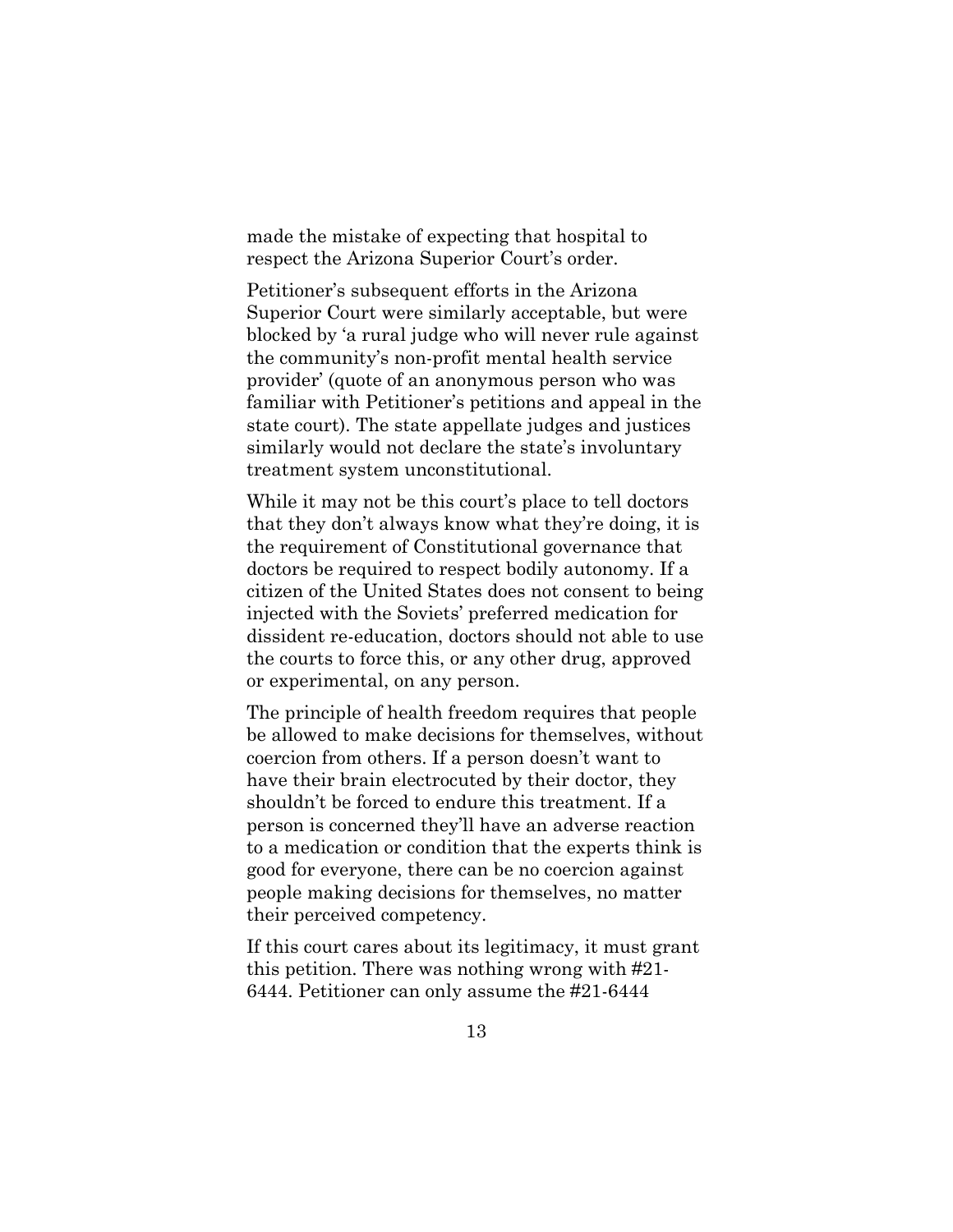made the mistake of expecting that hospital to respect the Arizona Superior Court's order.

Petitioner's subsequent efforts in the Arizona Superior Court were similarly acceptable, but were blocked by 'a rural judge who will never rule against the community's non-profit mental health service provider' (quote of an anonymous person who was familiar with Petitioner's petitions and appeal in the state court). The state appellate judges and justices similarly would not declare the state's involuntary treatment system unconstitutional.

While it may not be this court's place to tell doctors that they don't always know what they're doing, it is the requirement of Constitutional governance that doctors be required to respect bodily autonomy. If a citizen of the United States does not consent to being injected with the Soviets' preferred medication for dissident re-education, doctors should not able to use the courts to force this, or any other drug, approved or experimental, on any person.

The principle of health freedom requires that people be allowed to make decisions for themselves, without coercion from others. If a person doesn't want to have their brain electrocuted by their doctor, they shouldn't be forced to endure this treatment. If a person is concerned they'll have an adverse reaction to a medication or condition that the experts think is good for everyone, there can be no coercion against people making decisions for themselves, no matter their perceived competency.

If this court cares about its legitimacy, it must grant this petition. There was nothing wrong with #21-6444. Petitioner can only assume the #21-6444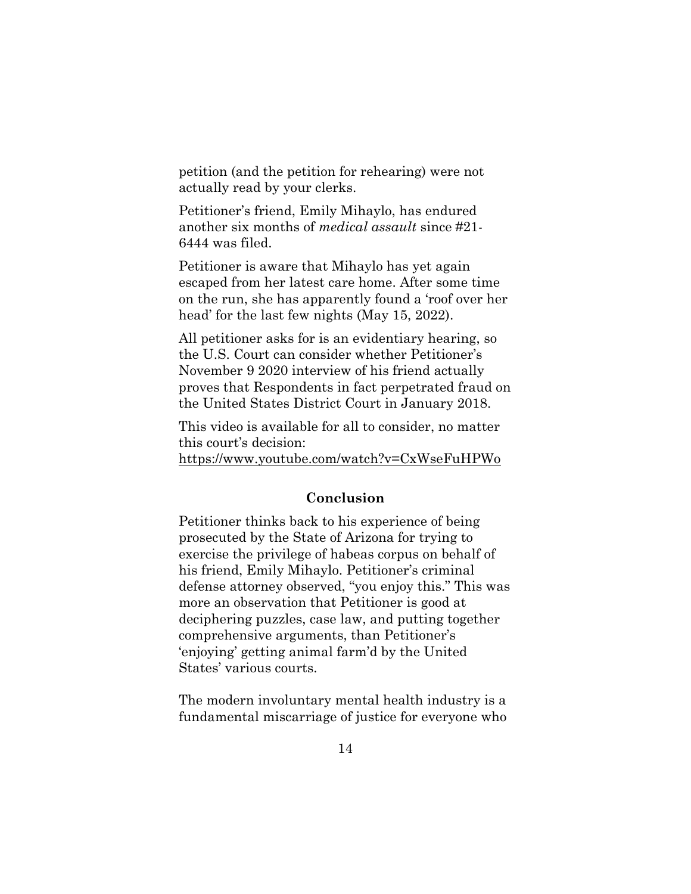petition (and the petition for rehearing) were not actually read by your clerks.

Petitioner's friend, Emily Mihaylo, has endured another six months of *medical assault* since #21-6444 was filed.

Petitioner is aware that Mihaylo has yet again escaped from her latest care home. After some time on the run, she has apparently found a 'roof over her head' for the last few nights (May 15, 2022).

All petitioner asks for is an evidentiary hearing, so the U.S. Court can consider whether Petitioner's November 9 2020 interview of his friend actually proves that Respondents in fact perpetrated fraud on the United States District Court in January 2018.

This video is available for all to consider, no matter this court's decision: https://www.youtube.com/watch?v=CxWseFuHPWo

## Conclusion

Petitioner thinks back to his experience of being prosecuted by the State of Arizona for trying to exercise the privilege of habeas corpus on behalf of his friend, Emily Mihaylo. Petitioner's criminal defense attorney observed, "you enjoy this." This was more an observation that Petitioner is good at deciphering puzzles, case law, and putting together comprehensive arguments, than Petitioner's 'enjoying' getting animal farm'd by the United States' various courts.

The modern involuntary mental health industry is a fundamental miscarriage of justice for everyone who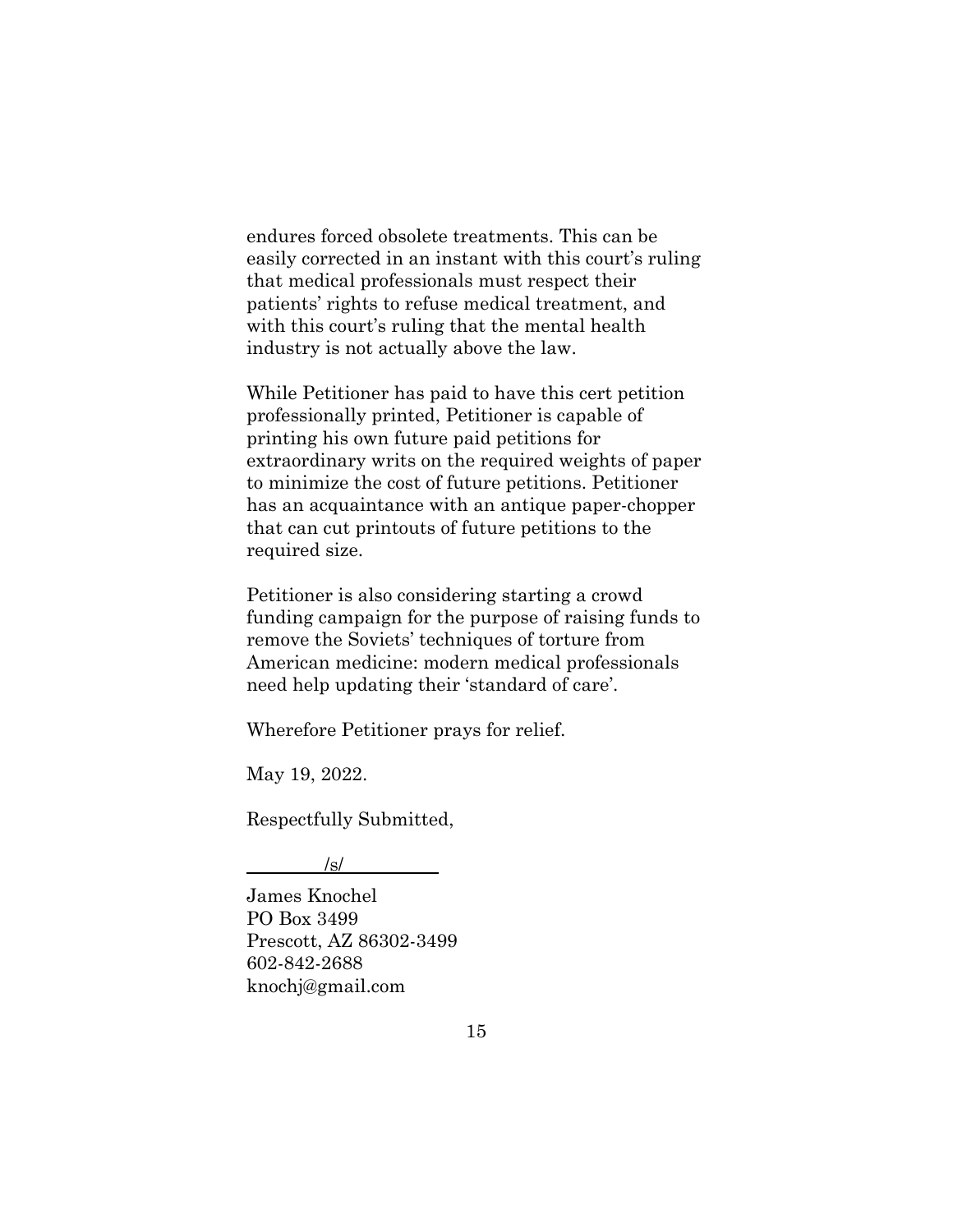endures forced obsolete treatments. This can be easily corrected in an instant with this court's ruling that medical professionals must respect their patients' rights to refuse medical treatment, and with this court's ruling that the mental health industry is not actually above the law.

While Petitioner has paid to have this cert petition professionally printed, Petitioner is capable of printing his own future paid petitions for extraordinary writs on the required weights of paper to minimize the cost of future petitions. Petitioner has an acquaintance with an antique paper-chopper that can cut printouts of future petitions to the required size.

Petitioner is also considering starting a crowd funding campaign for the purpose of raising funds to remove the Soviets' techniques of torture from American medicine: modern medical professionals need help updating their 'standard of care'.

Wherefore Petitioner prays for relief.

May 19, 2022.

Respectfully Submitted,

/s/

James Knochel
PO Box 3499
Prescott, AZ 86302-3499
602-842-2688
knochj@gmail.com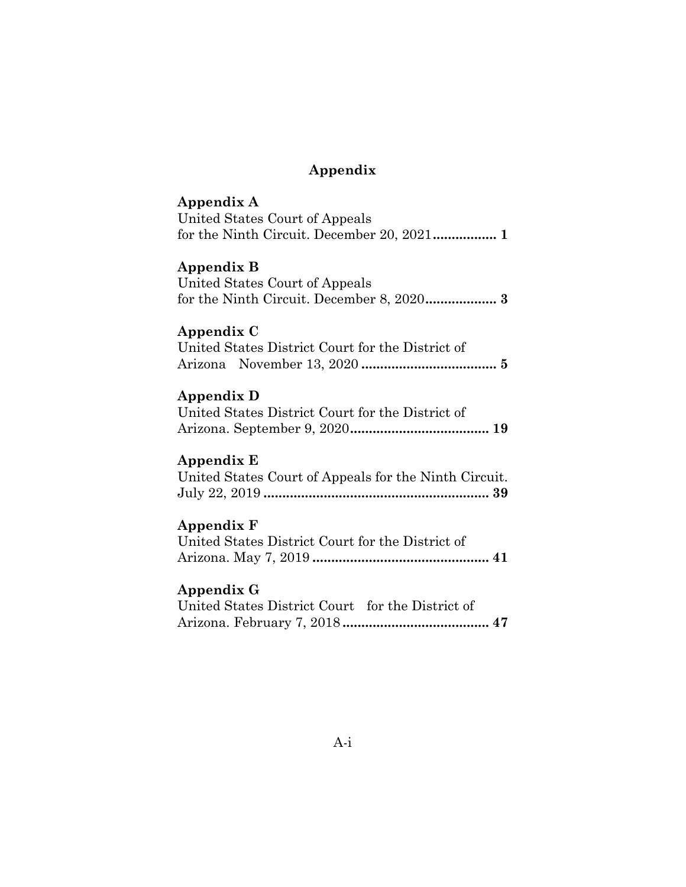# Appendix

**Appendix A**
United States Court of Appeals
for the Ninth Circuit. December 20, 2021................ **1**

**Appendix B**
United States Court of Appeals
for the Ninth Circuit. December 8, 2020.................. **3**

**Appendix C**
United States District Court for the District of
Arizona November 13, 2020 .................................... **5**

**Appendix D**
United States District Court for the District of
Arizona. September 9, 2020..................................... **19**

**Appendix E**
United States Court of Appeals for the Ninth Circuit.
July 22, 2019 ............................................................ **39**

**Appendix F**
United States District Court for the District of
Arizona. May 7, 2019 ............................................... **41**

**Appendix G**
United States District Court for the District of
Arizona. February 7, 2018 ....................................... **47**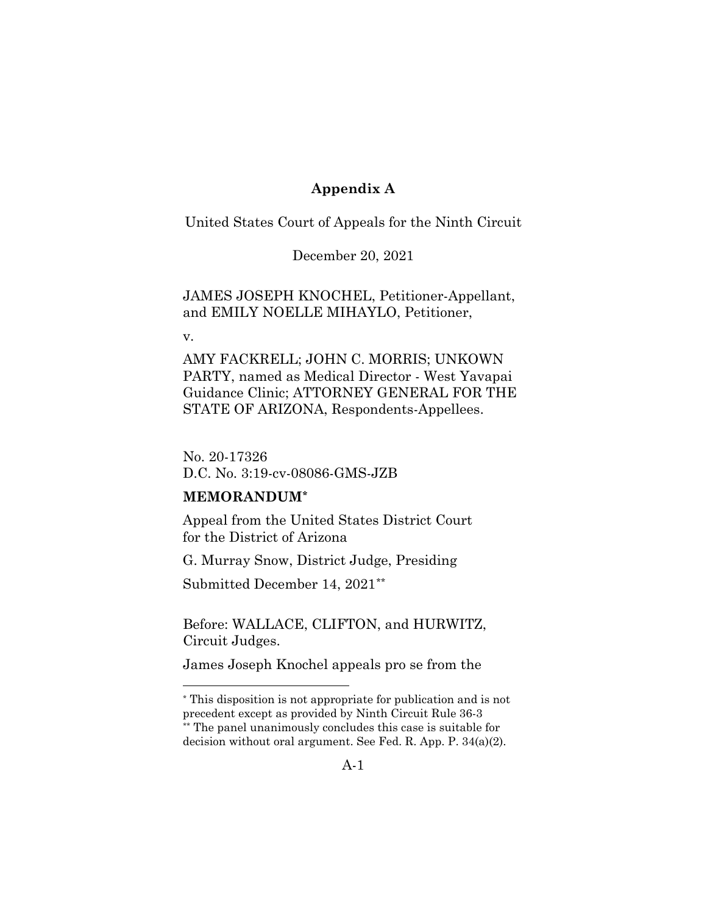**Appendix A**

United States Court of Appeals for the Ninth Circuit

December 20, 2021

JAMES JOSEPH KNOCHEL, Petitioner-Appellant, and EMILY NOELLE MIHAYLO, Petitioner,

v.

AMY FACKRELL; JOHN C. MORRIS; UNKOWN PARTY, named as Medical Director - West Yavapai Guidance Clinic; ATTORNEY GENERAL FOR THE STATE OF ARIZONA, Respondents-Appellees.

No. 20-17326
D.C. No. 3:19-cv-08086-GMS-JZB

**MEMORANDUM***

Appeal from the United States District Court for the District of Arizona

G. Murray Snow, District Judge, Presiding

Submitted December 14, 2021**

Before: WALLACE, CLIFTON, and HURWITZ, Circuit Judges.

James Joseph Knochel appeals pro se from the

---

* This disposition is not appropriate for publication and is not precedent except as provided by Ninth Circuit Rule 36-3

** The panel unanimously concludes this case is suitable for decision without oral argument. See Fed. R. App. P. 34(a)(2).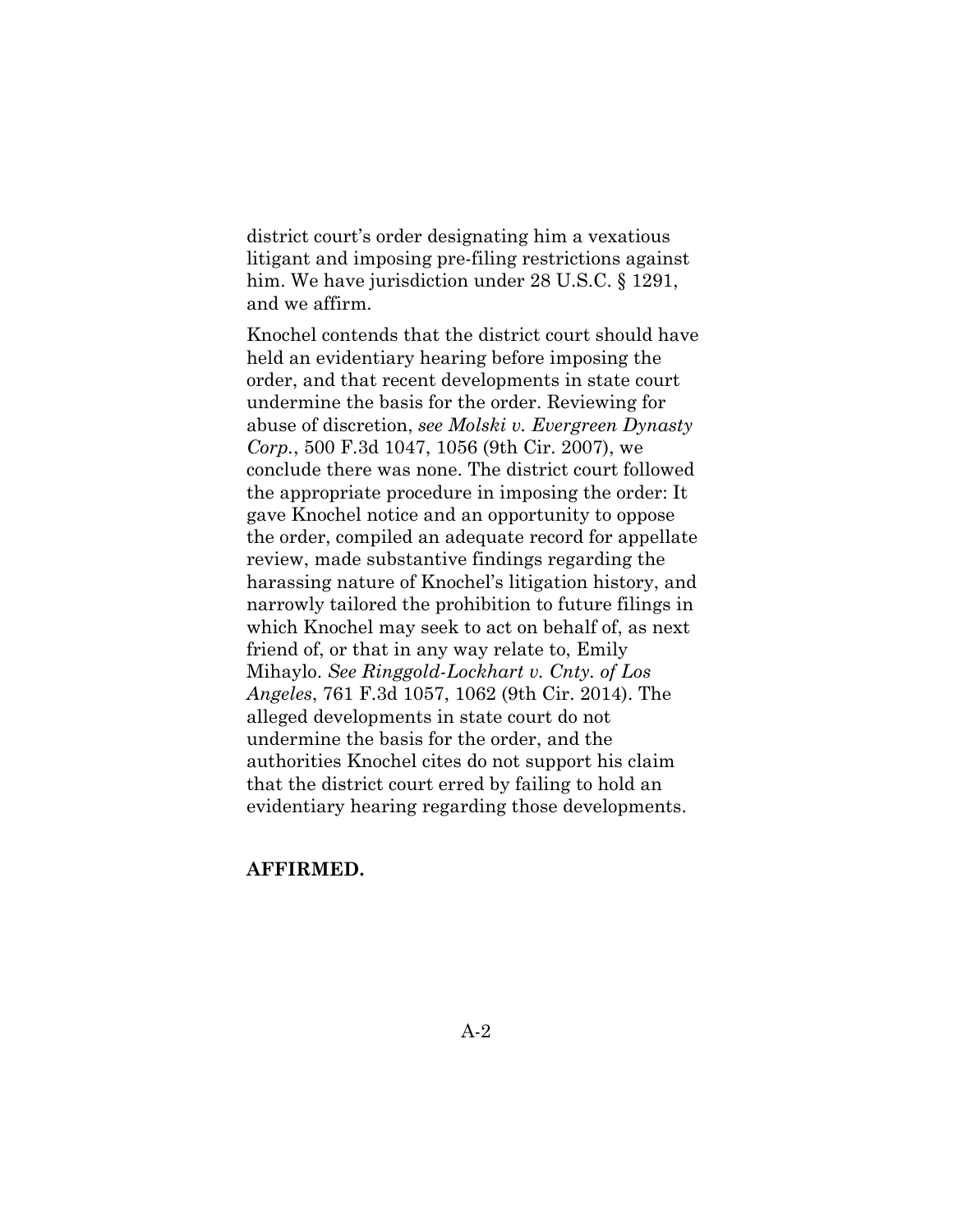district court's order designating him a vexatious litigant and imposing pre-filing restrictions against him. We have jurisdiction under 28 U.S.C. § 1291, and we affirm.

Knochel contends that the district court should have held an evidentiary hearing before imposing the order, and that recent developments in state court undermine the basis for the order. Reviewing for abuse of discretion, *see Molski v. Evergreen Dynasty Corp.*, 500 F.3d 1047, 1056 (9th Cir. 2007), we conclude there was none. The district court followed the appropriate procedure in imposing the order: It gave Knochel notice and an opportunity to oppose the order, compiled an adequate record for appellate review, made substantive findings regarding the harassing nature of Knochel's litigation history, and narrowly tailored the prohibition to future filings in which Knochel may seek to act on behalf of, as next friend of, or that in any way relate to, Emily Mihaylo. *See Ringgold-Lockhart v. Cnty. of Los Angeles*, 761 F.3d 1057, 1062 (9th Cir. 2014). The alleged developments in state court do not undermine the basis for the order, and the authorities Knochel cites do not support his claim that the district court erred by failing to hold an evidentiary hearing regarding those developments.

**AFFIRMED.**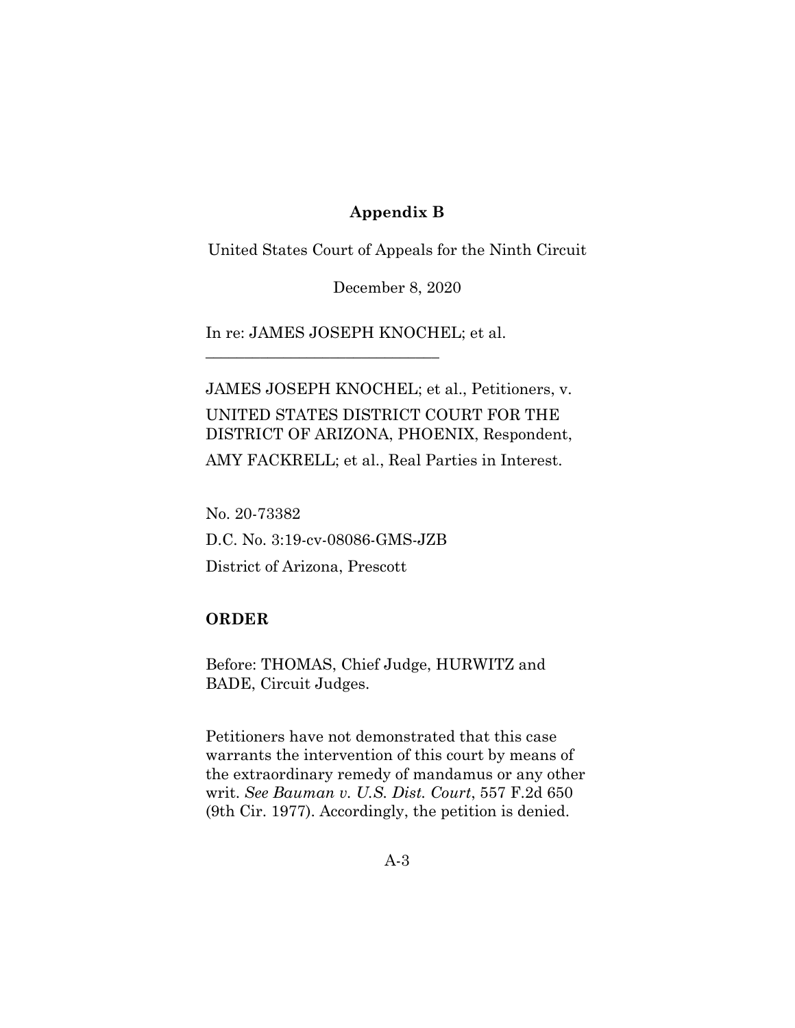**Appendix B**

United States Court of Appeals for the Ninth Circuit

December 8, 2020

In re: JAMES JOSEPH KNOCHEL; et al.

---

JAMES JOSEPH KNOCHEL; et al., Petitioners, v.
UNITED STATES DISTRICT COURT FOR THE DISTRICT OF ARIZONA, PHOENIX, Respondent,
AMY FACKRELL; et al., Real Parties in Interest.

No. 20-73382
D.C. No. 3:19-cv-08086-GMS-JZB
District of Arizona, Prescott

**ORDER**

Before: THOMAS, Chief Judge, HURWITZ and BADE, Circuit Judges.

Petitioners have not demonstrated that this case warrants the intervention of this court by means of the extraordinary remedy of mandamus or any other writ. *See Bauman v. U.S. Dist. Court*, 557 F.2d 650 (9th Cir. 1977). Accordingly, the petition is denied.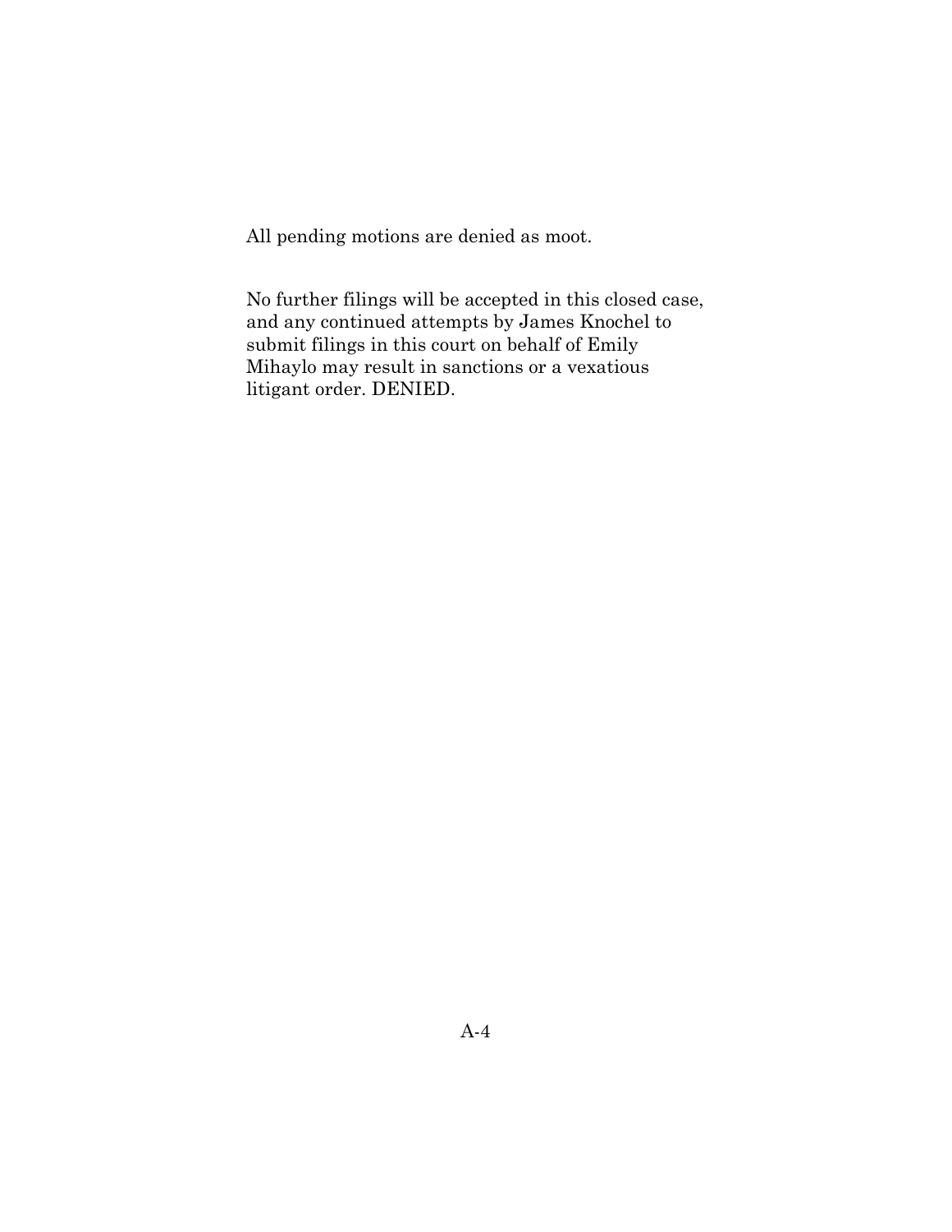All pending motions are denied as moot.

No further filings will be accepted in this closed case, and any continued attempts by James Knochel to submit filings in this court on behalf of Emily Mihaylo may result in sanctions or a vexatious litigant order. DENIED.

A-4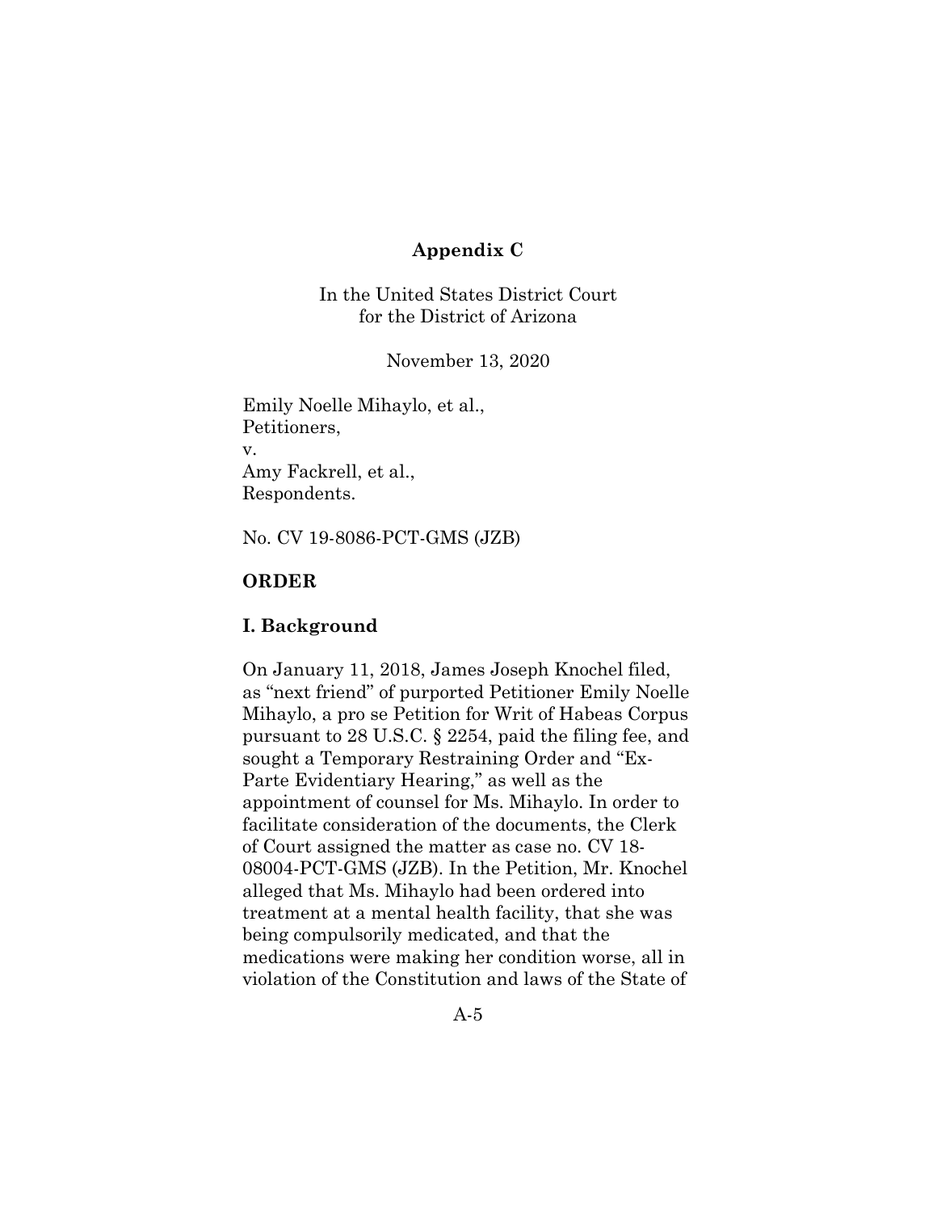**Appendix C**

In the United States District Court
for the District of Arizona

November 13, 2020

Emily Noelle Mihaylo, et al.,
Petitioners,
v.
Amy Fackrell, et al.,
Respondents.

No. CV 19-8086-PCT-GMS (JZB)

**ORDER**

**I. Background**

On January 11, 2018, James Joseph Knochel filed, as "next friend" of purported Petitioner Emily Noelle Mihaylo, a pro se Petition for Writ of Habeas Corpus pursuant to 28 U.S.C. § 2254, paid the filing fee, and sought a Temporary Restraining Order and "Ex-Parte Evidentiary Hearing," as well as the appointment of counsel for Ms. Mihaylo. In order to facilitate consideration of the documents, the Clerk of Court assigned the matter as case no. CV 18-08004-PCT-GMS (JZB). In the Petition, Mr. Knochel alleged that Ms. Mihaylo had been ordered into treatment at a mental health facility, that she was being compulsorily medicated, and that the medications were making her condition worse, all in violation of the Constitution and laws of the State of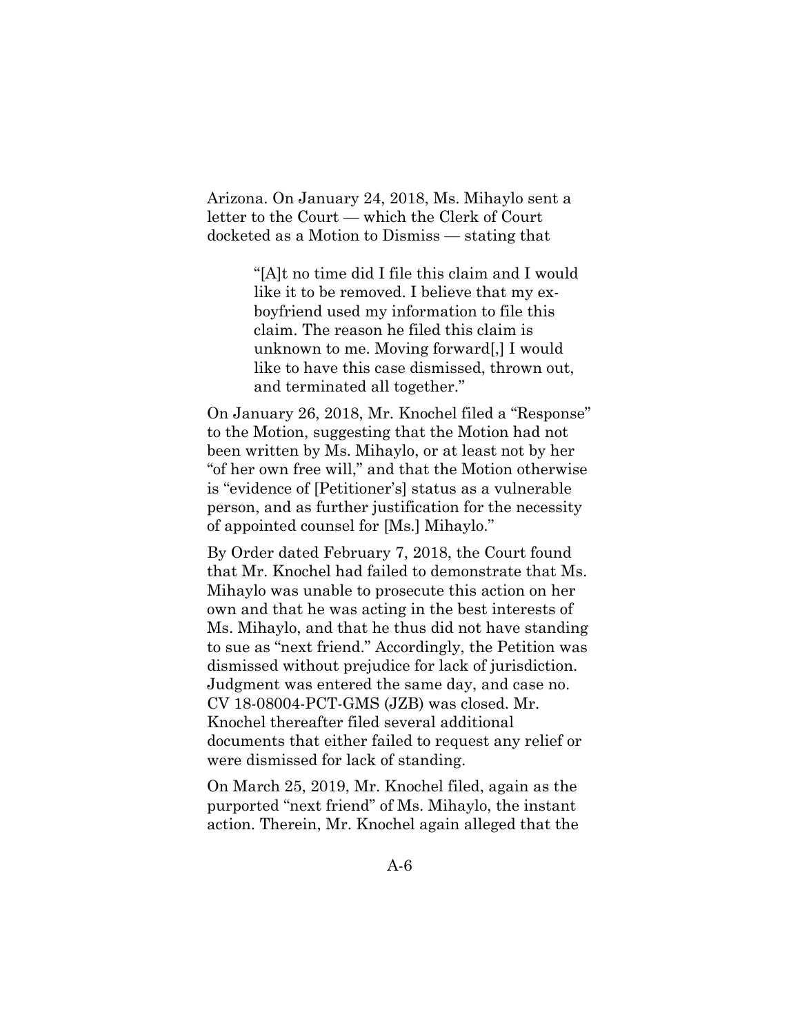Arizona. On January 24, 2018, Ms. Mihaylo sent a letter to the Court — which the Clerk of Court docketed as a Motion to Dismiss — stating that

> "[A]t no time did I file this claim and I would like it to be removed. I believe that my ex-boyfriend used my information to file this claim. The reason he filed this claim is unknown to me. Moving forward[,] I would like to have this case dismissed, thrown out, and terminated all together."

On January 26, 2018, Mr. Knochel filed a "Response" to the Motion, suggesting that the Motion had not been written by Ms. Mihaylo, or at least not by her "of her own free will," and that the Motion otherwise is "evidence of [Petitioner's] status as a vulnerable person, and as further justification for the necessity of appointed counsel for [Ms.] Mihaylo."

By Order dated February 7, 2018, the Court found that Mr. Knochel had failed to demonstrate that Ms. Mihaylo was unable to prosecute this action on her own and that he was acting in the best interests of Ms. Mihaylo, and that he thus did not have standing to sue as "next friend." Accordingly, the Petition was dismissed without prejudice for lack of jurisdiction. Judgment was entered the same day, and case no. CV 18-08004-PCT-GMS (JZB) was closed. Mr. Knochel thereafter filed several additional documents that either failed to request any relief or were dismissed for lack of standing.

On March 25, 2019, Mr. Knochel filed, again as the purported "next friend" of Ms. Mihaylo, the instant action. Therein, Mr. Knochel again alleged that the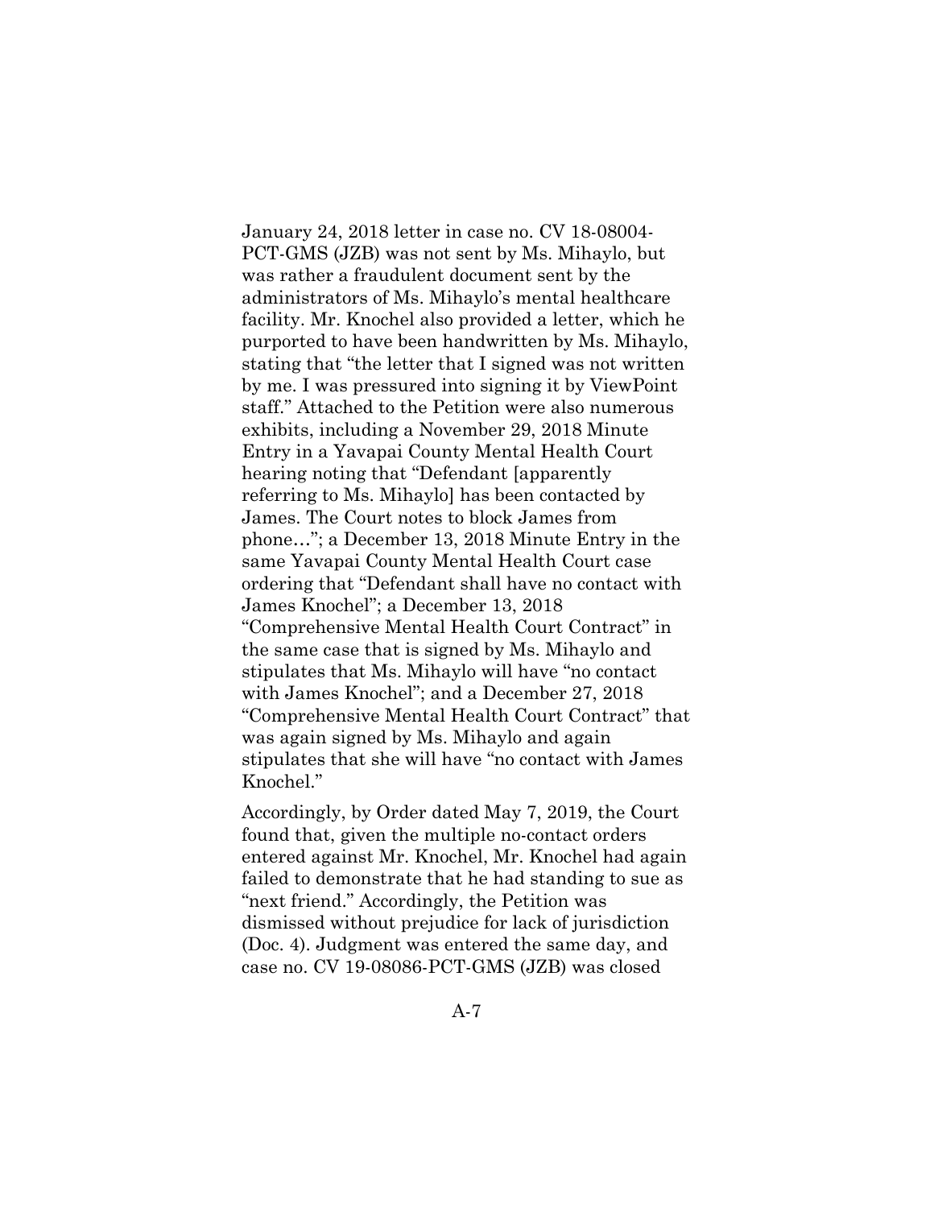January 24, 2018 letter in case no. CV 18-08004-PCT-GMS (JZB) was not sent by Ms. Mihaylo, but was rather a fraudulent document sent by the administrators of Ms. Mihaylo's mental healthcare facility. Mr. Knochel also provided a letter, which he purported to have been handwritten by Ms. Mihaylo, stating that "the letter that I signed was not written by me. I was pressured into signing it by ViewPoint staff." Attached to the Petition were also numerous exhibits, including a November 29, 2018 Minute Entry in a Yavapai County Mental Health Court hearing noting that "Defendant [apparently referring to Ms. Mihaylo] has been contacted by James. The Court notes to block James from phone…"; a December 13, 2018 Minute Entry in the same Yavapai County Mental Health Court case ordering that "Defendant shall have no contact with James Knochel"; a December 13, 2018 "Comprehensive Mental Health Court Contract" in the same case that is signed by Ms. Mihaylo and stipulates that Ms. Mihaylo will have "no contact with James Knochel"; and a December 27, 2018 "Comprehensive Mental Health Court Contract" that was again signed by Ms. Mihaylo and again stipulates that she will have "no contact with James Knochel."

Accordingly, by Order dated May 7, 2019, the Court found that, given the multiple no-contact orders entered against Mr. Knochel, Mr. Knochel had again failed to demonstrate that he had standing to sue as "next friend." Accordingly, the Petition was dismissed without prejudice for lack of jurisdiction (Doc. 4). Judgment was entered the same day, and case no. CV 19-08086-PCT-GMS (JZB) was closed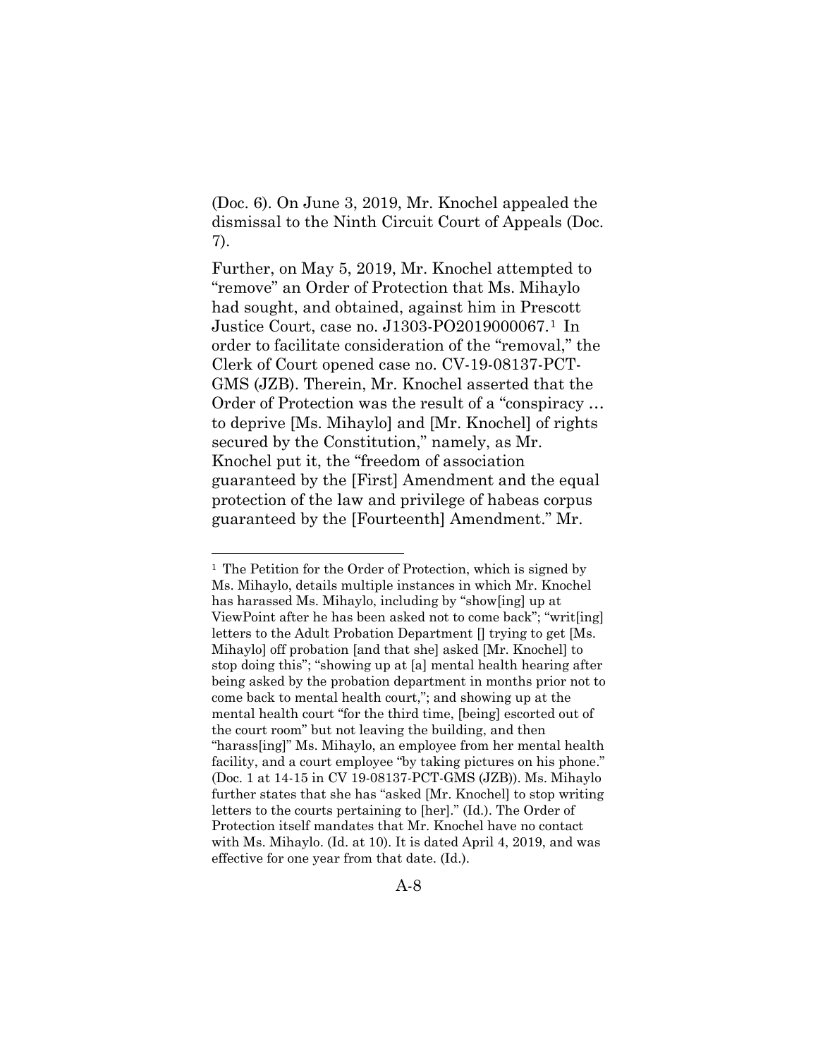(Doc. 6). On June 3, 2019, Mr. Knochel appealed the dismissal to the Ninth Circuit Court of Appeals (Doc. 7).

Further, on May 5, 2019, Mr. Knochel attempted to "remove" an Order of Protection that Ms. Mihaylo had sought, and obtained, against him in Prescott Justice Court, case no. J1303-PO2019000067.[1] In order to facilitate consideration of the "removal," the Clerk of Court opened case no. CV-19-08137-PCT-GMS (JZB). Therein, Mr. Knochel asserted that the Order of Protection was the result of a "conspiracy … to deprive [Ms. Mihaylo] and [Mr. Knochel] of rights secured by the Constitution," namely, as Mr. Knochel put it, the "freedom of association guaranteed by the [First] Amendment and the equal protection of the law and privilege of habeas corpus guaranteed by the [Fourteenth] Amendment." Mr.

---

[1] The Petition for the Order of Protection, which is signed by Ms. Mihaylo, details multiple instances in which Mr. Knochel has harassed Ms. Mihaylo, including by "show[ing] up at ViewPoint after he has been asked not to come back"; "writ[ing] letters to the Adult Probation Department [] trying to get [Ms. Mihaylo] off probation [and that she] asked [Mr. Knochel] to stop doing this"; "showing up at [a] mental health hearing after being asked by the probation department in months prior not to come back to mental health court,"; and showing up at the mental health court "for the third time, [being] escorted out of the court room" but not leaving the building, and then "harass[ing]" Ms. Mihaylo, an employee from her mental health facility, and a court employee "by taking pictures on his phone." (Doc. 1 at 14-15 in CV 19-08137-PCT-GMS (JZB)). Ms. Mihaylo further states that she has "asked [Mr. Knochel] to stop writing letters to the courts pertaining to [her]." (Id.). The Order of Protection itself mandates that Mr. Knochel have no contact with Ms. Mihaylo. (Id. at 10). It is dated April 4, 2019, and was effective for one year from that date. (Id.).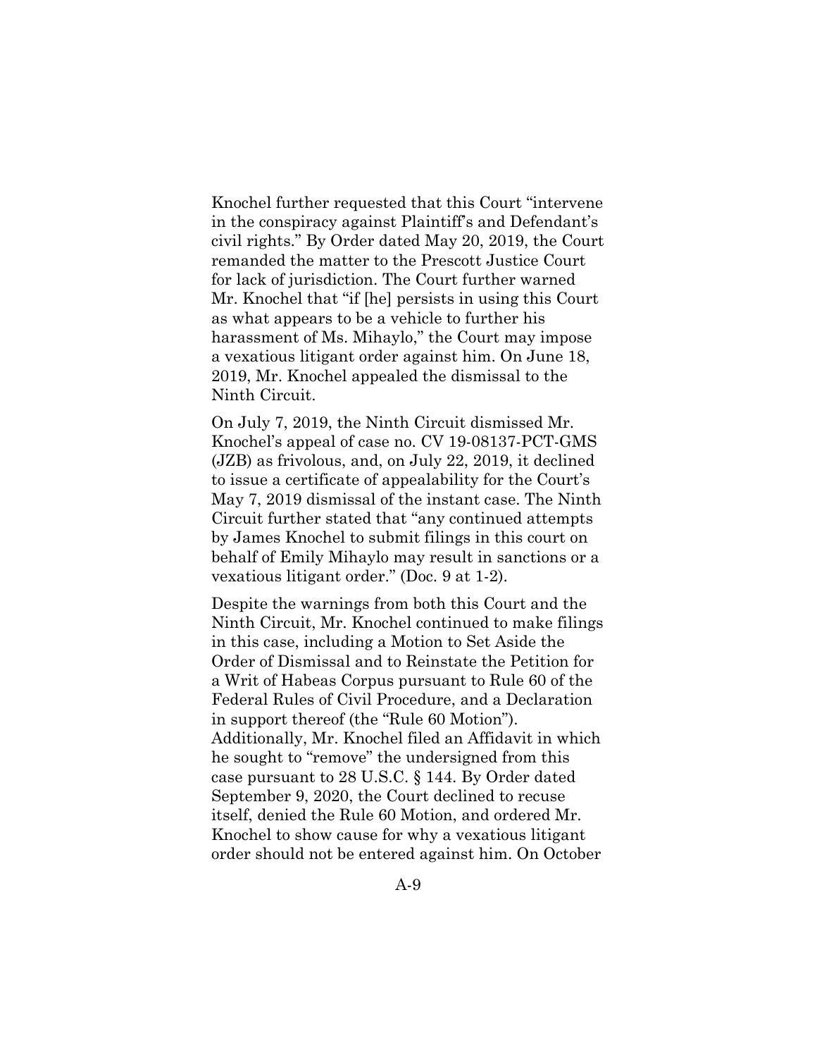Knochel further requested that this Court "intervene in the conspiracy against Plaintiff's and Defendant's civil rights." By Order dated May 20, 2019, the Court remanded the matter to the Prescott Justice Court for lack of jurisdiction. The Court further warned Mr. Knochel that "if [he] persists in using this Court as what appears to be a vehicle to further his harassment of Ms. Mihaylo," the Court may impose a vexatious litigant order against him. On June 18, 2019, Mr. Knochel appealed the dismissal to the Ninth Circuit.

On July 7, 2019, the Ninth Circuit dismissed Mr. Knochel's appeal of case no. CV 19-08137-PCT-GMS (JZB) as frivolous, and, on July 22, 2019, it declined to issue a certificate of appealability for the Court's May 7, 2019 dismissal of the instant case. The Ninth Circuit further stated that "any continued attempts by James Knochel to submit filings in this court on behalf of Emily Mihaylo may result in sanctions or a vexatious litigant order." (Doc. 9 at 1-2).

Despite the warnings from both this Court and the Ninth Circuit, Mr. Knochel continued to make filings in this case, including a Motion to Set Aside the Order of Dismissal and to Reinstate the Petition for a Writ of Habeas Corpus pursuant to Rule 60 of the Federal Rules of Civil Procedure, and a Declaration in support thereof (the "Rule 60 Motion"). Additionally, Mr. Knochel filed an Affidavit in which he sought to "remove" the undersigned from this case pursuant to 28 U.S.C. § 144. By Order dated September 9, 2020, the Court declined to recuse itself, denied the Rule 60 Motion, and ordered Mr. Knochel to show cause for why a vexatious litigant order should not be entered against him. On October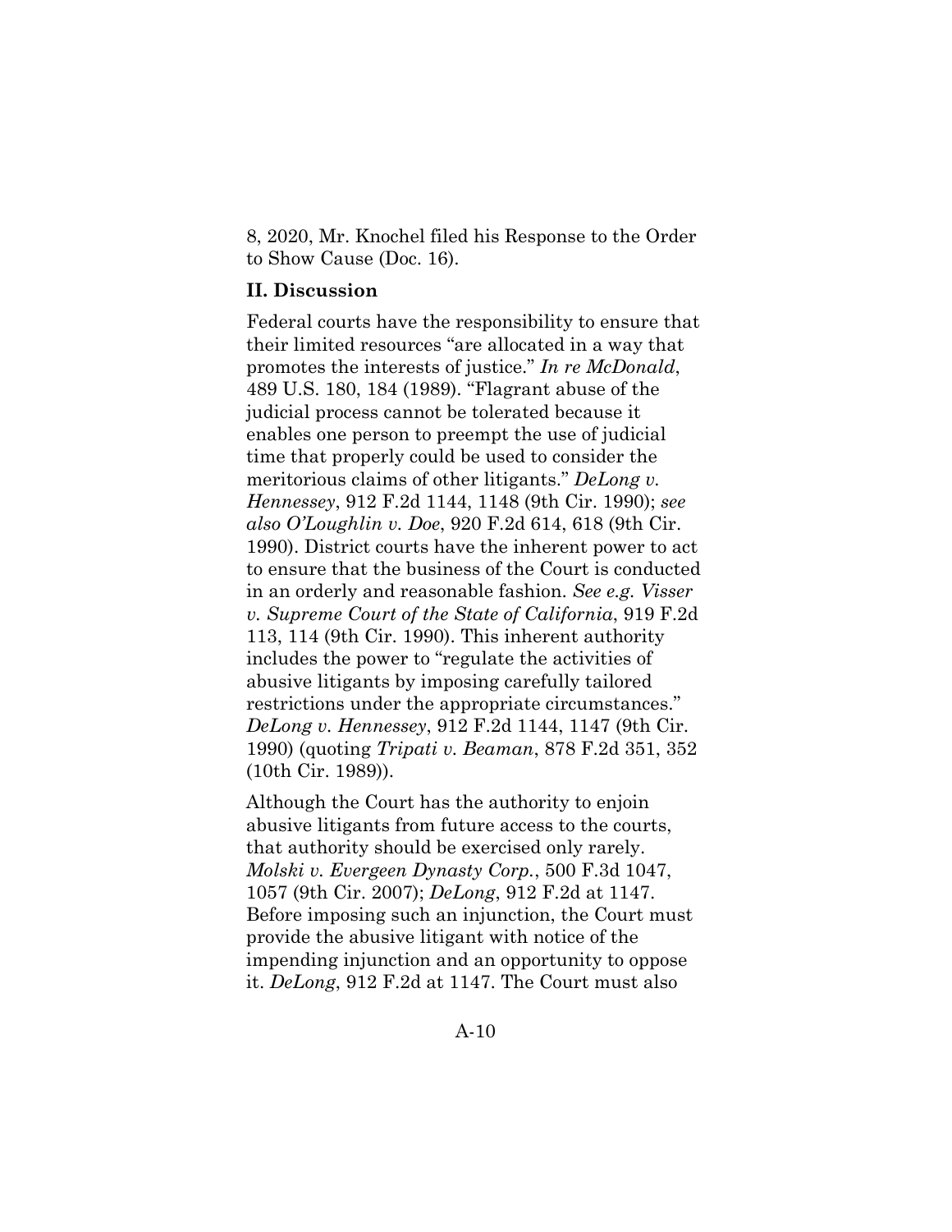8, 2020, Mr. Knochel filed his Response to the Order to Show Cause (Doc. 16).

**II. Discussion**

Federal courts have the responsibility to ensure that their limited resources "are allocated in a way that promotes the interests of justice." *In re McDonald*, 489 U.S. 180, 184 (1989). "Flagrant abuse of the judicial process cannot be tolerated because it enables one person to preempt the use of judicial time that properly could be used to consider the meritorious claims of other litigants." *DeLong v. Hennessey*, 912 F.2d 1144, 1148 (9th Cir. 1990); *see also O'Loughlin v. Doe*, 920 F.2d 614, 618 (9th Cir. 1990). District courts have the inherent power to act to ensure that the business of the Court is conducted in an orderly and reasonable fashion. *See e.g. Visser v. Supreme Court of the State of California*, 919 F.2d 113, 114 (9th Cir. 1990). This inherent authority includes the power to "regulate the activities of abusive litigants by imposing carefully tailored restrictions under the appropriate circumstances." *DeLong v. Hennessey*, 912 F.2d 1144, 1147 (9th Cir. 1990) (quoting *Tripati v. Beaman*, 878 F.2d 351, 352 (10th Cir. 1989)).

Although the Court has the authority to enjoin abusive litigants from future access to the courts, that authority should be exercised only rarely. *Molski v. Evergeen Dynasty Corp.*, 500 F.3d 1047, 1057 (9th Cir. 2007); *DeLong*, 912 F.2d at 1147. Before imposing such an injunction, the Court must provide the abusive litigant with notice of the impending injunction and an opportunity to oppose it. *DeLong*, 912 F.2d at 1147. The Court must also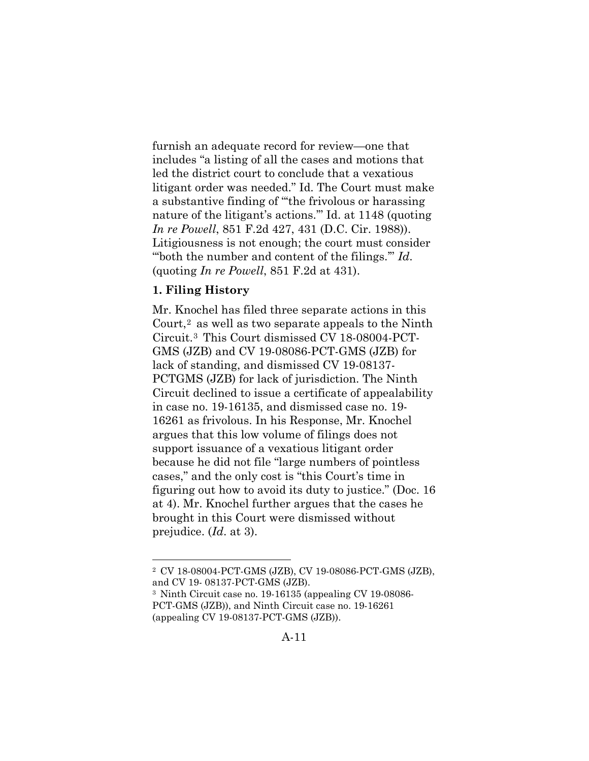furnish an adequate record for review—one that includes "a listing of all the cases and motions that led the district court to conclude that a vexatious litigant order was needed." Id. The Court must make a substantive finding of "'the frivolous or harassing nature of the litigant's actions.'" Id. at 1148 (quoting *In re Powell*, 851 F.2d 427, 431 (D.C. Cir. 1988)). Litigiousness is not enough; the court must consider "'both the number and content of the filings.'" *Id*. (quoting *In re Powell*, 851 F.2d at 431).

**1. Filing History**

Mr. Knochel has filed three separate actions in this Court,[2] as well as two separate appeals to the Ninth Circuit.[3] This Court dismissed CV 18-08004-PCT-GMS (JZB) and CV 19-08086-PCT-GMS (JZB) for lack of standing, and dismissed CV 19-08137-PCTGMS (JZB) for lack of jurisdiction. The Ninth Circuit declined to issue a certificate of appealability in case no. 19-16135, and dismissed case no. 19-16261 as frivolous. In his Response, Mr. Knochel argues that this low volume of filings does not support issuance of a vexatious litigant order because he did not file "large numbers of pointless cases," and the only cost is "this Court's time in figuring out how to avoid its duty to justice." (Doc. 16 at 4). Mr. Knochel further argues that the cases he brought in this Court were dismissed without prejudice. (*Id*. at 3).

---

[2] CV 18-08004-PCT-GMS (JZB), CV 19-08086-PCT-GMS (JZB), and CV 19- 08137-PCT-GMS (JZB).

[3] Ninth Circuit case no. 19-16135 (appealing CV 19-08086-PCT-GMS (JZB)), and Ninth Circuit case no. 19-16261 (appealing CV 19-08137-PCT-GMS (JZB)).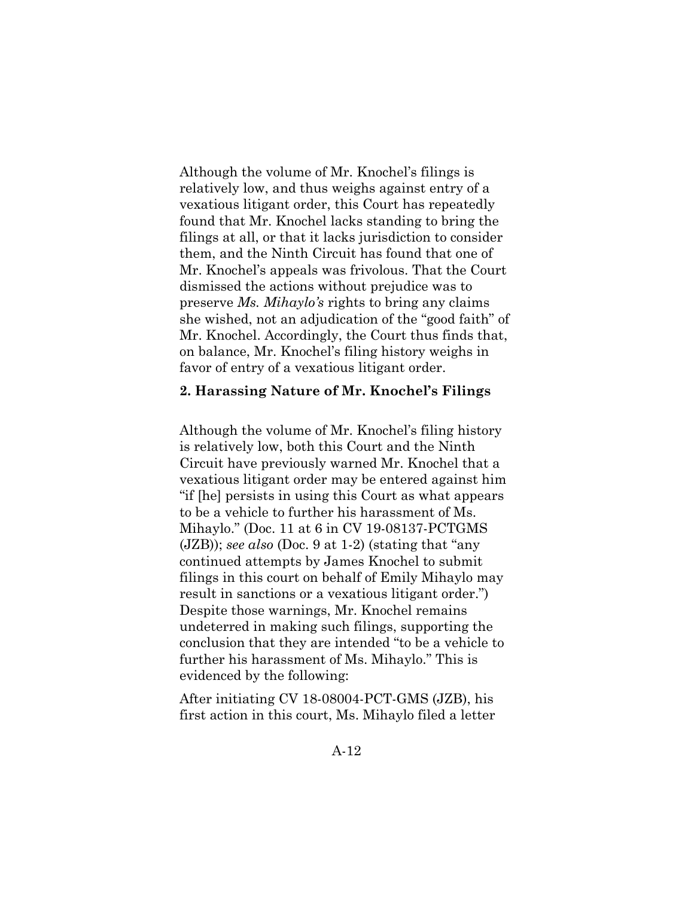Although the volume of Mr. Knochel's filings is relatively low, and thus weighs against entry of a vexatious litigant order, this Court has repeatedly found that Mr. Knochel lacks standing to bring the filings at all, or that it lacks jurisdiction to consider them, and the Ninth Circuit has found that one of Mr. Knochel's appeals was frivolous. That the Court dismissed the actions without prejudice was to preserve *Ms. Mihaylo's* rights to bring any claims she wished, not an adjudication of the "good faith" of Mr. Knochel. Accordingly, the Court thus finds that, on balance, Mr. Knochel's filing history weighs in favor of entry of a vexatious litigant order.

**2. Harassing Nature of Mr. Knochel's Filings**

Although the volume of Mr. Knochel's filing history is relatively low, both this Court and the Ninth Circuit have previously warned Mr. Knochel that a vexatious litigant order may be entered against him "if [he] persists in using this Court as what appears to be a vehicle to further his harassment of Ms. Mihaylo." (Doc. 11 at 6 in CV 19-08137-PCTGMS (JZB)); *see also* (Doc. 9 at 1-2) (stating that "any continued attempts by James Knochel to submit filings in this court on behalf of Emily Mihaylo may result in sanctions or a vexatious litigant order.") Despite those warnings, Mr. Knochel remains undeterred in making such filings, supporting the conclusion that they are intended "to be a vehicle to further his harassment of Ms. Mihaylo." This is evidenced by the following:

After initiating CV 18-08004-PCT-GMS (JZB), his first action in this court, Ms. Mihaylo filed a letter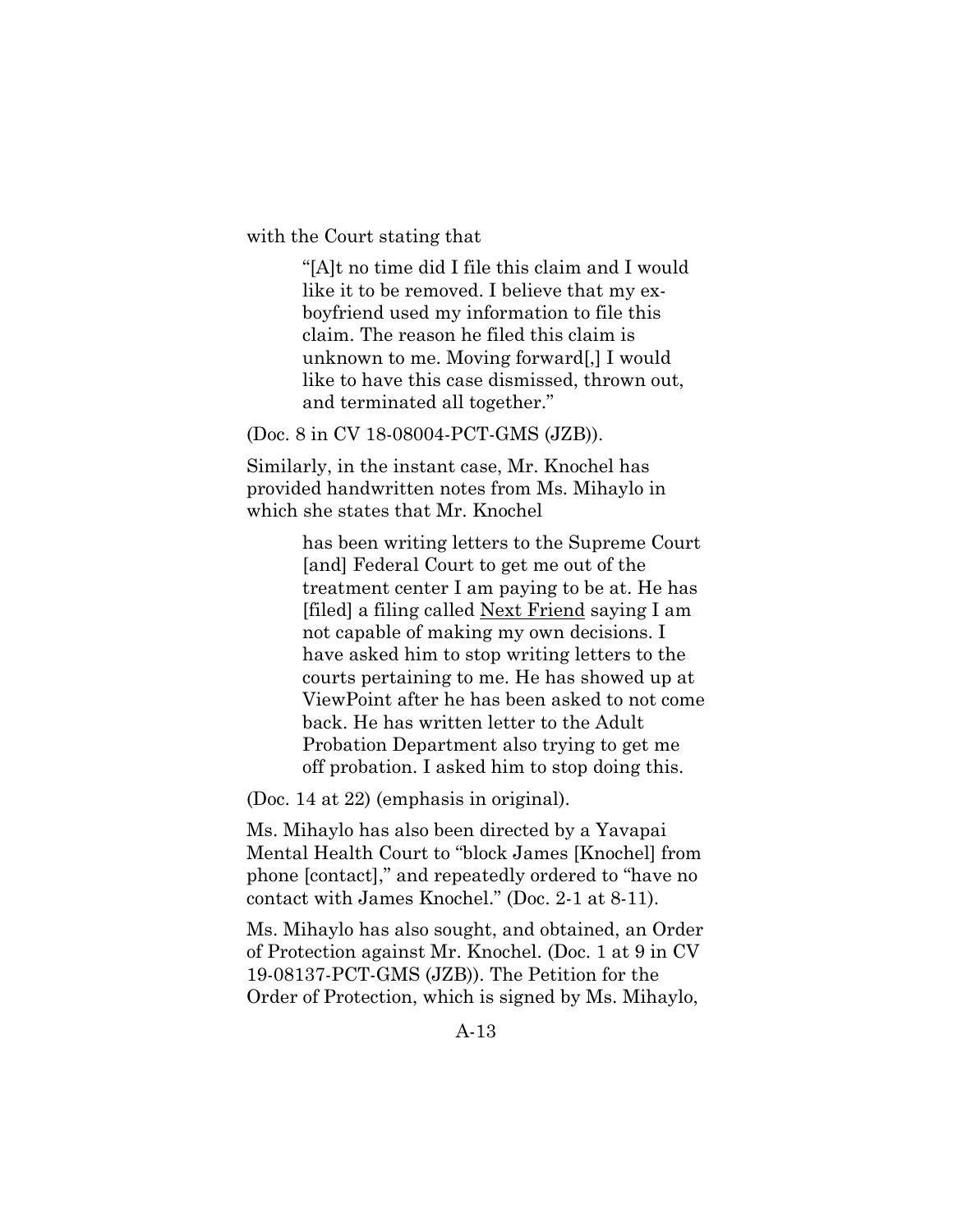with the Court stating that

> "[A]t no time did I file this claim and I would like it to be removed. I believe that my ex-boyfriend used my information to file this claim. The reason he filed this claim is unknown to me. Moving forward[,] I would like to have this case dismissed, thrown out, and terminated all together."

(Doc. 8 in CV 18-08004-PCT-GMS (JZB)).

Similarly, in the instant case, Mr. Knochel has provided handwritten notes from Ms. Mihaylo in which she states that Mr. Knochel

> has been writing letters to the Supreme Court [and] Federal Court to get me out of the treatment center I am paying to be at. He has [filed] a filing called <u>Next Friend</u> saying I am not capable of making my own decisions. I have asked him to stop writing letters to the courts pertaining to me. He has showed up at ViewPoint after he has been asked to not come back. He has written letter to the Adult Probation Department also trying to get me off probation. I asked him to stop doing this.

(Doc. 14 at 22) (emphasis in original).

Ms. Mihaylo has also been directed by a Yavapai Mental Health Court to "block James [Knochel] from phone [contact]," and repeatedly ordered to "have no contact with James Knochel." (Doc. 2-1 at 8-11).

Ms. Mihaylo has also sought, and obtained, an Order of Protection against Mr. Knochel. (Doc. 1 at 9 in CV 19-08137-PCT-GMS (JZB)). The Petition for the Order of Protection, which is signed by Ms. Mihaylo,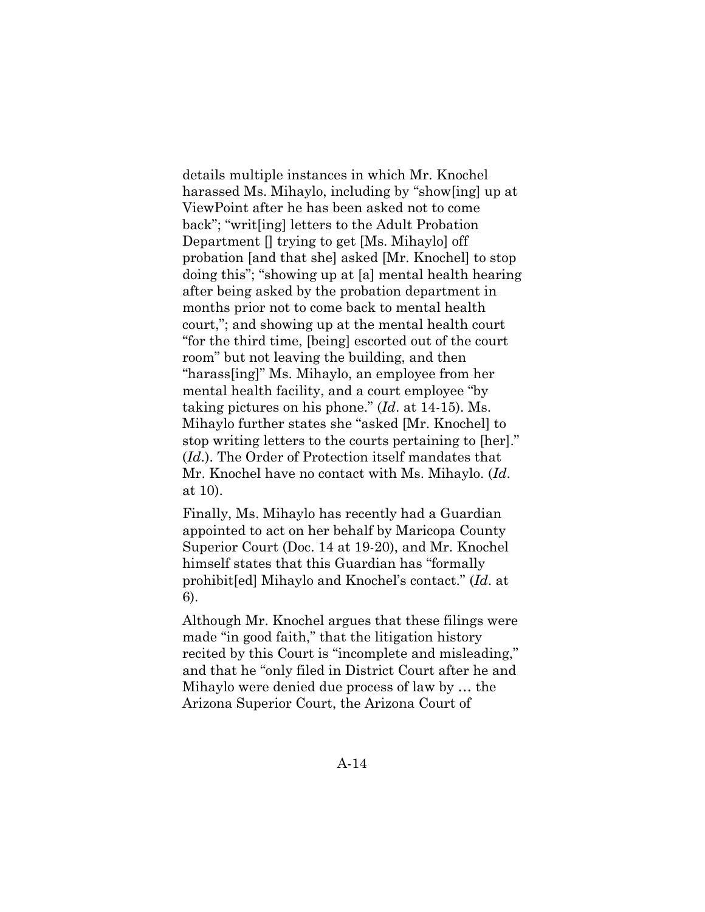details multiple instances in which Mr. Knochel harassed Ms. Mihaylo, including by "show[ing] up at ViewPoint after he has been asked not to come back"; "writ[ing] letters to the Adult Probation Department [] trying to get [Ms. Mihaylo] off probation [and that she] asked [Mr. Knochel] to stop doing this"; "showing up at [a] mental health hearing after being asked by the probation department in months prior not to come back to mental health court,"; and showing up at the mental health court "for the third time, [being] escorted out of the court room" but not leaving the building, and then "harass[ing]" Ms. Mihaylo, an employee from her mental health facility, and a court employee "by taking pictures on his phone." (*Id*. at 14-15). Ms. Mihaylo further states she "asked [Mr. Knochel] to stop writing letters to the courts pertaining to [her]." (*Id*.). The Order of Protection itself mandates that Mr. Knochel have no contact with Ms. Mihaylo. (*Id*. at 10).

Finally, Ms. Mihaylo has recently had a Guardian appointed to act on her behalf by Maricopa County Superior Court (Doc. 14 at 19-20), and Mr. Knochel himself states that this Guardian has "formally prohibit[ed] Mihaylo and Knochel's contact." (*Id*. at 6).

Although Mr. Knochel argues that these filings were made "in good faith," that the litigation history recited by this Court is "incomplete and misleading," and that he "only filed in District Court after he and Mihaylo were denied due process of law by … the Arizona Superior Court, the Arizona Court of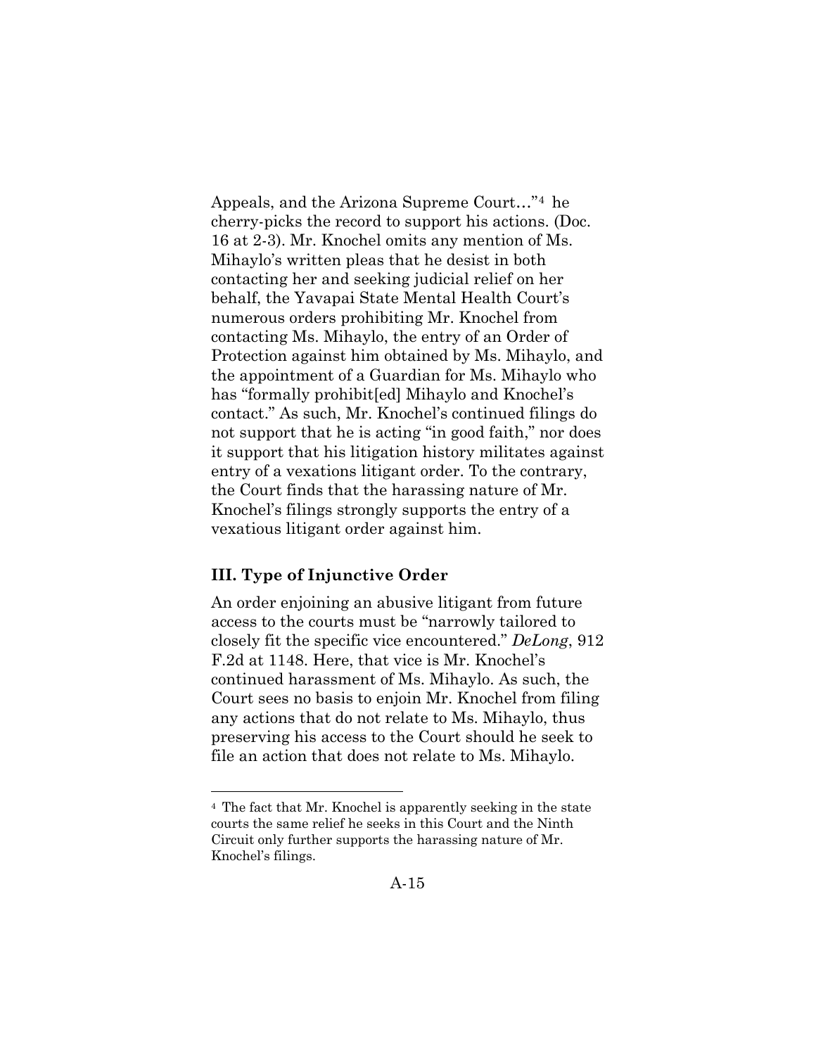Appeals, and the Arizona Supreme Court…"[4] he cherry-picks the record to support his actions. (Doc. 16 at 2-3). Mr. Knochel omits any mention of Ms. Mihaylo's written pleas that he desist in both contacting her and seeking judicial relief on her behalf, the Yavapai State Mental Health Court's numerous orders prohibiting Mr. Knochel from contacting Ms. Mihaylo, the entry of an Order of Protection against him obtained by Ms. Mihaylo, and the appointment of a Guardian for Ms. Mihaylo who has "formally prohibit[ed] Mihaylo and Knochel's contact." As such, Mr. Knochel's continued filings do not support that he is acting "in good faith," nor does it support that his litigation history militates against entry of a vexations litigant order. To the contrary, the Court finds that the harassing nature of Mr. Knochel's filings strongly supports the entry of a vexatious litigant order against him.

### III. Type of Injunctive Order

An order enjoining an abusive litigant from future access to the courts must be "narrowly tailored to closely fit the specific vice encountered." *DeLong*, 912 F.2d at 1148. Here, that vice is Mr. Knochel's continued harassment of Ms. Mihaylo. As such, the Court sees no basis to enjoin Mr. Knochel from filing any actions that do not relate to Ms. Mihaylo, thus preserving his access to the Court should he seek to file an action that does not relate to Ms. Mihaylo.

[4] The fact that Mr. Knochel is apparently seeking in the state courts the same relief he seeks in this Court and the Ninth Circuit only further supports the harassing nature of Mr. Knochel's filings.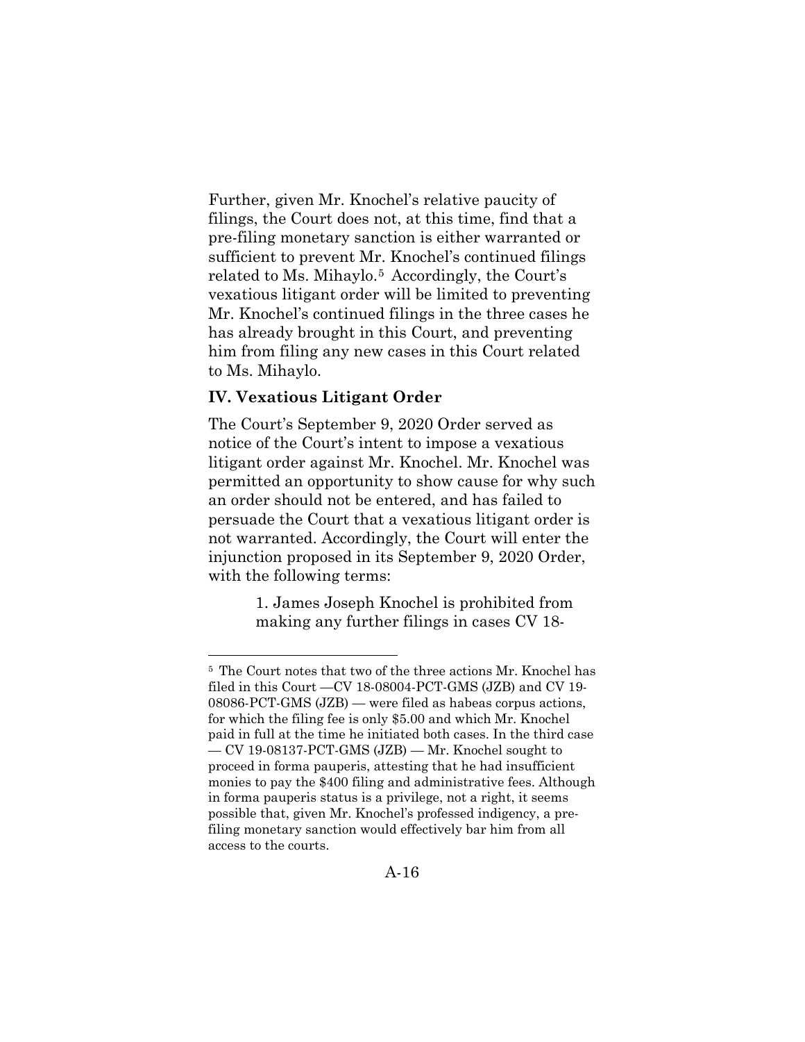Further, given Mr. Knochel's relative paucity of filings, the Court does not, at this time, find that a pre-filing monetary sanction is either warranted or sufficient to prevent Mr. Knochel's continued filings related to Ms. Mihaylo.[5] Accordingly, the Court's vexatious litigant order will be limited to preventing Mr. Knochel's continued filings in the three cases he has already brought in this Court, and preventing him from filing any new cases in this Court related to Ms. Mihaylo.

**IV. Vexatious Litigant Order**

The Court's September 9, 2020 Order served as notice of the Court's intent to impose a vexatious litigant order against Mr. Knochel. Mr. Knochel was permitted an opportunity to show cause for why such an order should not be entered, and has failed to persuade the Court that a vexatious litigant order is not warranted. Accordingly, the Court will enter the injunction proposed in its September 9, 2020 Order, with the following terms:

> 1. James Joseph Knochel is prohibited from making any further filings in cases CV 18-

[5] The Court notes that two of the three actions Mr. Knochel has filed in this Court —CV 18-08004-PCT-GMS (JZB) and CV 19-08086-PCT-GMS (JZB) — were filed as habeas corpus actions, for which the filing fee is only $5.00 and which Mr. Knochel paid in full at the time he initiated both cases. In the third case — CV 19-08137-PCT-GMS (JZB) — Mr. Knochel sought to proceed in forma pauperis, attesting that he had insufficient monies to pay the $400 filing and administrative fees. Although in forma pauperis status is a privilege, not a right, it seems possible that, given Mr. Knochel's professed indigency, a pre-filing monetary sanction would effectively bar him from all access to the courts.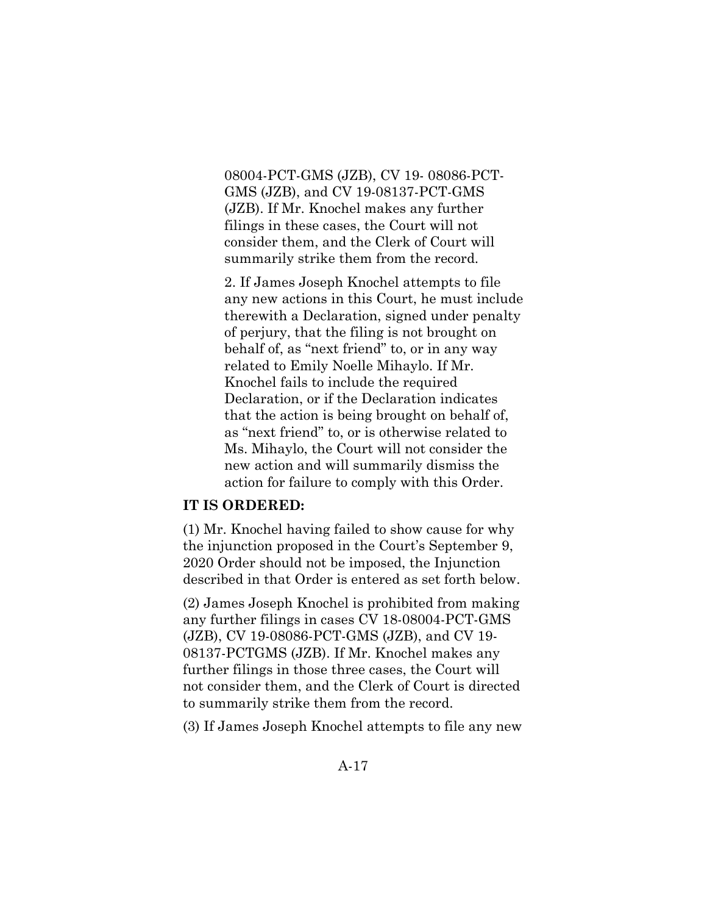08004-PCT-GMS (JZB), CV 19- 08086-PCT-GMS (JZB), and CV 19-08137-PCT-GMS (JZB). If Mr. Knochel makes any further filings in these cases, the Court will not consider them, and the Clerk of Court will summarily strike them from the record.

> 2. If James Joseph Knochel attempts to file any new actions in this Court, he must include therewith a Declaration, signed under penalty of perjury, that the filing is not brought on behalf of, as "next friend" to, or in any way related to Emily Noelle Mihaylo. If Mr. Knochel fails to include the required Declaration, or if the Declaration indicates that the action is being brought on behalf of, as "next friend" to, or is otherwise related to Ms. Mihaylo, the Court will not consider the new action and will summarily dismiss the action for failure to comply with this Order.

**IT IS ORDERED:**

(1) Mr. Knochel having failed to show cause for why the injunction proposed in the Court's September 9, 2020 Order should not be imposed, the Injunction described in that Order is entered as set forth below.

(2) James Joseph Knochel is prohibited from making any further filings in cases CV 18-08004-PCT-GMS (JZB), CV 19-08086-PCT-GMS (JZB), and CV 19-08137-PCTGMS (JZB). If Mr. Knochel makes any further filings in those three cases, the Court will not consider them, and the Clerk of Court is directed to summarily strike them from the record.

(3) If James Joseph Knochel attempts to file any new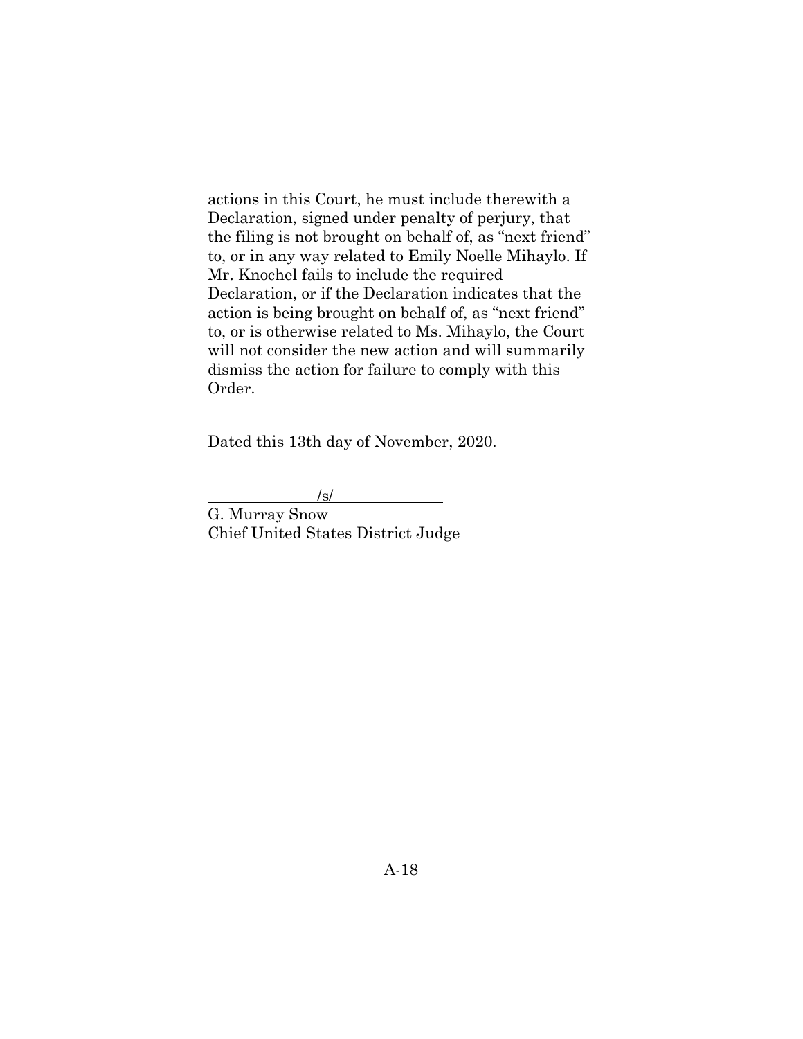actions in this Court, he must include therewith a Declaration, signed under penalty of perjury, that the filing is not brought on behalf of, as "next friend" to, or in any way related to Emily Noelle Mihaylo. If Mr. Knochel fails to include the required Declaration, or if the Declaration indicates that the action is being brought on behalf of, as "next friend" to, or is otherwise related to Ms. Mihaylo, the Court will not consider the new action and will summarily dismiss the action for failure to comply with this Order.

Dated this 13th day of November, 2020.

/s/

G. Murray Snow
Chief United States District Judge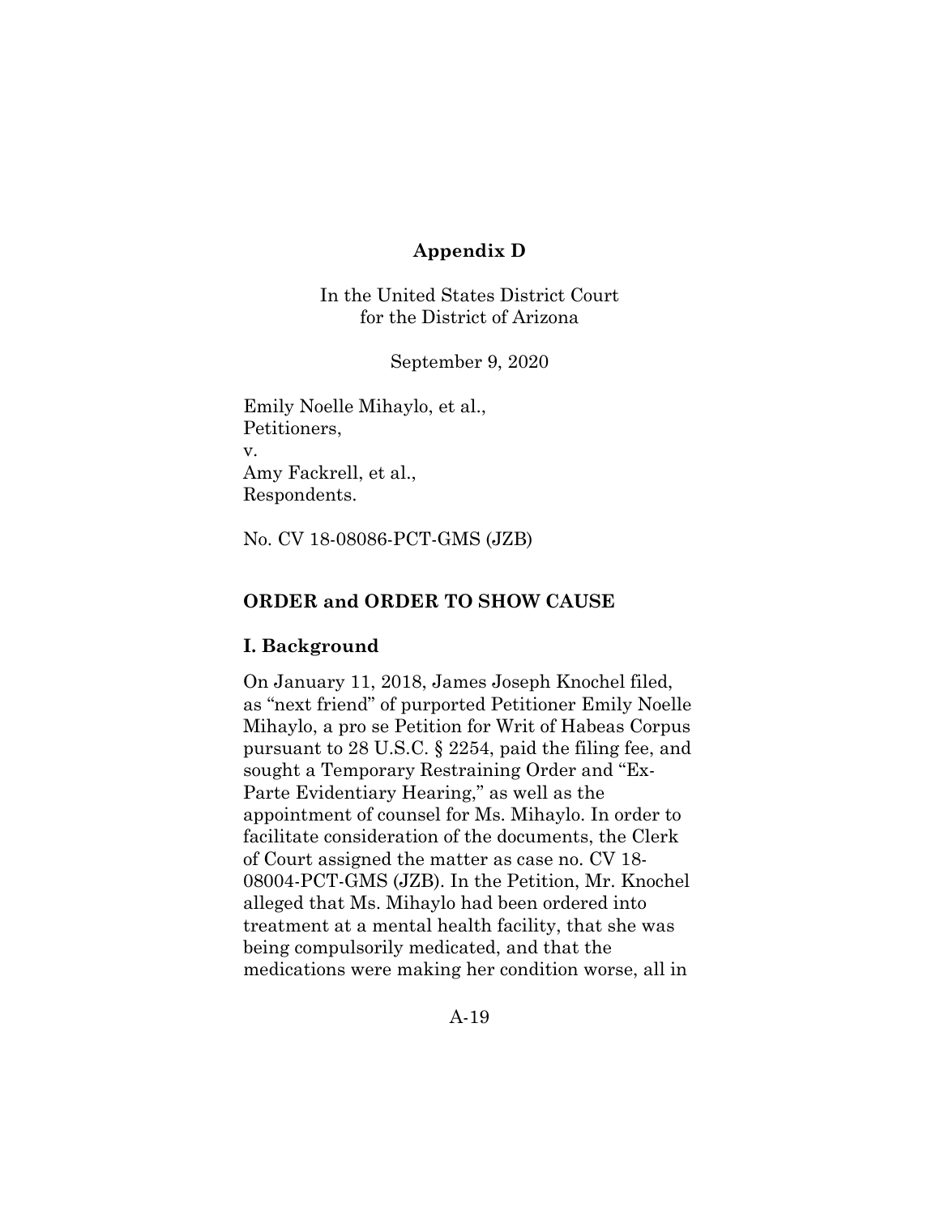**Appendix D**

In the United States District Court
for the District of Arizona

September 9, 2020

Emily Noelle Mihaylo, et al.,
Petitioners,
v.
Amy Fackrell, et al.,
Respondents.

No. CV 18-08086-PCT-GMS (JZB)

## ORDER and ORDER TO SHOW CAUSE

### I. Background

On January 11, 2018, James Joseph Knochel filed, as "next friend" of purported Petitioner Emily Noelle Mihaylo, a pro se Petition for Writ of Habeas Corpus pursuant to 28 U.S.C. § 2254, paid the filing fee, and sought a Temporary Restraining Order and "Ex-Parte Evidentiary Hearing," as well as the appointment of counsel for Ms. Mihaylo. In order to facilitate consideration of the documents, the Clerk of Court assigned the matter as case no. CV 18-08004-PCT-GMS (JZB). In the Petition, Mr. Knochel alleged that Ms. Mihaylo had been ordered into treatment at a mental health facility, that she was being compulsorily medicated, and that the medications were making her condition worse, all in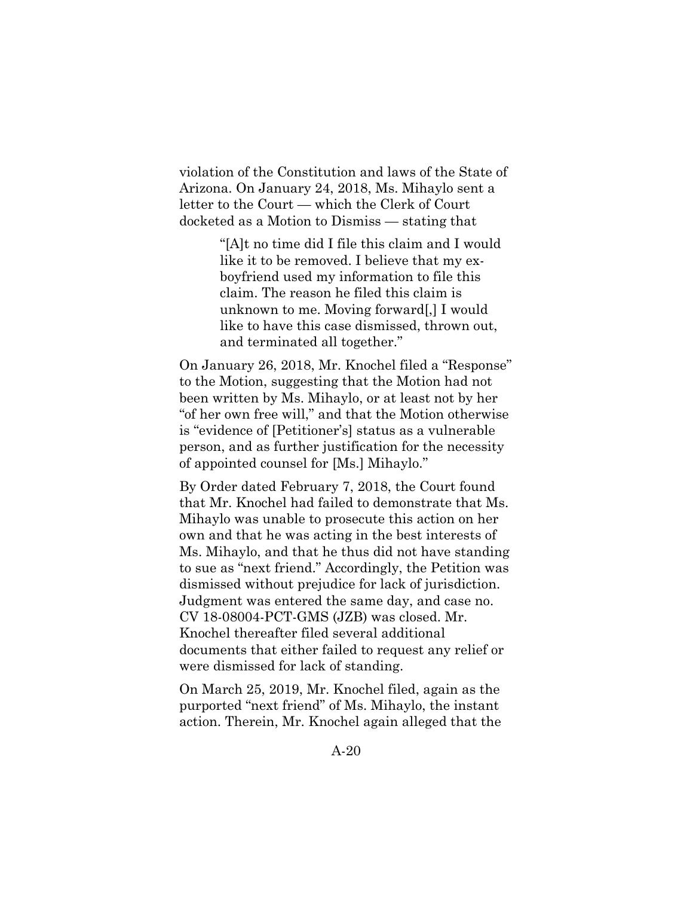violation of the Constitution and laws of the State of Arizona. On January 24, 2018, Ms. Mihaylo sent a letter to the Court — which the Clerk of Court docketed as a Motion to Dismiss — stating that

> "[A]t no time did I file this claim and I would like it to be removed. I believe that my ex-boyfriend used my information to file this claim. The reason he filed this claim is unknown to me. Moving forward[,] I would like to have this case dismissed, thrown out, and terminated all together."

On January 26, 2018, Mr. Knochel filed a "Response" to the Motion, suggesting that the Motion had not been written by Ms. Mihaylo, or at least not by her "of her own free will," and that the Motion otherwise is "evidence of [Petitioner's] status as a vulnerable person, and as further justification for the necessity of appointed counsel for [Ms.] Mihaylo."

By Order dated February 7, 2018, the Court found that Mr. Knochel had failed to demonstrate that Ms. Mihaylo was unable to prosecute this action on her own and that he was acting in the best interests of Ms. Mihaylo, and that he thus did not have standing to sue as "next friend." Accordingly, the Petition was dismissed without prejudice for lack of jurisdiction. Judgment was entered the same day, and case no. CV 18-08004-PCT-GMS (JZB) was closed. Mr. Knochel thereafter filed several additional documents that either failed to request any relief or were dismissed for lack of standing.

On March 25, 2019, Mr. Knochel filed, again as the purported "next friend" of Ms. Mihaylo, the instant action. Therein, Mr. Knochel again alleged that the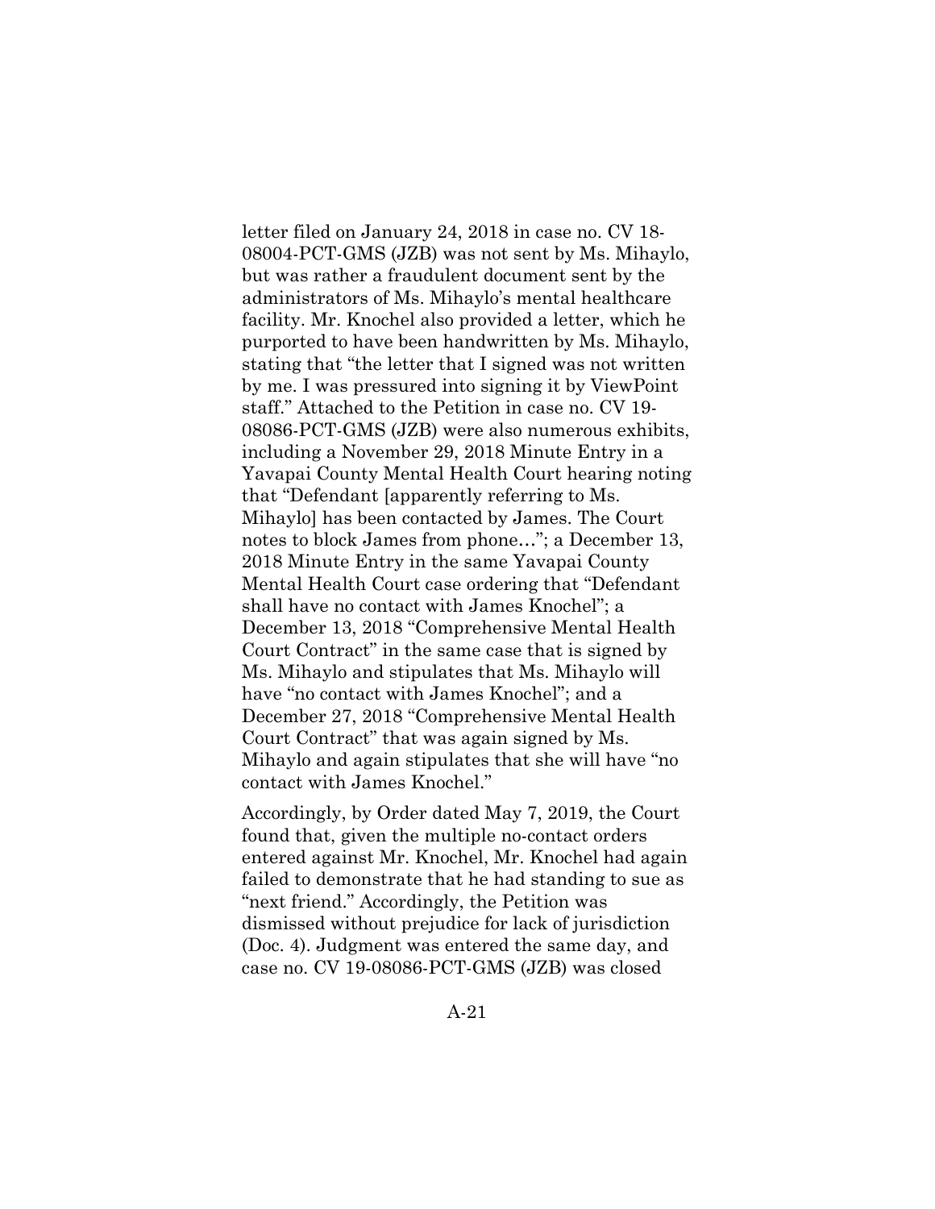letter filed on January 24, 2018 in case no. CV 18-08004-PCT-GMS (JZB) was not sent by Ms. Mihaylo, but was rather a fraudulent document sent by the administrators of Ms. Mihaylo's mental healthcare facility. Mr. Knochel also provided a letter, which he purported to have been handwritten by Ms. Mihaylo, stating that "the letter that I signed was not written by me. I was pressured into signing it by ViewPoint staff." Attached to the Petition in case no. CV 19-08086-PCT-GMS (JZB) were also numerous exhibits, including a November 29, 2018 Minute Entry in a Yavapai County Mental Health Court hearing noting that "Defendant [apparently referring to Ms. Mihaylo] has been contacted by James. The Court notes to block James from phone…"; a December 13, 2018 Minute Entry in the same Yavapai County Mental Health Court case ordering that "Defendant shall have no contact with James Knochel"; a December 13, 2018 "Comprehensive Mental Health Court Contract" in the same case that is signed by Ms. Mihaylo and stipulates that Ms. Mihaylo will have "no contact with James Knochel"; and a December 27, 2018 "Comprehensive Mental Health Court Contract" that was again signed by Ms. Mihaylo and again stipulates that she will have "no contact with James Knochel."

Accordingly, by Order dated May 7, 2019, the Court found that, given the multiple no-contact orders entered against Mr. Knochel, Mr. Knochel had again failed to demonstrate that he had standing to sue as "next friend." Accordingly, the Petition was dismissed without prejudice for lack of jurisdiction (Doc. 4). Judgment was entered the same day, and case no. CV 19-08086-PCT-GMS (JZB) was closed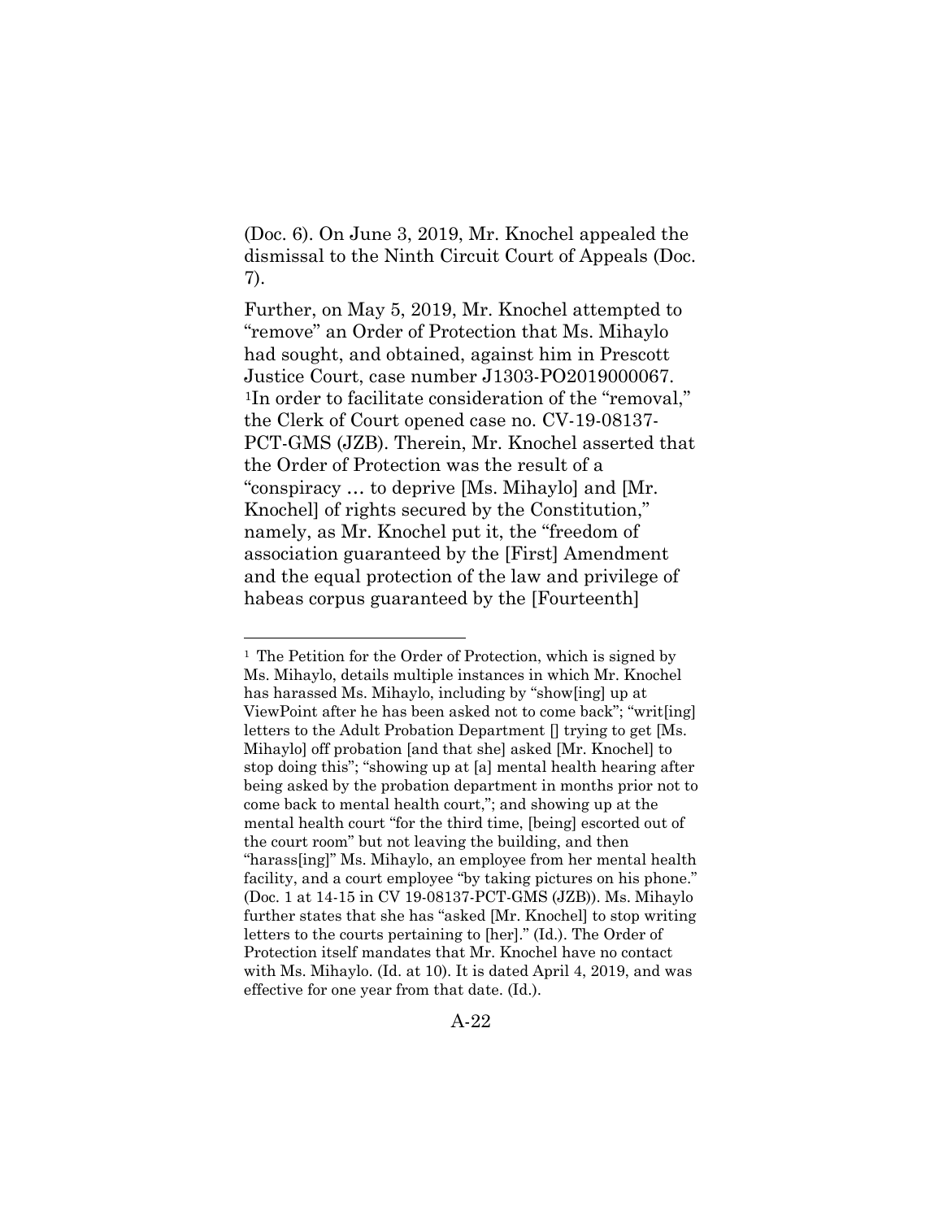(Doc. 6). On June 3, 2019, Mr. Knochel appealed the dismissal to the Ninth Circuit Court of Appeals (Doc. 7).

Further, on May 5, 2019, Mr. Knochel attempted to "remove" an Order of Protection that Ms. Mihaylo had sought, and obtained, against him in Prescott Justice Court, case number J1303-PO2019000067. [1]In order to facilitate consideration of the "removal," the Clerk of Court opened case no. CV-19-08137-PCT-GMS (JZB). Therein, Mr. Knochel asserted that the Order of Protection was the result of a "conspiracy … to deprive [Ms. Mihaylo] and [Mr. Knochel] of rights secured by the Constitution," namely, as Mr. Knochel put it, the "freedom of association guaranteed by the [First] Amendment and the equal protection of the law and privilege of habeas corpus guaranteed by the [Fourteenth]

---

[1] The Petition for the Order of Protection, which is signed by Ms. Mihaylo, details multiple instances in which Mr. Knochel has harassed Ms. Mihaylo, including by "show[ing] up at ViewPoint after he has been asked not to come back"; "writ[ing] letters to the Adult Probation Department [] trying to get [Ms. Mihaylo] off probation [and that she] asked [Mr. Knochel] to stop doing this"; "showing up at [a] mental health hearing after being asked by the probation department in months prior not to come back to mental health court,"; and showing up at the mental health court "for the third time, [being] escorted out of the court room" but not leaving the building, and then "harass[ing]" Ms. Mihaylo, an employee from her mental health facility, and a court employee "by taking pictures on his phone." (Doc. 1 at 14-15 in CV 19-08137-PCT-GMS (JZB)). Ms. Mihaylo further states that she has "asked [Mr. Knochel] to stop writing letters to the courts pertaining to [her]." (Id.). The Order of Protection itself mandates that Mr. Knochel have no contact with Ms. Mihaylo. (Id. at 10). It is dated April 4, 2019, and was effective for one year from that date. (Id.).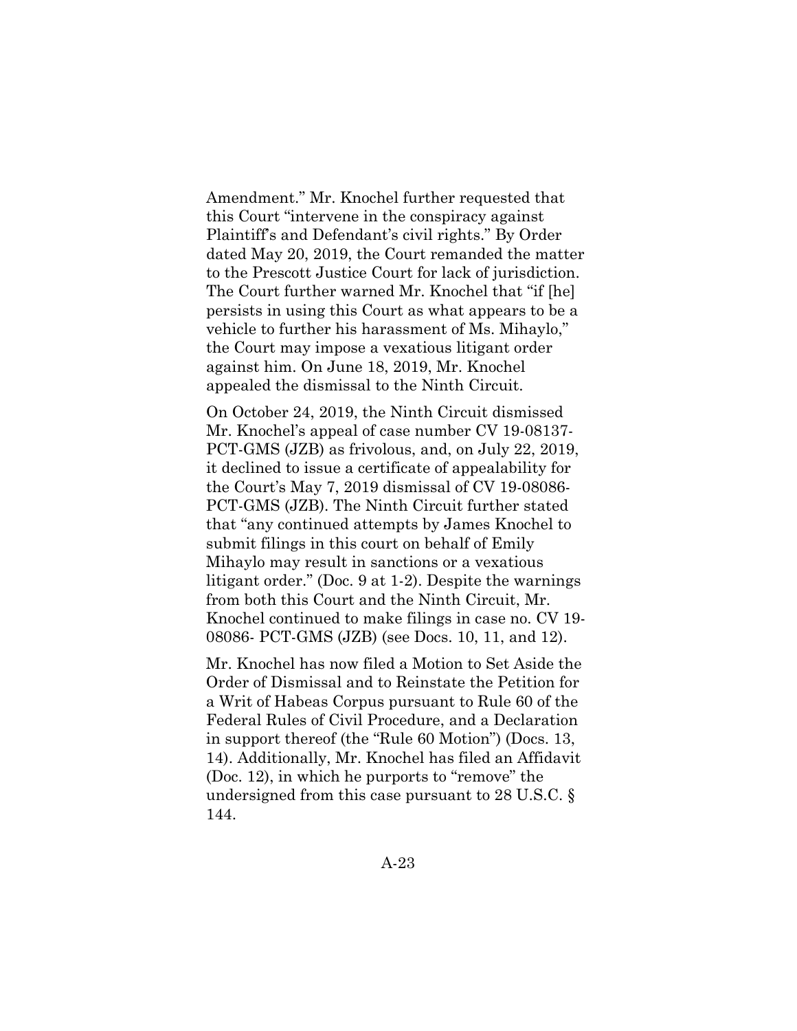Amendment." Mr. Knochel further requested that this Court "intervene in the conspiracy against Plaintiff's and Defendant's civil rights." By Order dated May 20, 2019, the Court remanded the matter to the Prescott Justice Court for lack of jurisdiction. The Court further warned Mr. Knochel that "if [he] persists in using this Court as what appears to be a vehicle to further his harassment of Ms. Mihaylo," the Court may impose a vexatious litigant order against him. On June 18, 2019, Mr. Knochel appealed the dismissal to the Ninth Circuit.

On October 24, 2019, the Ninth Circuit dismissed Mr. Knochel's appeal of case number CV 19-08137-PCT-GMS (JZB) as frivolous, and, on July 22, 2019, it declined to issue a certificate of appealability for the Court's May 7, 2019 dismissal of CV 19-08086-PCT-GMS (JZB). The Ninth Circuit further stated that "any continued attempts by James Knochel to submit filings in this court on behalf of Emily Mihaylo may result in sanctions or a vexatious litigant order." (Doc. 9 at 1-2). Despite the warnings from both this Court and the Ninth Circuit, Mr. Knochel continued to make filings in case no. CV 19-08086- PCT-GMS (JZB) (see Docs. 10, 11, and 12).

Mr. Knochel has now filed a Motion to Set Aside the Order of Dismissal and to Reinstate the Petition for a Writ of Habeas Corpus pursuant to Rule 60 of the Federal Rules of Civil Procedure, and a Declaration in support thereof (the "Rule 60 Motion") (Docs. 13, 14). Additionally, Mr. Knochel has filed an Affidavit (Doc. 12), in which he purports to "remove" the undersigned from this case pursuant to 28 U.S.C. § 144.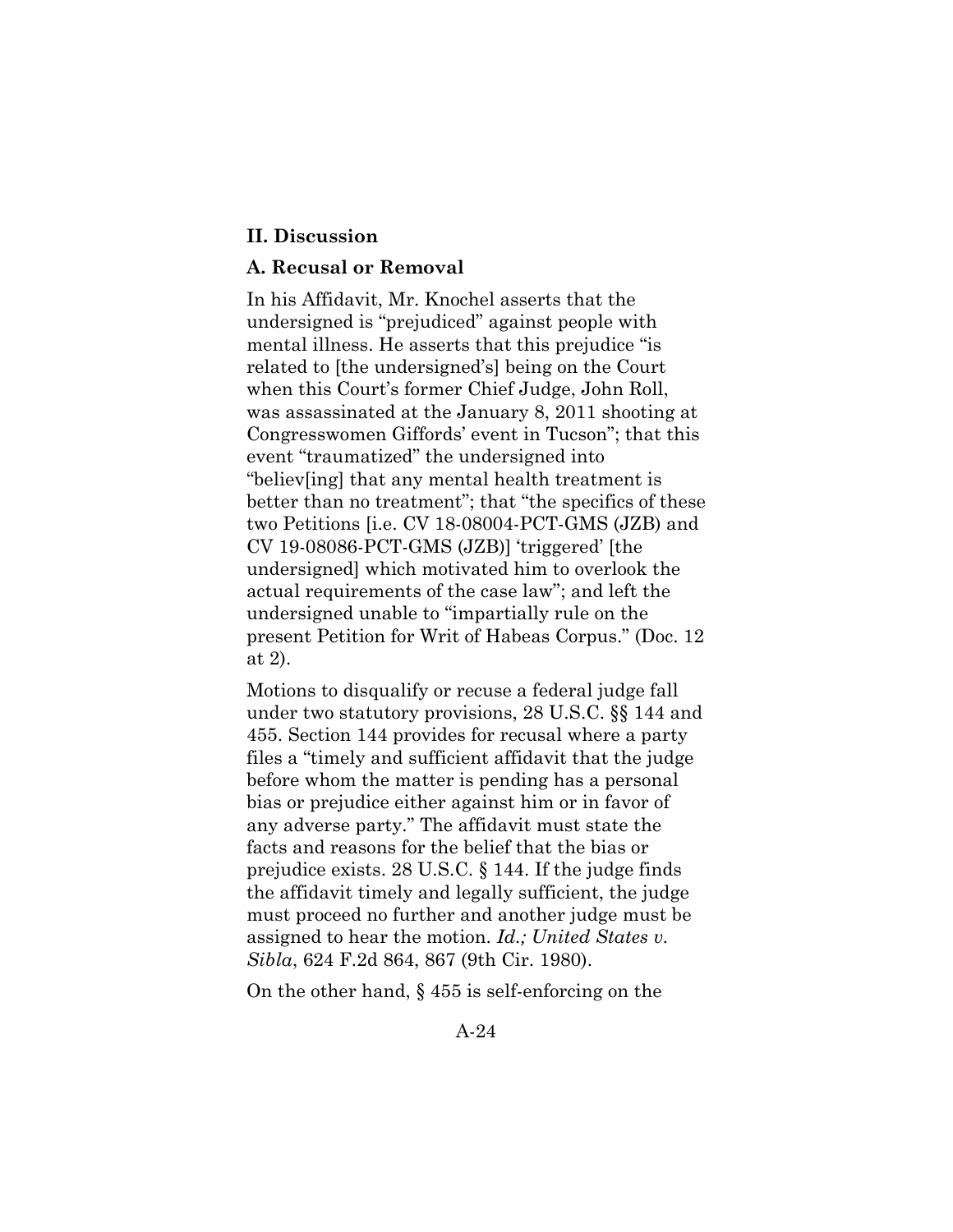## II. Discussion

### A. Recusal or Removal

In his Affidavit, Mr. Knochel asserts that the undersigned is "prejudiced" against people with mental illness. He asserts that this prejudice "is related to [the undersigned's] being on the Court when this Court's former Chief Judge, John Roll, was assassinated at the January 8, 2011 shooting at Congresswomen Giffords' event in Tucson"; that this event "traumatized" the undersigned into "believ[ing] that any mental health treatment is better than no treatment"; that "the specifics of these two Petitions [i.e. CV 18-08004-PCT-GMS (JZB) and CV 19-08086-PCT-GMS (JZB)] 'triggered' [the undersigned] which motivated him to overlook the actual requirements of the case law"; and left the undersigned unable to "impartially rule on the present Petition for Writ of Habeas Corpus." (Doc. 12 at 2).

Motions to disqualify or recuse a federal judge fall under two statutory provisions, 28 U.S.C. §§ 144 and 455. Section 144 provides for recusal where a party files a "timely and sufficient affidavit that the judge before whom the matter is pending has a personal bias or prejudice either against him or in favor of any adverse party." The affidavit must state the facts and reasons for the belief that the bias or prejudice exists. 28 U.S.C. § 144. If the judge finds the affidavit timely and legally sufficient, the judge must proceed no further and another judge must be assigned to hear the motion. *Id.; United States v. Sibla*, 624 F.2d 864, 867 (9th Cir. 1980).

On the other hand, § 455 is self-enforcing on the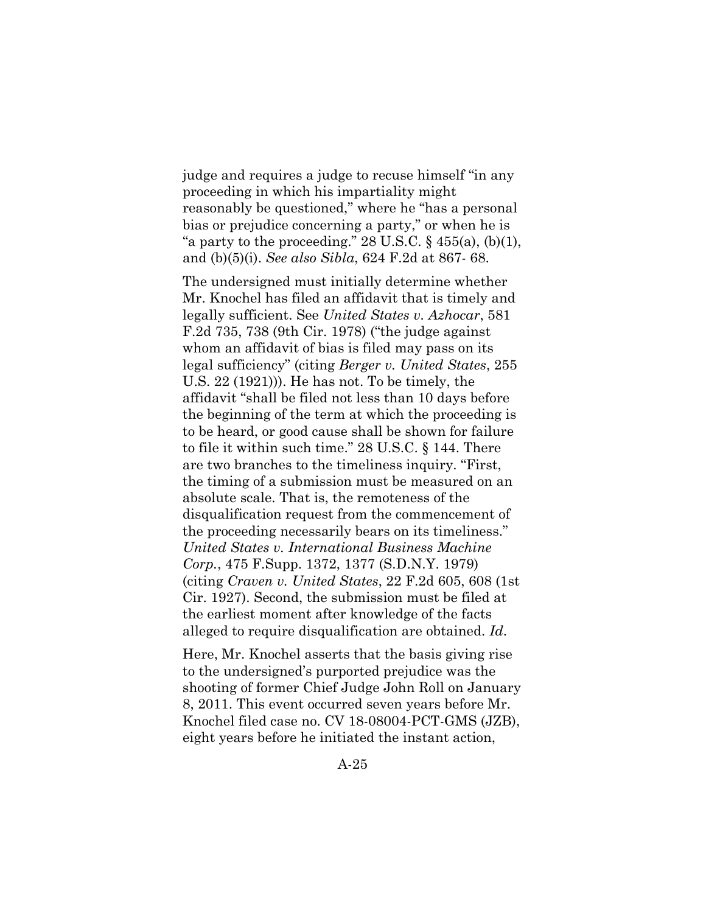judge and requires a judge to recuse himself "in any proceeding in which his impartiality might reasonably be questioned," where he "has a personal bias or prejudice concerning a party," or when he is "a party to the proceeding." 28 U.S.C. § 455(a), (b)(1), and (b)(5)(i). *See also Sibla*, 624 F.2d at 867- 68.

The undersigned must initially determine whether Mr. Knochel has filed an affidavit that is timely and legally sufficient. See *United States v. Azhocar*, 581 F.2d 735, 738 (9th Cir. 1978) ("the judge against whom an affidavit of bias is filed may pass on its legal sufficiency" (citing *Berger v. United States*, 255 U.S. 22 (1921))). He has not. To be timely, the affidavit "shall be filed not less than 10 days before the beginning of the term at which the proceeding is to be heard, or good cause shall be shown for failure to file it within such time." 28 U.S.C. § 144. There are two branches to the timeliness inquiry. "First, the timing of a submission must be measured on an absolute scale. That is, the remoteness of the disqualification request from the commencement of the proceeding necessarily bears on its timeliness." *United States v. International Business Machine Corp.*, 475 F.Supp. 1372, 1377 (S.D.N.Y. 1979) (citing *Craven v. United States*, 22 F.2d 605, 608 (1st Cir. 1927). Second, the submission must be filed at the earliest moment after knowledge of the facts alleged to require disqualification are obtained. *Id*.

Here, Mr. Knochel asserts that the basis giving rise to the undersigned's purported prejudice was the shooting of former Chief Judge John Roll on January 8, 2011. This event occurred seven years before Mr. Knochel filed case no. CV 18-08004-PCT-GMS (JZB), eight years before he initiated the instant action,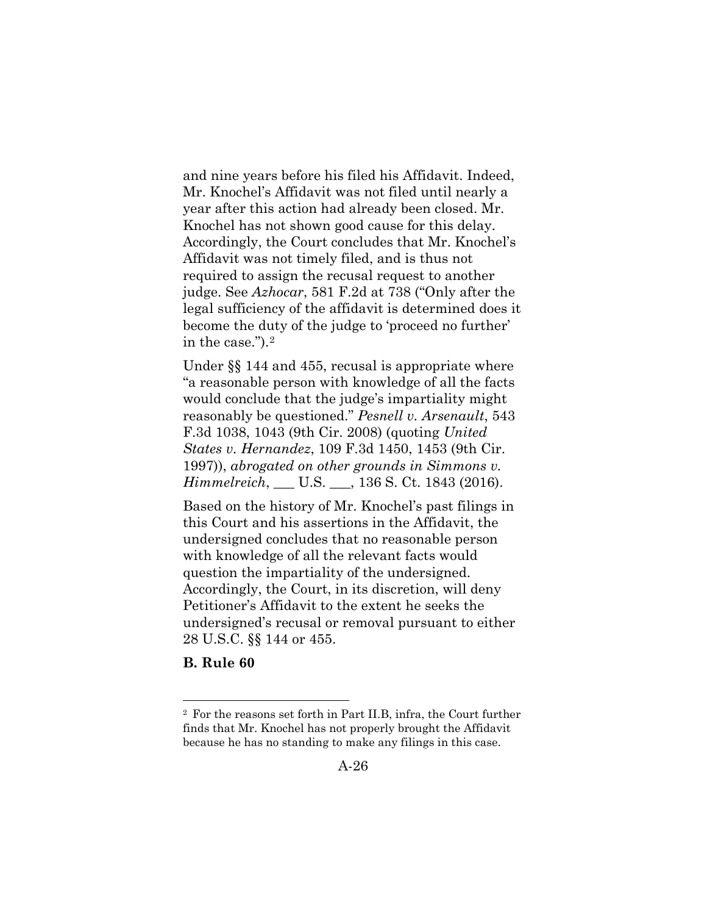and nine years before his filed his Affidavit. Indeed, Mr. Knochel's Affidavit was not filed until nearly a year after this action had already been closed. Mr. Knochel has not shown good cause for this delay. Accordingly, the Court concludes that Mr. Knochel's Affidavit was not timely filed, and is thus not required to assign the recusal request to another judge. See *Azhocar*, 581 F.2d at 738 ("Only after the legal sufficiency of the affidavit is determined does it become the duty of the judge to 'proceed no further' in the case.").[2]

Under §§ 144 and 455, recusal is appropriate where "a reasonable person with knowledge of all the facts would conclude that the judge's impartiality might reasonably be questioned." *Pesnell v. Arsenault*, 543 F.3d 1038, 1043 (9th Cir. 2008) (quoting *United States v. Hernandez*, 109 F.3d 1450, 1453 (9th Cir. 1997)), *abrogated on other grounds in Simmons v. Himmelreich*, ___ U.S. ___, 136 S. Ct. 1843 (2016).

Based on the history of Mr. Knochel's past filings in this Court and his assertions in the Affidavit, the undersigned concludes that no reasonable person with knowledge of all the relevant facts would question the impartiality of the undersigned. Accordingly, the Court, in its discretion, will deny Petitioner's Affidavit to the extent he seeks the undersigned's recusal or removal pursuant to either 28 U.S.C. §§ 144 or 455.

**B. Rule 60**

---

[2] For the reasons set forth in Part II.B, infra, the Court further finds that Mr. Knochel has not properly brought the Affidavit because he has no standing to make any filings in this case.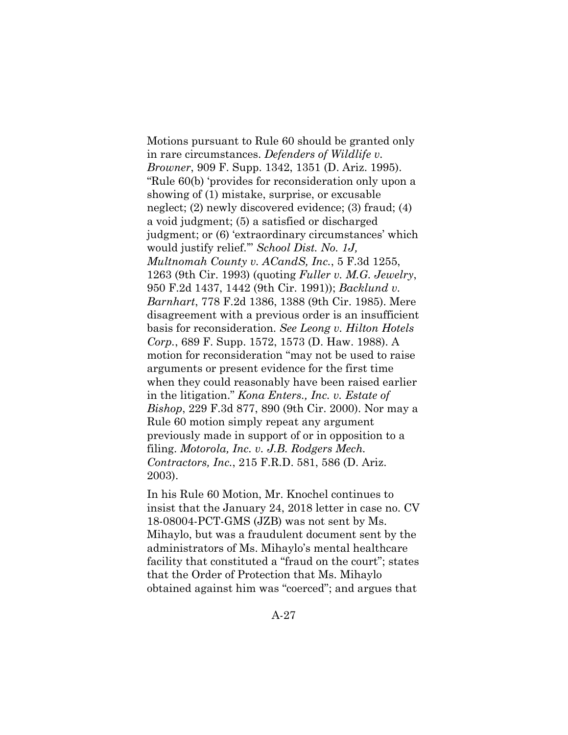Motions pursuant to Rule 60 should be granted only in rare circumstances. *Defenders of Wildlife v. Browner*, 909 F. Supp. 1342, 1351 (D. Ariz. 1995). "Rule 60(b) 'provides for reconsideration only upon a showing of (1) mistake, surprise, or excusable neglect; (2) newly discovered evidence; (3) fraud; (4) a void judgment; (5) a satisfied or discharged judgment; or (6) 'extraordinary circumstances' which would justify relief.'" *School Dist. No. 1J, Multnomah County v. ACandS, Inc.*, 5 F.3d 1255, 1263 (9th Cir. 1993) (quoting *Fuller v. M.G. Jewelry*, 950 F.2d 1437, 1442 (9th Cir. 1991)); *Backlund v. Barnhart*, 778 F.2d 1386, 1388 (9th Cir. 1985). Mere disagreement with a previous order is an insufficient basis for reconsideration. *See Leong v. Hilton Hotels Corp.*, 689 F. Supp. 1572, 1573 (D. Haw. 1988). A motion for reconsideration "may not be used to raise arguments or present evidence for the first time when they could reasonably have been raised earlier in the litigation." *Kona Enters., Inc. v. Estate of Bishop*, 229 F.3d 877, 890 (9th Cir. 2000). Nor may a Rule 60 motion simply repeat any argument previously made in support of or in opposition to a filing. *Motorola, Inc. v. J.B. Rodgers Mech. Contractors, Inc.*, 215 F.R.D. 581, 586 (D. Ariz. 2003).

In his Rule 60 Motion, Mr. Knochel continues to insist that the January 24, 2018 letter in case no. CV 18-08004-PCT-GMS (JZB) was not sent by Ms. Mihaylo, but was a fraudulent document sent by the administrators of Ms. Mihaylo's mental healthcare facility that constituted a "fraud on the court"; states that the Order of Protection that Ms. Mihaylo obtained against him was "coerced"; and argues that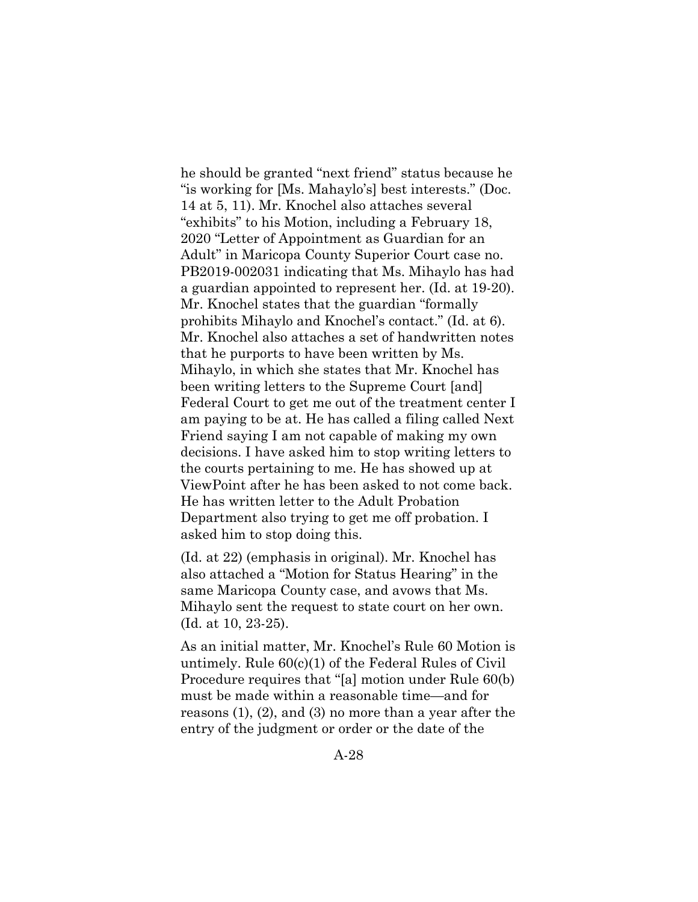he should be granted "next friend" status because he "is working for [Ms. Mahaylo's] best interests." (Doc. 14 at 5, 11). Mr. Knochel also attaches several "exhibits" to his Motion, including a February 18, 2020 "Letter of Appointment as Guardian for an Adult" in Maricopa County Superior Court case no. PB2019-002031 indicating that Ms. Mihaylo has had a guardian appointed to represent her. (Id. at 19-20). Mr. Knochel states that the guardian "formally prohibits Mihaylo and Knochel's contact." (Id. at 6). Mr. Knochel also attaches a set of handwritten notes that he purports to have been written by Ms. Mihaylo, in which she states that Mr. Knochel has been writing letters to the Supreme Court [and] Federal Court to get me out of the treatment center I am paying to be at. He has called a filing called Next Friend saying I am not capable of making my own decisions. I have asked him to stop writing letters to the courts pertaining to me. He has showed up at ViewPoint after he has been asked to not come back. He has written letter to the Adult Probation Department also trying to get me off probation. I asked him to stop doing this.

(Id. at 22) (emphasis in original). Mr. Knochel has also attached a "Motion for Status Hearing" in the same Maricopa County case, and avows that Ms. Mihaylo sent the request to state court on her own. (Id. at 10, 23-25).

As an initial matter, Mr. Knochel's Rule 60 Motion is untimely. Rule 60(c)(1) of the Federal Rules of Civil Procedure requires that "[a] motion under Rule 60(b) must be made within a reasonable time—and for reasons (1), (2), and (3) no more than a year after the entry of the judgment or order or the date of the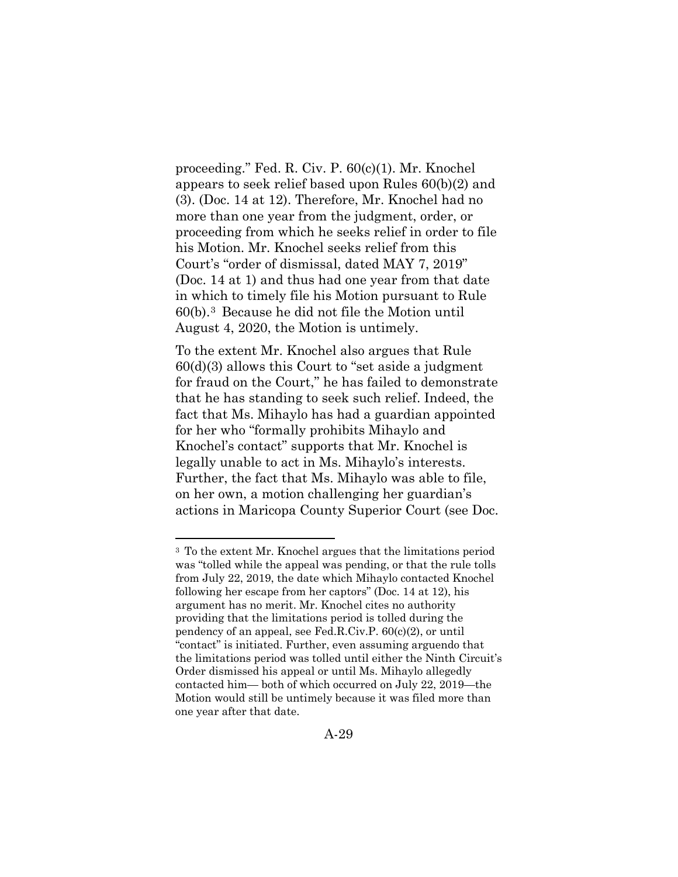proceeding." Fed. R. Civ. P. 60(c)(1). Mr. Knochel appears to seek relief based upon Rules 60(b)(2) and (3). (Doc. 14 at 12). Therefore, Mr. Knochel had no more than one year from the judgment, order, or proceeding from which he seeks relief in order to file his Motion. Mr. Knochel seeks relief from this Court's "order of dismissal, dated MAY 7, 2019" (Doc. 14 at 1) and thus had one year from that date in which to timely file his Motion pursuant to Rule 60(b).[3] Because he did not file the Motion until August 4, 2020, the Motion is untimely.

To the extent Mr. Knochel also argues that Rule 60(d)(3) allows this Court to "set aside a judgment for fraud on the Court," he has failed to demonstrate that he has standing to seek such relief. Indeed, the fact that Ms. Mihaylo has had a guardian appointed for her who "formally prohibits Mihaylo and Knochel's contact" supports that Mr. Knochel is legally unable to act in Ms. Mihaylo's interests. Further, the fact that Ms. Mihaylo was able to file, on her own, a motion challenging her guardian's actions in Maricopa County Superior Court (see Doc.

---

[3] To the extent Mr. Knochel argues that the limitations period was "tolled while the appeal was pending, or that the rule tolls from July 22, 2019, the date which Mihaylo contacted Knochel following her escape from her captors" (Doc. 14 at 12), his argument has no merit. Mr. Knochel cites no authority providing that the limitations period is tolled during the pendency of an appeal, see Fed.R.Civ.P. 60(c)(2), or until "contact" is initiated. Further, even assuming arguendo that the limitations period was tolled until either the Ninth Circuit's Order dismissed his appeal or until Ms. Mihaylo allegedly contacted him— both of which occurred on July 22, 2019—the Motion would still be untimely because it was filed more than one year after that date.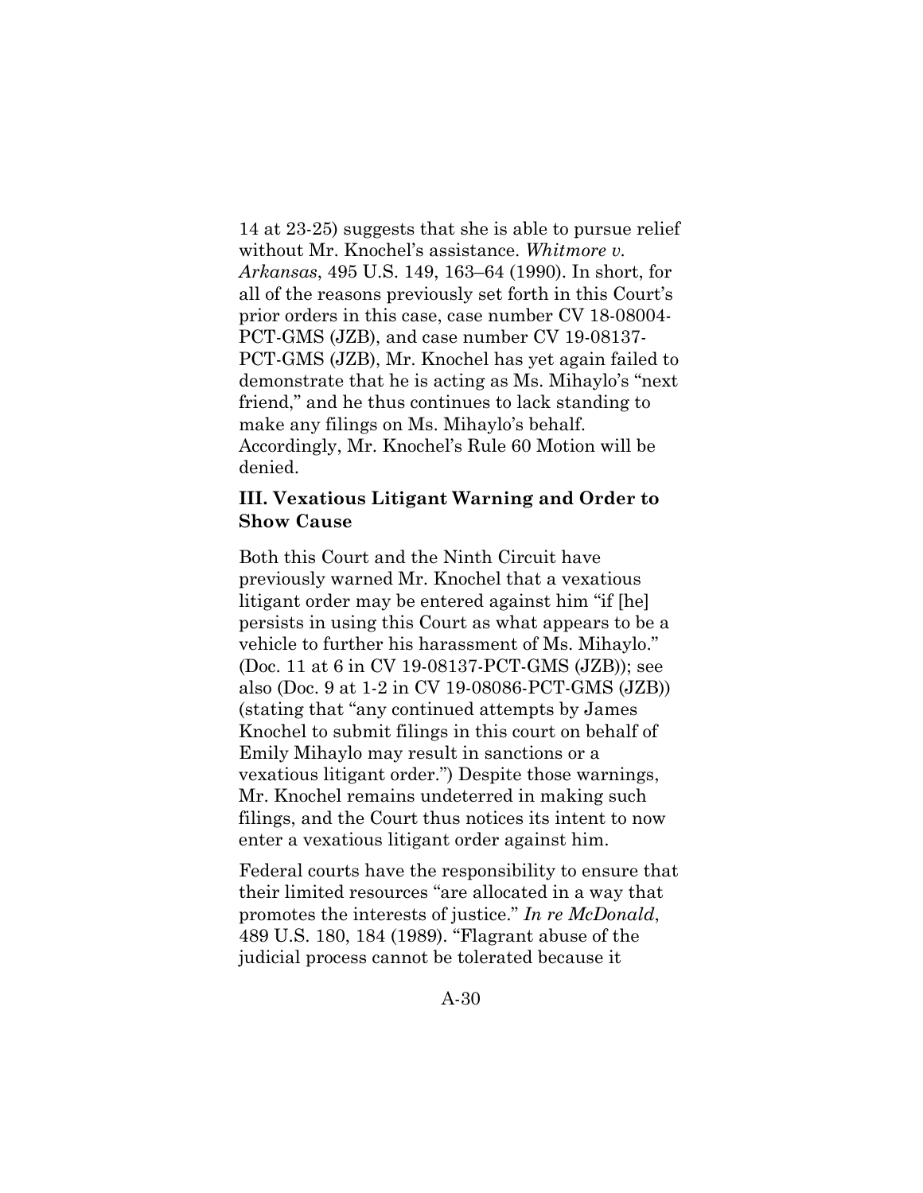14 at 23-25) suggests that she is able to pursue relief without Mr. Knochel's assistance. *Whitmore v. Arkansas*, 495 U.S. 149, 163–64 (1990). In short, for all of the reasons previously set forth in this Court's prior orders in this case, case number CV 18-08004-PCT-GMS (JZB), and case number CV 19-08137-PCT-GMS (JZB), Mr. Knochel has yet again failed to demonstrate that he is acting as Ms. Mihaylo's "next friend," and he thus continues to lack standing to make any filings on Ms. Mihaylo's behalf. Accordingly, Mr. Knochel's Rule 60 Motion will be denied.

### III. Vexatious Litigant Warning and Order to Show Cause

Both this Court and the Ninth Circuit have previously warned Mr. Knochel that a vexatious litigant order may be entered against him "if [he] persists in using this Court as what appears to be a vehicle to further his harassment of Ms. Mihaylo." (Doc. 11 at 6 in CV 19-08137-PCT-GMS (JZB)); see also (Doc. 9 at 1-2 in CV 19-08086-PCT-GMS (JZB)) (stating that "any continued attempts by James Knochel to submit filings in this court on behalf of Emily Mihaylo may result in sanctions or a vexatious litigant order.") Despite those warnings, Mr. Knochel remains undeterred in making such filings, and the Court thus notices its intent to now enter a vexatious litigant order against him.

Federal courts have the responsibility to ensure that their limited resources "are allocated in a way that promotes the interests of justice." *In re McDonald*, 489 U.S. 180, 184 (1989). "Flagrant abuse of the judicial process cannot be tolerated because it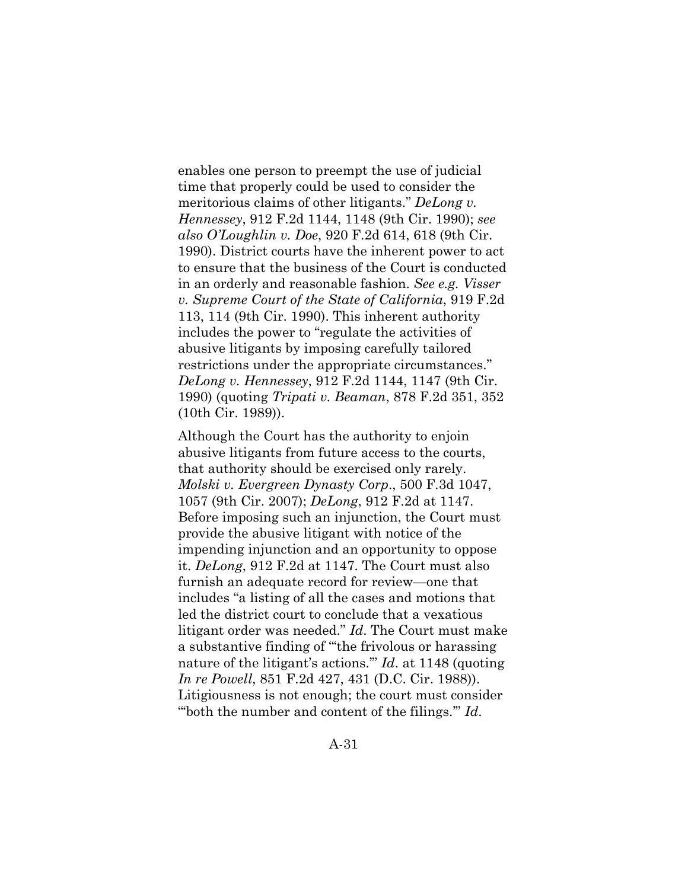enables one person to preempt the use of judicial time that properly could be used to consider the meritorious claims of other litigants." *DeLong v. Hennessey*, 912 F.2d 1144, 1148 (9th Cir. 1990); *see also O'Loughlin v. Doe*, 920 F.2d 614, 618 (9th Cir. 1990). District courts have the inherent power to act to ensure that the business of the Court is conducted in an orderly and reasonable fashion. *See e.g. Visser v. Supreme Court of the State of California*, 919 F.2d 113, 114 (9th Cir. 1990). This inherent authority includes the power to "regulate the activities of abusive litigants by imposing carefully tailored restrictions under the appropriate circumstances." *DeLong v. Hennessey*, 912 F.2d 1144, 1147 (9th Cir. 1990) (quoting *Tripati v. Beaman*, 878 F.2d 351, 352 (10th Cir. 1989)).

Although the Court has the authority to enjoin abusive litigants from future access to the courts, that authority should be exercised only rarely. *Molski v. Evergreen Dynasty Corp*., 500 F.3d 1047, 1057 (9th Cir. 2007); *DeLong*, 912 F.2d at 1147. Before imposing such an injunction, the Court must provide the abusive litigant with notice of the impending injunction and an opportunity to oppose it. *DeLong*, 912 F.2d at 1147. The Court must also furnish an adequate record for review—one that includes "a listing of all the cases and motions that led the district court to conclude that a vexatious litigant order was needed." *Id*. The Court must make a substantive finding of "'the frivolous or harassing nature of the litigant's actions.'" *Id*. at 1148 (quoting *In re Powell*, 851 F.2d 427, 431 (D.C. Cir. 1988)). Litigiousness is not enough; the court must consider "'both the number and content of the filings.'" *Id*.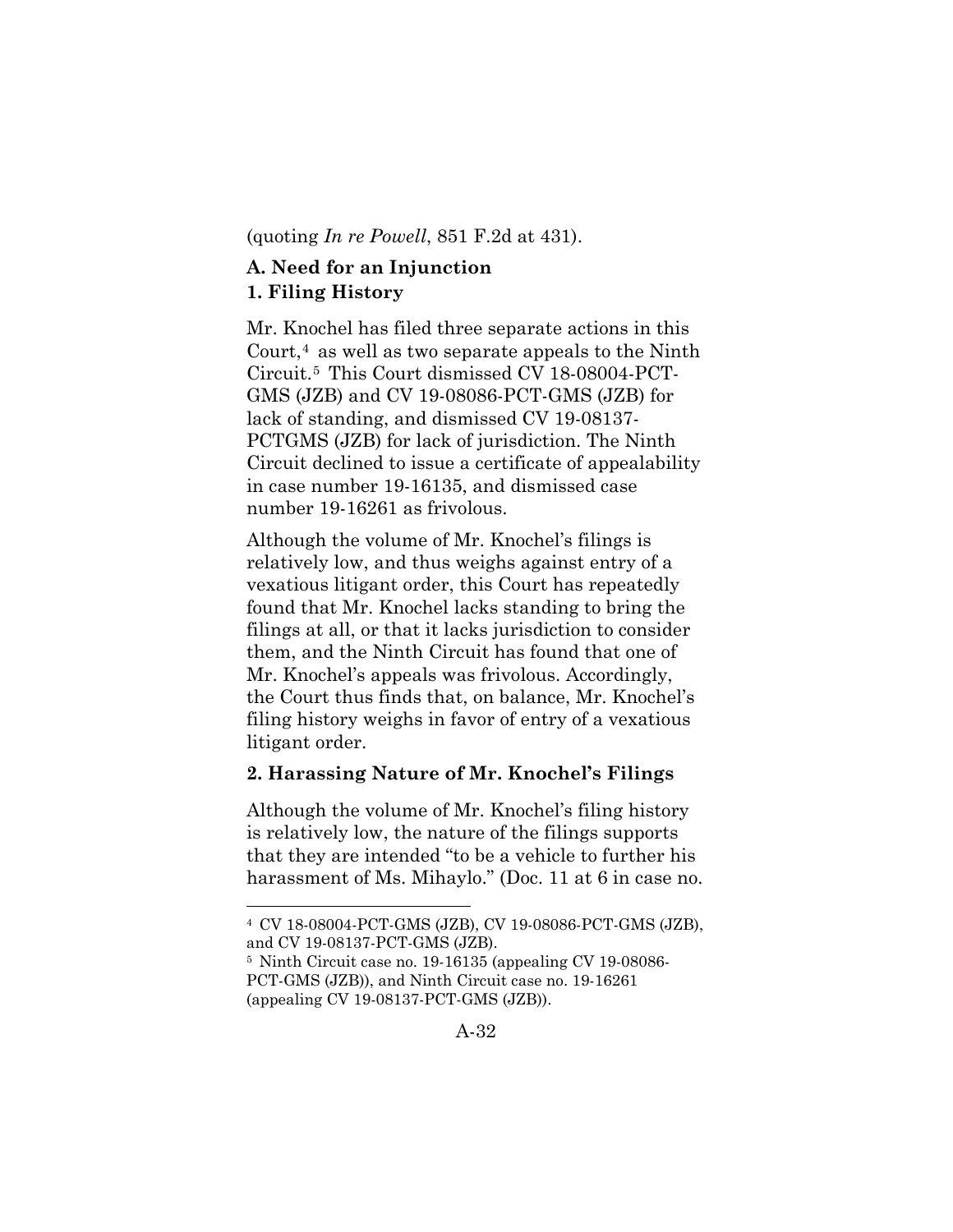(quoting *In re Powell*, 851 F.2d at 431).

**A. Need for an Injunction**

**1. Filing History**

Mr. Knochel has filed three separate actions in this Court,[4] as well as two separate appeals to the Ninth Circuit.[5] This Court dismissed CV 18-08004-PCT-GMS (JZB) and CV 19-08086-PCT-GMS (JZB) for lack of standing, and dismissed CV 19-08137-PCTGMS (JZB) for lack of jurisdiction. The Ninth Circuit declined to issue a certificate of appealability in case number 19-16135, and dismissed case number 19-16261 as frivolous.

Although the volume of Mr. Knochel's filings is relatively low, and thus weighs against entry of a vexatious litigant order, this Court has repeatedly found that Mr. Knochel lacks standing to bring the filings at all, or that it lacks jurisdiction to consider them, and the Ninth Circuit has found that one of Mr. Knochel's appeals was frivolous. Accordingly, the Court thus finds that, on balance, Mr. Knochel's filing history weighs in favor of entry of a vexatious litigant order.

**2. Harassing Nature of Mr. Knochel's Filings**

Although the volume of Mr. Knochel's filing history is relatively low, the nature of the filings supports that they are intended "to be a vehicle to further his harassment of Ms. Mihaylo." (Doc. 11 at 6 in case no.

---

[4] CV 18-08004-PCT-GMS (JZB), CV 19-08086-PCT-GMS (JZB), and CV 19-08137-PCT-GMS (JZB).

[5] Ninth Circuit case no. 19-16135 (appealing CV 19-08086-PCT-GMS (JZB)), and Ninth Circuit case no. 19-16261 (appealing CV 19-08137-PCT-GMS (JZB)).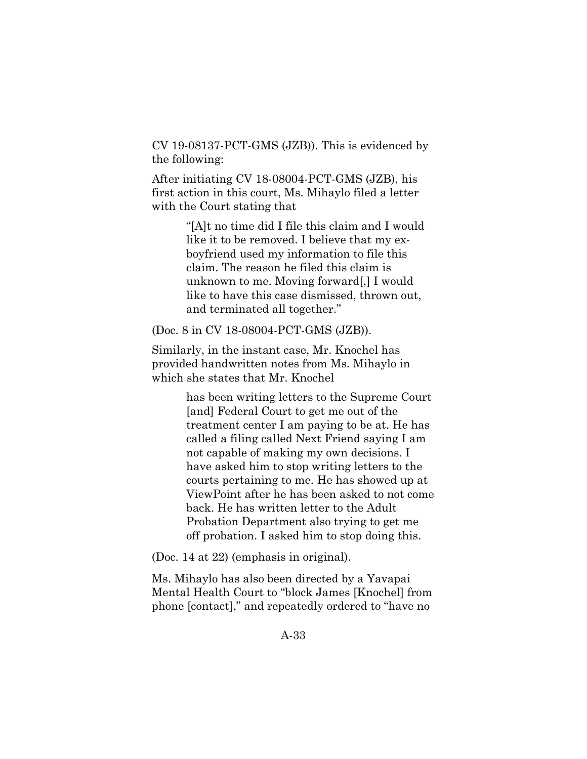CV 19-08137-PCT-GMS (JZB)). This is evidenced by the following:

After initiating CV 18-08004-PCT-GMS (JZB), his first action in this court, Ms. Mihaylo filed a letter with the Court stating that

> "[A]t no time did I file this claim and I would like it to be removed. I believe that my ex-boyfriend used my information to file this claim. The reason he filed this claim is unknown to me. Moving forward[,] I would like to have this case dismissed, thrown out, and terminated all together."

(Doc. 8 in CV 18-08004-PCT-GMS (JZB)).

Similarly, in the instant case, Mr. Knochel has provided handwritten notes from Ms. Mihaylo in which she states that Mr. Knochel

> has been writing letters to the Supreme Court [and] Federal Court to get me out of the treatment center I am paying to be at. He has called a filing called Next Friend saying I am not capable of making my own decisions. I have asked him to stop writing letters to the courts pertaining to me. He has showed up at ViewPoint after he has been asked to not come back. He has written letter to the Adult Probation Department also trying to get me off probation. I asked him to stop doing this.

(Doc. 14 at 22) (emphasis in original).

Ms. Mihaylo has also been directed by a Yavapai Mental Health Court to "block James [Knochel] from phone [contact]," and repeatedly ordered to "have no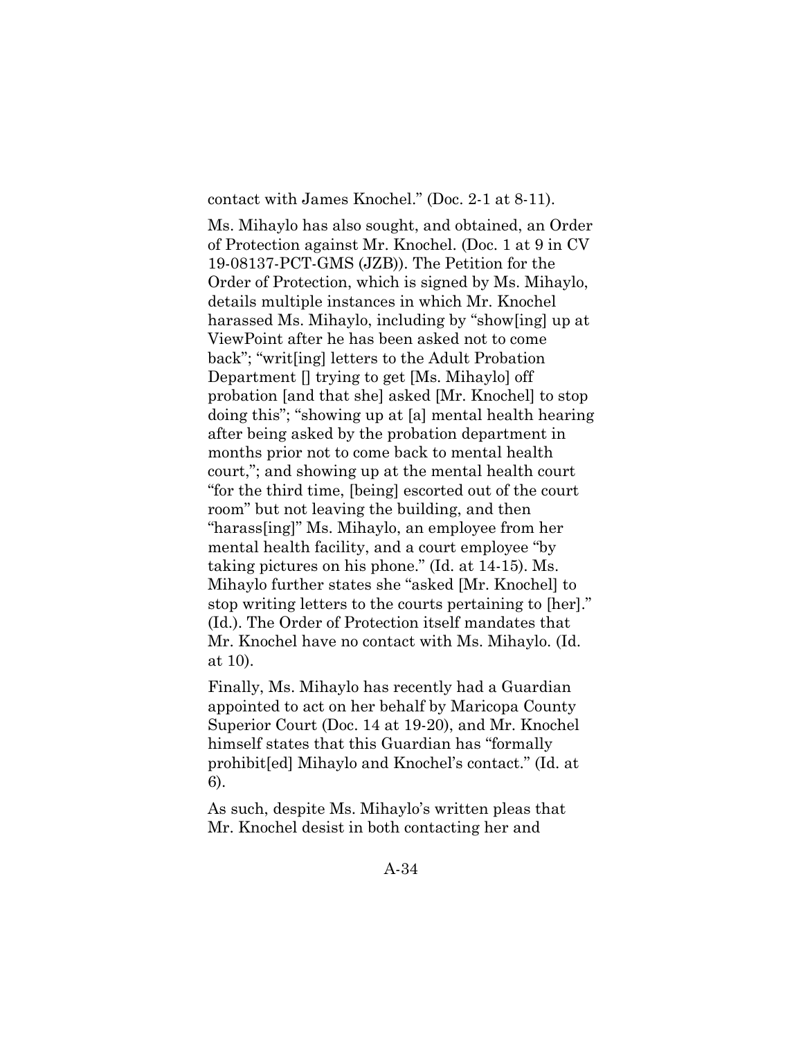contact with James Knochel." (Doc. 2-1 at 8-11).

Ms. Mihaylo has also sought, and obtained, an Order of Protection against Mr. Knochel. (Doc. 1 at 9 in CV 19-08137-PCT-GMS (JZB)). The Petition for the Order of Protection, which is signed by Ms. Mihaylo, details multiple instances in which Mr. Knochel harassed Ms. Mihaylo, including by "show[ing] up at ViewPoint after he has been asked not to come back"; "writ[ing] letters to the Adult Probation Department [] trying to get [Ms. Mihaylo] off probation [and that she] asked [Mr. Knochel] to stop doing this"; "showing up at [a] mental health hearing after being asked by the probation department in months prior not to come back to mental health court,"; and showing up at the mental health court "for the third time, [being] escorted out of the court room" but not leaving the building, and then "harass[ing]" Ms. Mihaylo, an employee from her mental health facility, and a court employee "by taking pictures on his phone." (Id. at 14-15). Ms. Mihaylo further states she "asked [Mr. Knochel] to stop writing letters to the courts pertaining to [her]." (Id.). The Order of Protection itself mandates that Mr. Knochel have no contact with Ms. Mihaylo. (Id. at 10).

Finally, Ms. Mihaylo has recently had a Guardian appointed to act on her behalf by Maricopa County Superior Court (Doc. 14 at 19-20), and Mr. Knochel himself states that this Guardian has "formally prohibit[ed] Mihaylo and Knochel's contact." (Id. at 6).

As such, despite Ms. Mihaylo's written pleas that Mr. Knochel desist in both contacting her and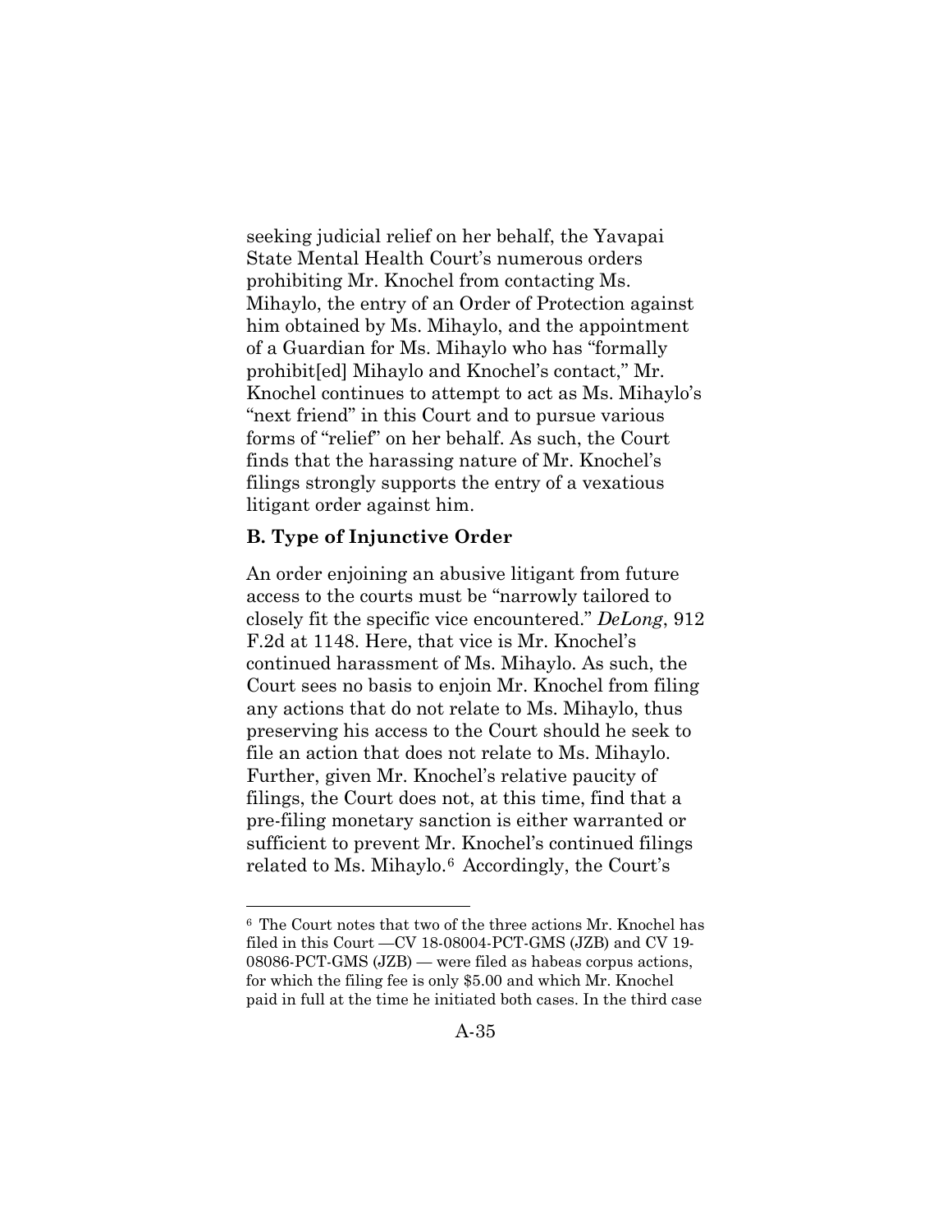seeking judicial relief on her behalf, the Yavapai State Mental Health Court's numerous orders prohibiting Mr. Knochel from contacting Ms. Mihaylo, the entry of an Order of Protection against him obtained by Ms. Mihaylo, and the appointment of a Guardian for Ms. Mihaylo who has "formally prohibit[ed] Mihaylo and Knochel's contact," Mr. Knochel continues to attempt to act as Ms. Mihaylo's "next friend" in this Court and to pursue various forms of "relief" on her behalf. As such, the Court finds that the harassing nature of Mr. Knochel's filings strongly supports the entry of a vexatious litigant order against him.

**B. Type of Injunctive Order**

An order enjoining an abusive litigant from future access to the courts must be "narrowly tailored to closely fit the specific vice encountered." *DeLong*, 912 F.2d at 1148. Here, that vice is Mr. Knochel's continued harassment of Ms. Mihaylo. As such, the Court sees no basis to enjoin Mr. Knochel from filing any actions that do not relate to Ms. Mihaylo, thus preserving his access to the Court should he seek to file an action that does not relate to Ms. Mihaylo. Further, given Mr. Knochel's relative paucity of filings, the Court does not, at this time, find that a pre-filing monetary sanction is either warranted or sufficient to prevent Mr. Knochel's continued filings related to Ms. Mihaylo.[6] Accordingly, the Court's

[6] The Court notes that two of the three actions Mr. Knochel has filed in this Court —CV 18-08004-PCT-GMS (JZB) and CV 19-08086-PCT-GMS (JZB) — were filed as habeas corpus actions, for which the filing fee is only $5.00 and which Mr. Knochel paid in full at the time he initiated both cases. In the third case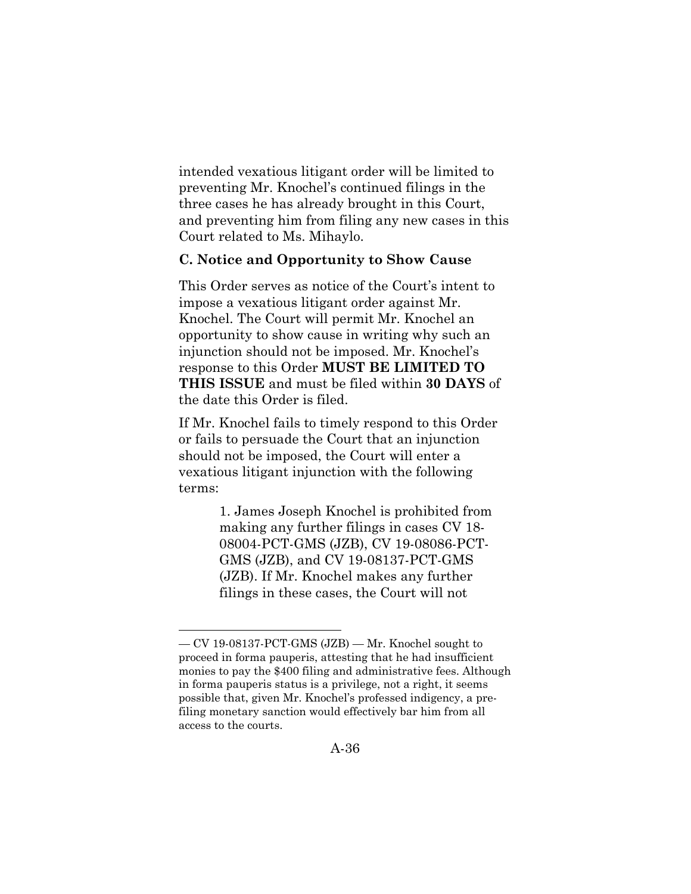intended vexatious litigant order will be limited to preventing Mr. Knochel's continued filings in the three cases he has already brought in this Court, and preventing him from filing any new cases in this Court related to Ms. Mihaylo.

**C. Notice and Opportunity to Show Cause**

This Order serves as notice of the Court's intent to impose a vexatious litigant order against Mr. Knochel. The Court will permit Mr. Knochel an opportunity to show cause in writing why such an injunction should not be imposed. Mr. Knochel's response to this Order **MUST BE LIMITED TO THIS ISSUE** and must be filed within **30 DAYS** of the date this Order is filed.

If Mr. Knochel fails to timely respond to this Order or fails to persuade the Court that an injunction should not be imposed, the Court will enter a vexatious litigant injunction with the following terms:

> 1. James Joseph Knochel is prohibited from making any further filings in cases CV 18-08004-PCT-GMS (JZB), CV 19-08086-PCT-GMS (JZB), and CV 19-08137-PCT-GMS (JZB). If Mr. Knochel makes any further filings in these cases, the Court will not

---

— CV 19-08137-PCT-GMS (JZB) — Mr. Knochel sought to proceed in forma pauperis, attesting that he had insufficient monies to pay the $400 filing and administrative fees. Although in forma pauperis status is a privilege, not a right, it seems possible that, given Mr. Knochel's professed indigency, a pre-filing monetary sanction would effectively bar him from all access to the courts.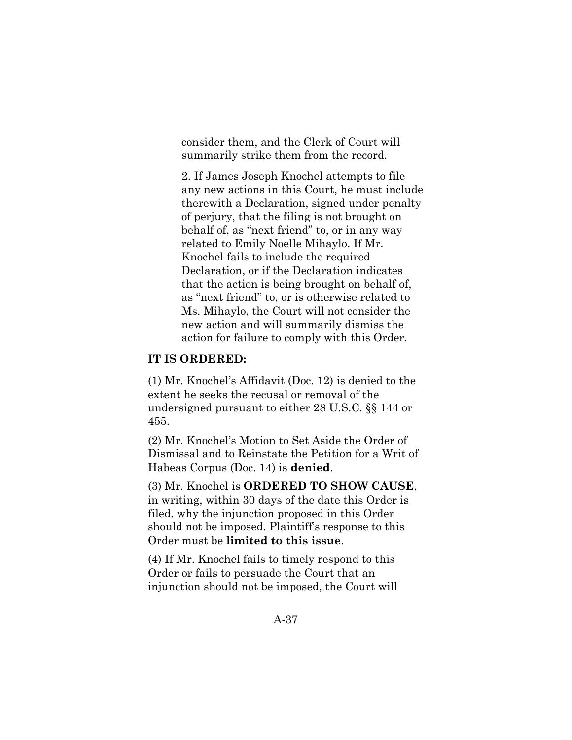consider them, and the Clerk of Court will summarily strike them from the record.

2. If James Joseph Knochel attempts to file any new actions in this Court, he must include therewith a Declaration, signed under penalty of perjury, that the filing is not brought on behalf of, as "next friend" to, or in any way related to Emily Noelle Mihaylo. If Mr. Knochel fails to include the required Declaration, or if the Declaration indicates that the action is being brought on behalf of, as "next friend" to, or is otherwise related to Ms. Mihaylo, the Court will not consider the new action and will summarily dismiss the action for failure to comply with this Order.

**IT IS ORDERED:**

(1) Mr. Knochel's Affidavit (Doc. 12) is denied to the extent he seeks the recusal or removal of the undersigned pursuant to either 28 U.S.C. §§ 144 or 455.

(2) Mr. Knochel's Motion to Set Aside the Order of Dismissal and to Reinstate the Petition for a Writ of Habeas Corpus (Doc. 14) is **denied**.

(3) Mr. Knochel is **ORDERED TO SHOW CAUSE**, in writing, within 30 days of the date this Order is filed, why the injunction proposed in this Order should not be imposed. Plaintiff's response to this Order must be **limited to this issue**.

(4) If Mr. Knochel fails to timely respond to this Order or fails to persuade the Court that an injunction should not be imposed, the Court will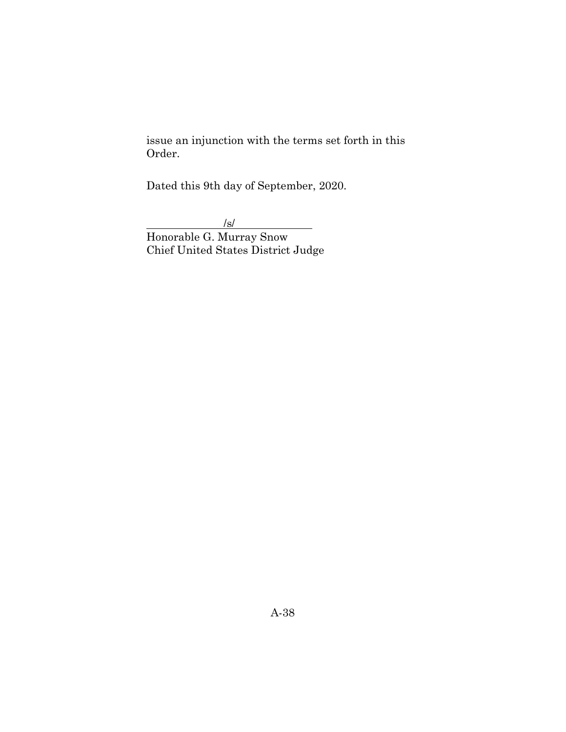issue an injunction with the terms set forth in this Order.

Dated this 9th day of September, 2020.

/s/

Honorable G. Murray Snow
Chief United States District Judge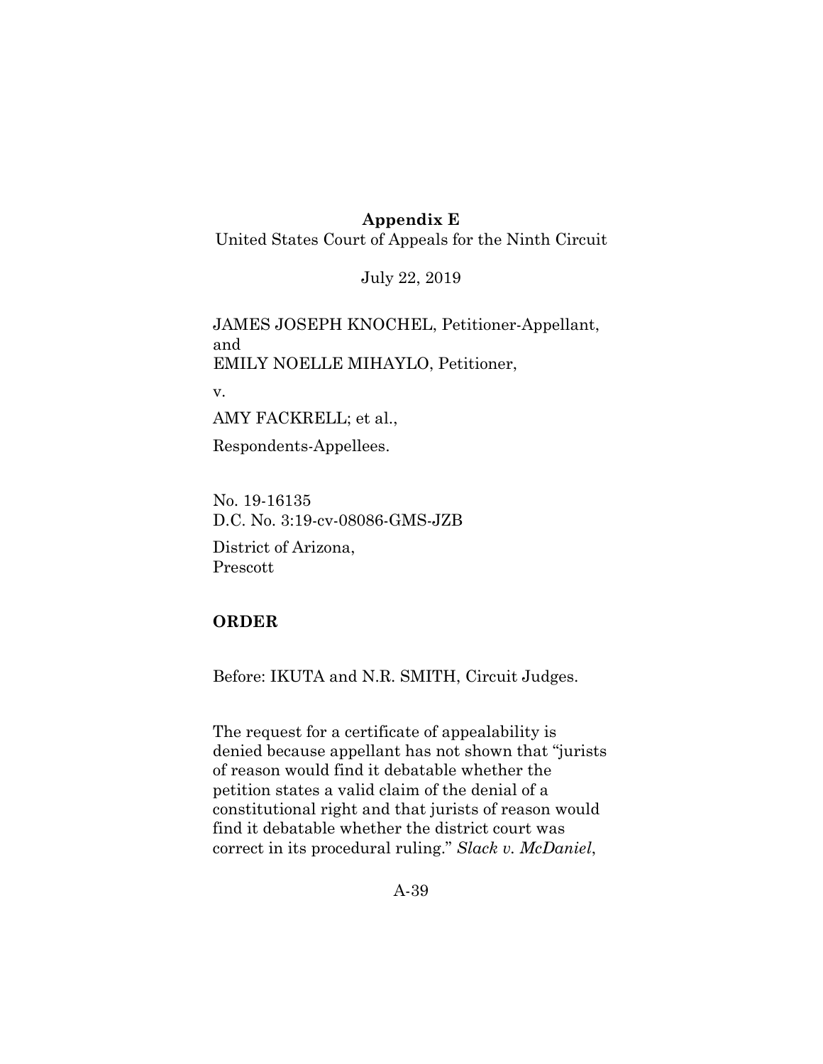**Appendix E**

United States Court of Appeals for the Ninth Circuit

July 22, 2019

JAMES JOSEPH KNOCHEL, Petitioner-Appellant,
and
EMILY NOELLE MIHAYLO, Petitioner,

v.

AMY FACKRELL; et al.,

Respondents-Appellees.

No. 19-16135
D.C. No. 3:19-cv-08086-GMS-JZB

District of Arizona,
Prescott

**ORDER**

Before: IKUTA and N.R. SMITH, Circuit Judges.

The request for a certificate of appealability is denied because appellant has not shown that "jurists of reason would find it debatable whether the petition states a valid claim of the denial of a constitutional right and that jurists of reason would find it debatable whether the district court was correct in its procedural ruling." *Slack v. McDaniel*,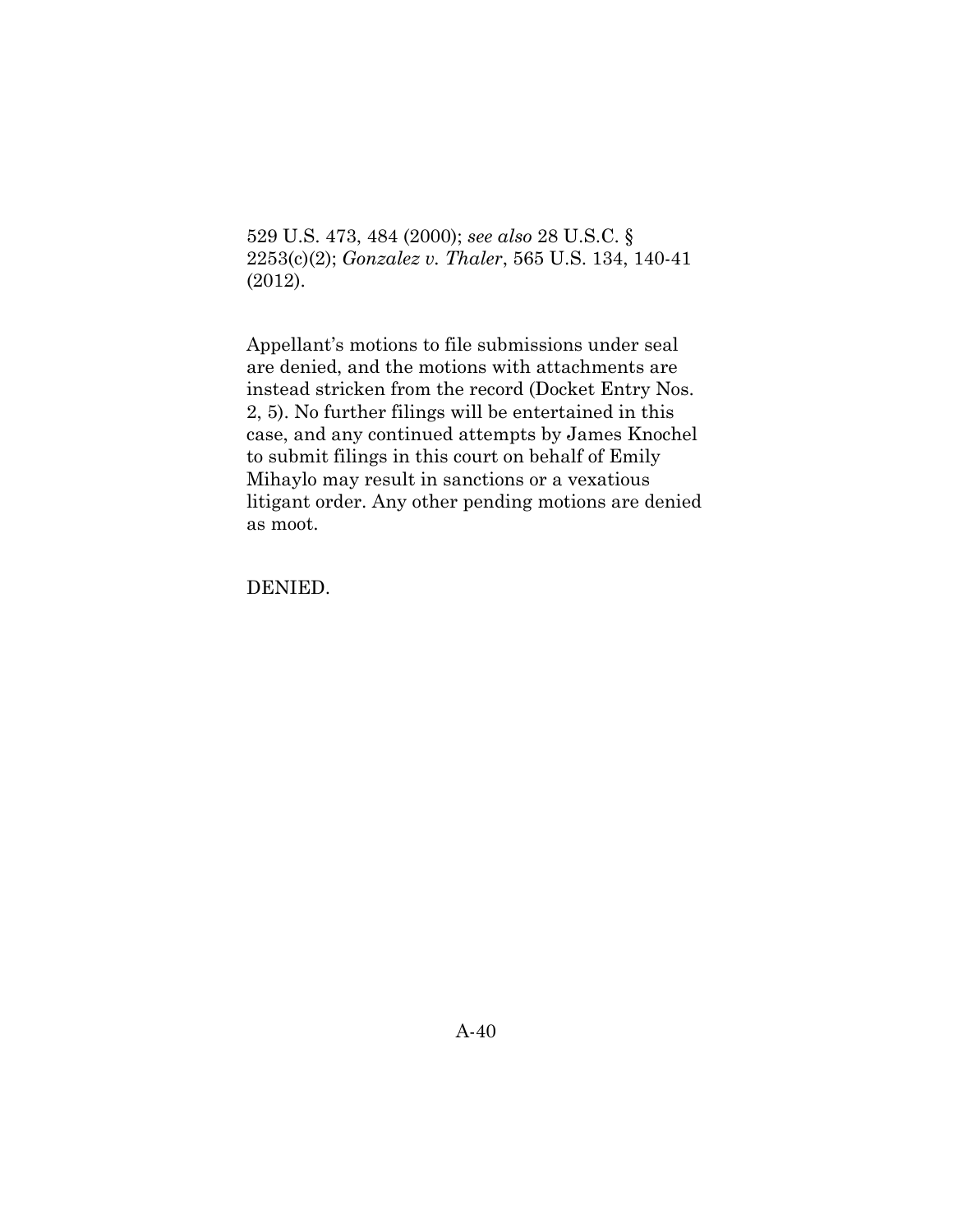529 U.S. 473, 484 (2000); *see also* 28 U.S.C. § 2253(c)(2); *Gonzalez v. Thaler*, 565 U.S. 134, 140-41 (2012).

Appellant's motions to file submissions under seal are denied, and the motions with attachments are instead stricken from the record (Docket Entry Nos. 2, 5). No further filings will be entertained in this case, and any continued attempts by James Knochel to submit filings in this court on behalf of Emily Mihaylo may result in sanctions or a vexatious litigant order. Any other pending motions are denied as moot.

DENIED.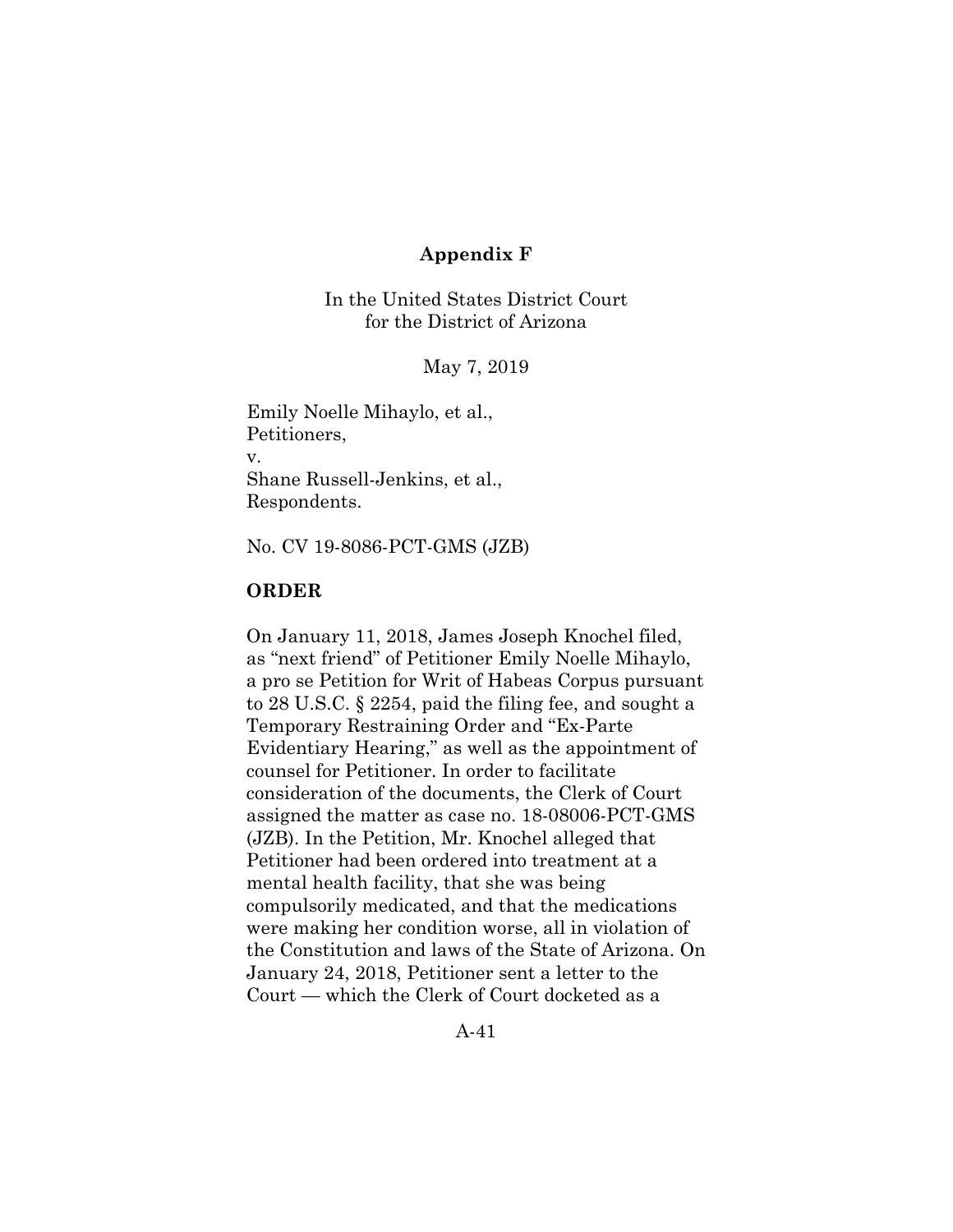**Appendix F**

In the United States District Court
for the District of Arizona

May 7, 2019

Emily Noelle Mihaylo, et al.,
Petitioners,
v.
Shane Russell-Jenkins, et al.,
Respondents.

No. CV 19-8086-PCT-GMS (JZB)

**ORDER**

On January 11, 2018, James Joseph Knochel filed, as "next friend" of Petitioner Emily Noelle Mihaylo, a pro se Petition for Writ of Habeas Corpus pursuant to 28 U.S.C. § 2254, paid the filing fee, and sought a Temporary Restraining Order and "Ex-Parte Evidentiary Hearing," as well as the appointment of counsel for Petitioner. In order to facilitate consideration of the documents, the Clerk of Court assigned the matter as case no. 18-08006-PCT-GMS (JZB). In the Petition, Mr. Knochel alleged that Petitioner had been ordered into treatment at a mental health facility, that she was being compulsorily medicated, and that the medications were making her condition worse, all in violation of the Constitution and laws of the State of Arizona. On January 24, 2018, Petitioner sent a letter to the Court — which the Clerk of Court docketed as a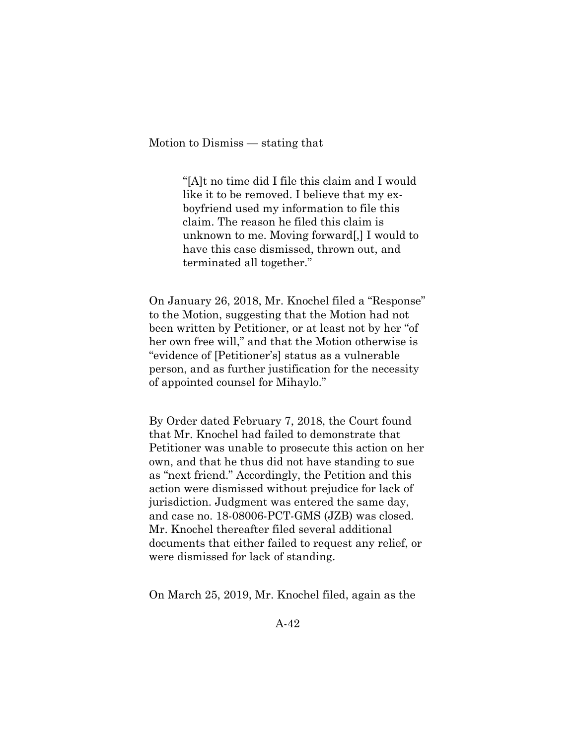Motion to Dismiss — stating that

> "[A]t no time did I file this claim and I would like it to be removed. I believe that my ex-boyfriend used my information to file this claim. The reason he filed this claim is unknown to me. Moving forward[,] I would to have this case dismissed, thrown out, and terminated all together."

On January 26, 2018, Mr. Knochel filed a "Response" to the Motion, suggesting that the Motion had not been written by Petitioner, or at least not by her "of her own free will," and that the Motion otherwise is "evidence of [Petitioner's] status as a vulnerable person, and as further justification for the necessity of appointed counsel for Mihaylo."

By Order dated February 7, 2018, the Court found that Mr. Knochel had failed to demonstrate that Petitioner was unable to prosecute this action on her own, and that he thus did not have standing to sue as "next friend." Accordingly, the Petition and this action were dismissed without prejudice for lack of jurisdiction. Judgment was entered the same day, and case no. 18-08006-PCT-GMS (JZB) was closed. Mr. Knochel thereafter filed several additional documents that either failed to request any relief, or were dismissed for lack of standing.

On March 25, 2019, Mr. Knochel filed, again as the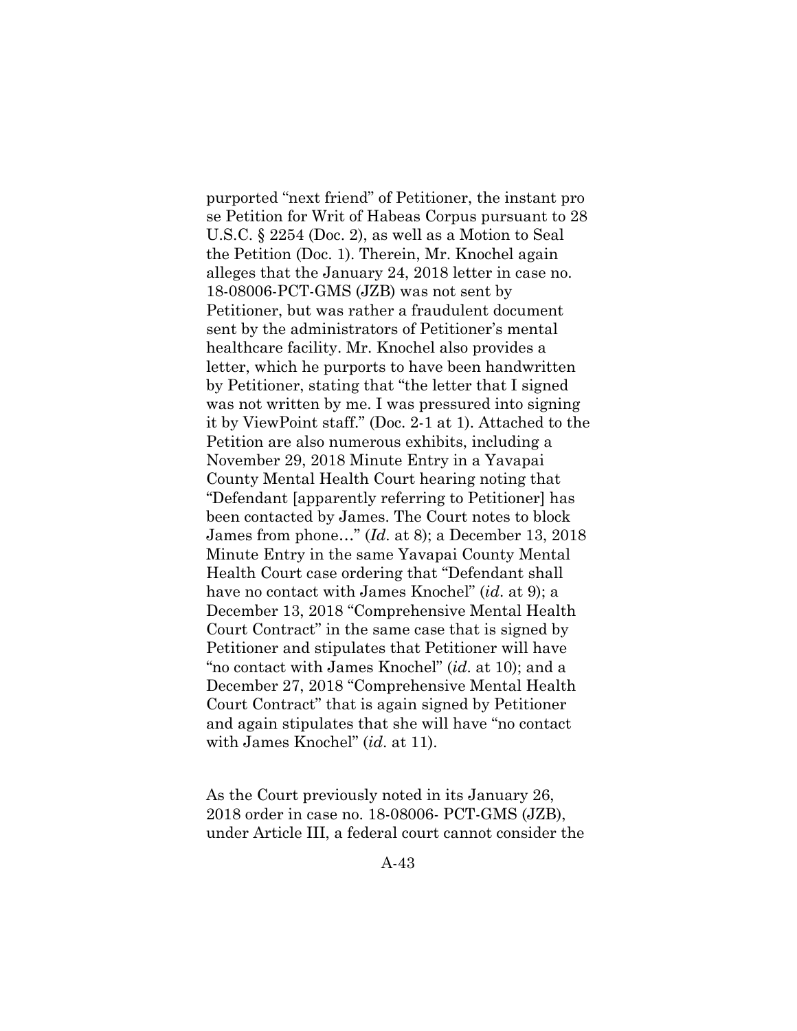purported "next friend" of Petitioner, the instant pro se Petition for Writ of Habeas Corpus pursuant to 28 U.S.C. § 2254 (Doc. 2), as well as a Motion to Seal the Petition (Doc. 1). Therein, Mr. Knochel again alleges that the January 24, 2018 letter in case no. 18-08006-PCT-GMS (JZB) was not sent by Petitioner, but was rather a fraudulent document sent by the administrators of Petitioner's mental healthcare facility. Mr. Knochel also provides a letter, which he purports to have been handwritten by Petitioner, stating that "the letter that I signed was not written by me. I was pressured into signing it by ViewPoint staff." (Doc. 2-1 at 1). Attached to the Petition are also numerous exhibits, including a November 29, 2018 Minute Entry in a Yavapai County Mental Health Court hearing noting that "Defendant [apparently referring to Petitioner] has been contacted by James. The Court notes to block James from phone…" (*Id.* at 8); a December 13, 2018 Minute Entry in the same Yavapai County Mental Health Court case ordering that "Defendant shall have no contact with James Knochel" (*id.* at 9); a December 13, 2018 "Comprehensive Mental Health Court Contract" in the same case that is signed by Petitioner and stipulates that Petitioner will have "no contact with James Knochel" (*id.* at 10); and a December 27, 2018 "Comprehensive Mental Health Court Contract" that is again signed by Petitioner and again stipulates that she will have "no contact with James Knochel" (*id.* at 11).

As the Court previously noted in its January 26, 2018 order in case no. 18-08006- PCT-GMS (JZB), under Article III, a federal court cannot consider the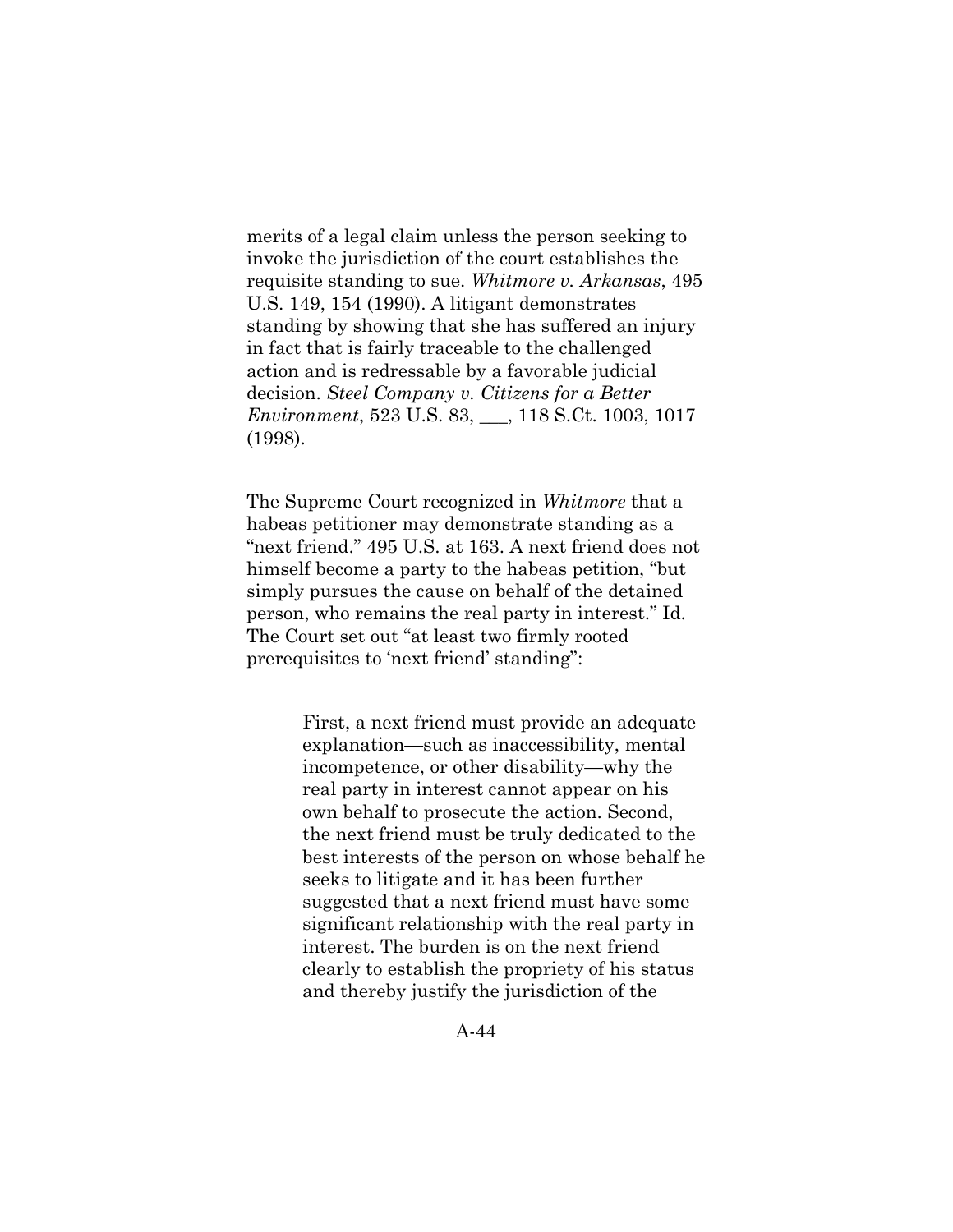merits of a legal claim unless the person seeking to invoke the jurisdiction of the court establishes the requisite standing to sue. *Whitmore v. Arkansas*, 495 U.S. 149, 154 (1990). A litigant demonstrates standing by showing that she has suffered an injury in fact that is fairly traceable to the challenged action and is redressable by a favorable judicial decision. *Steel Company v. Citizens for a Better Environment*, 523 U.S. 83, ___, 118 S.Ct. 1003, 1017 (1998).

The Supreme Court recognized in *Whitmore* that a habeas petitioner may demonstrate standing as a "next friend." 495 U.S. at 163. A next friend does not himself become a party to the habeas petition, "but simply pursues the cause on behalf of the detained person, who remains the real party in interest." Id. The Court set out "at least two firmly rooted prerequisites to 'next friend' standing":

> First, a next friend must provide an adequate explanation—such as inaccessibility, mental incompetence, or other disability—why the real party in interest cannot appear on his own behalf to prosecute the action. Second, the next friend must be truly dedicated to the best interests of the person on whose behalf he seeks to litigate and it has been further suggested that a next friend must have some significant relationship with the real party in interest. The burden is on the next friend clearly to establish the propriety of his status and thereby justify the jurisdiction of the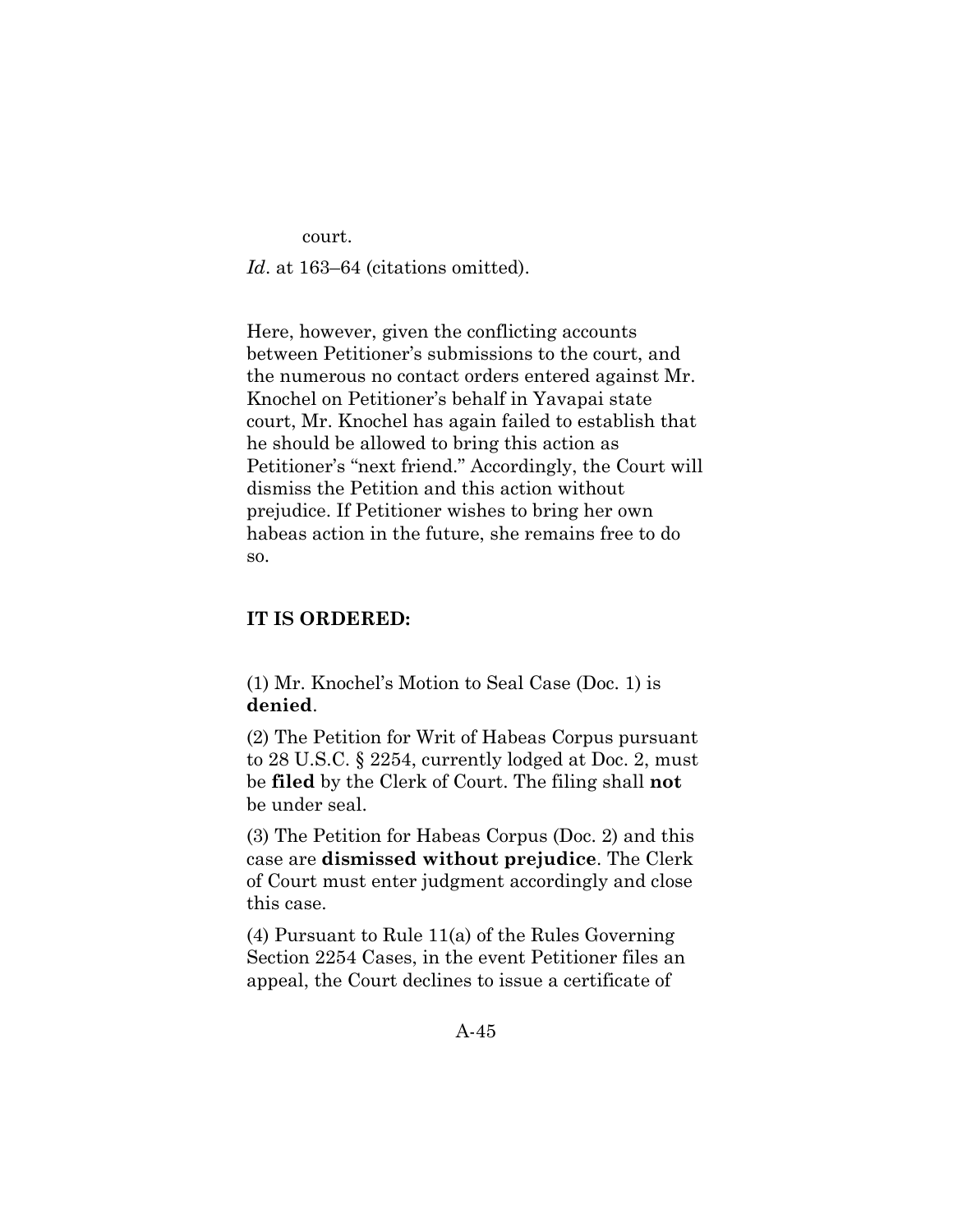court.

*Id*. at 163–64 (citations omitted).

Here, however, given the conflicting accounts between Petitioner's submissions to the court, and the numerous no contact orders entered against Mr. Knochel on Petitioner's behalf in Yavapai state court, Mr. Knochel has again failed to establish that he should be allowed to bring this action as Petitioner's "next friend." Accordingly, the Court will dismiss the Petition and this action without prejudice. If Petitioner wishes to bring her own habeas action in the future, she remains free to do so.

**IT IS ORDERED:**

(1) Mr. Knochel's Motion to Seal Case (Doc. 1) is **denied**.

(2) The Petition for Writ of Habeas Corpus pursuant to 28 U.S.C. § 2254, currently lodged at Doc. 2, must be **filed** by the Clerk of Court. The filing shall **not** be under seal.

(3) The Petition for Habeas Corpus (Doc. 2) and this case are **dismissed without prejudice**. The Clerk of Court must enter judgment accordingly and close this case.

(4) Pursuant to Rule 11(a) of the Rules Governing Section 2254 Cases, in the event Petitioner files an appeal, the Court declines to issue a certificate of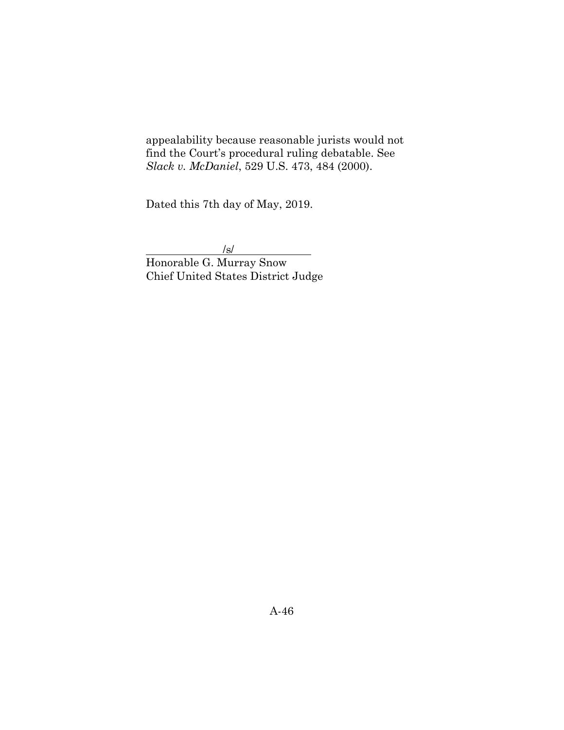appealability because reasonable jurists would not find the Court's procedural ruling debatable. See *Slack v. McDaniel*, 529 U.S. 473, 484 (2000).

Dated this 7th day of May, 2019.

/s/

Honorable G. Murray Snow
Chief United States District Judge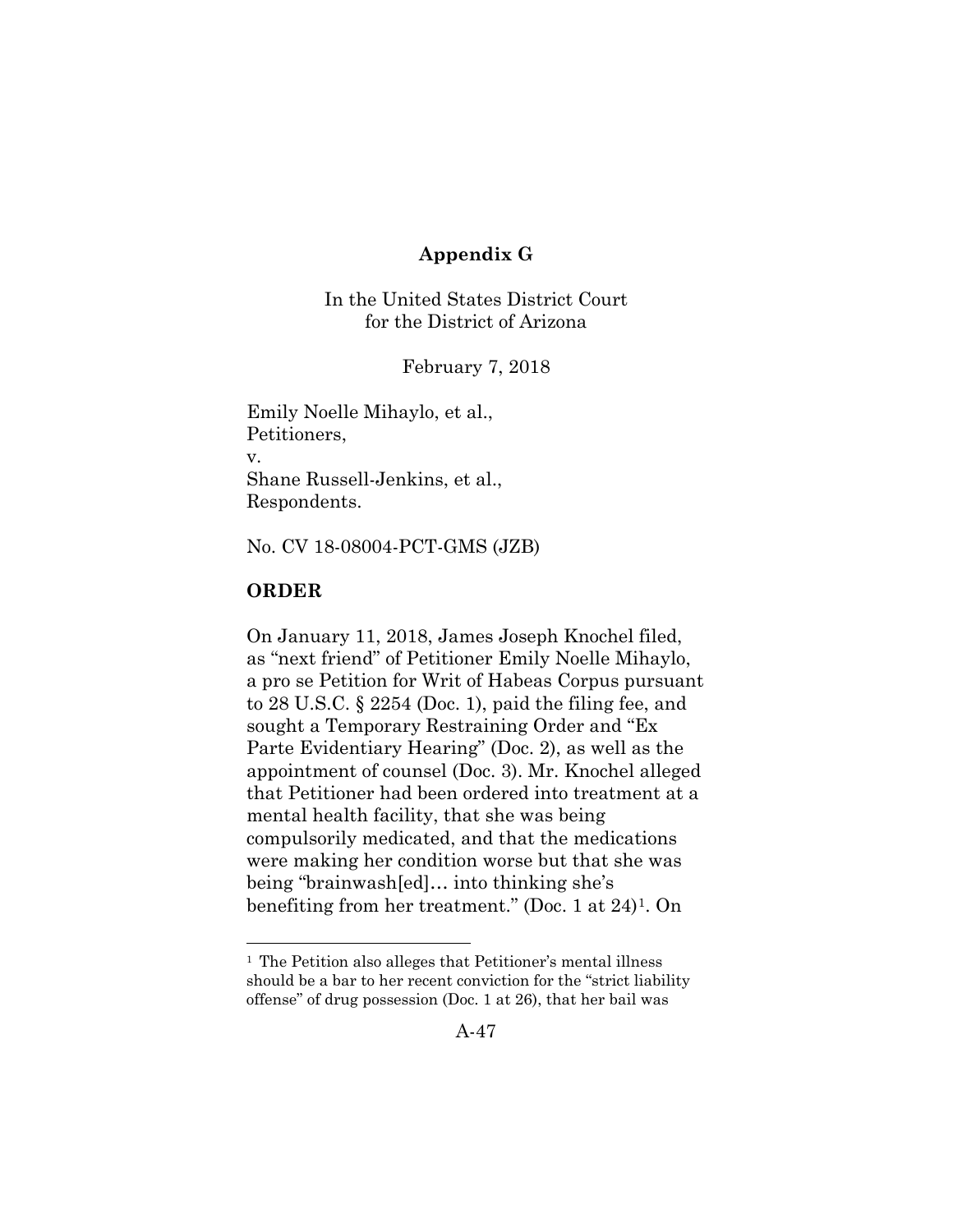**Appendix G**

In the United States District Court
for the District of Arizona

February 7, 2018

Emily Noelle Mihaylo, et al.,
Petitioners,
v.
Shane Russell-Jenkins, et al.,
Respondents.

No. CV 18-08004-PCT-GMS (JZB)

**ORDER**

On January 11, 2018, James Joseph Knochel filed, as "next friend" of Petitioner Emily Noelle Mihaylo, a pro se Petition for Writ of Habeas Corpus pursuant to 28 U.S.C. § 2254 (Doc. 1), paid the filing fee, and sought a Temporary Restraining Order and "Ex Parte Evidentiary Hearing" (Doc. 2), as well as the appointment of counsel (Doc. 3). Mr. Knochel alleged that Petitioner had been ordered into treatment at a mental health facility, that she was being compulsorily medicated, and that the medications were making her condition worse but that she was being "brainwash[ed]… into thinking she's benefiting from her treatment." (Doc. 1 at 24)[1]. On

[1] The Petition also alleges that Petitioner's mental illness should be a bar to her recent conviction for the "strict liability offense" of drug possession (Doc. 1 at 26), that her bail was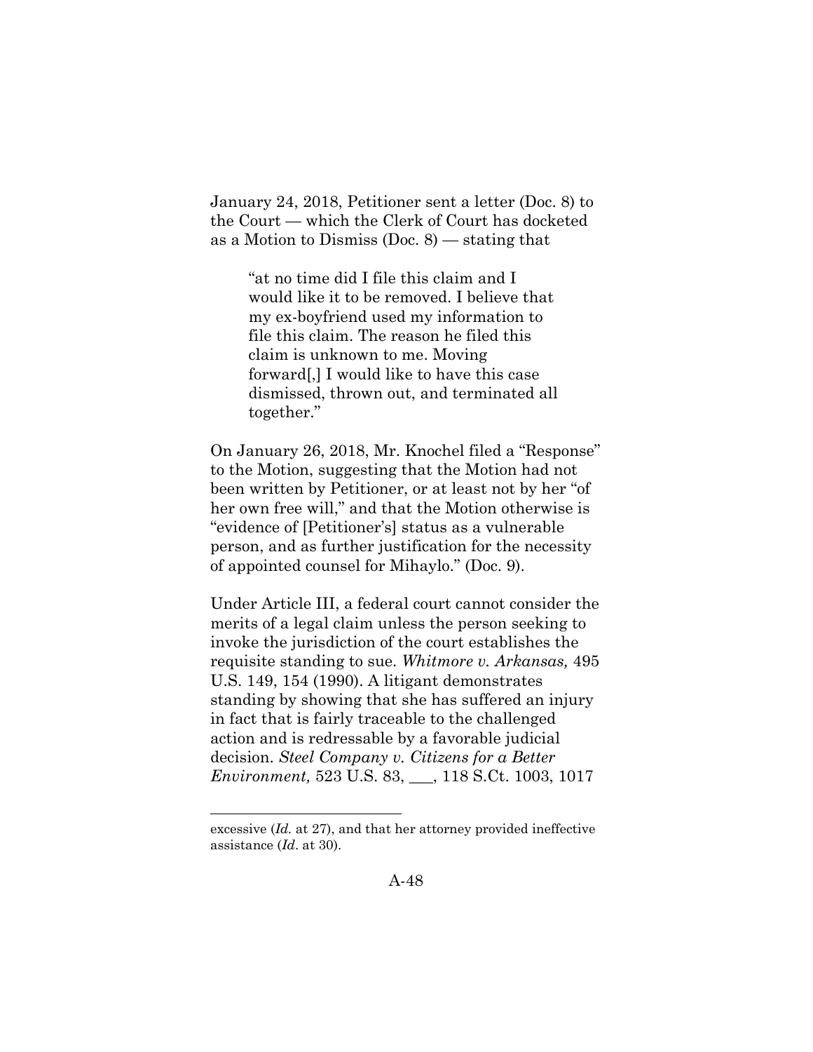January 24, 2018, Petitioner sent a letter (Doc. 8) to the Court — which the Clerk of Court has docketed as a Motion to Dismiss (Doc. 8) — stating that

> "at no time did I file this claim and I would like it to be removed. I believe that my ex-boyfriend used my information to file this claim. The reason he filed this claim is unknown to me. Moving forward[,] I would like to have this case dismissed, thrown out, and terminated all together."

On January 26, 2018, Mr. Knochel filed a "Response" to the Motion, suggesting that the Motion had not been written by Petitioner, or at least not by her "of her own free will," and that the Motion otherwise is "evidence of [Petitioner's] status as a vulnerable person, and as further justification for the necessity of appointed counsel for Mihaylo." (Doc. 9).

Under Article III, a federal court cannot consider the merits of a legal claim unless the person seeking to invoke the jurisdiction of the court establishes the requisite standing to sue. *Whitmore v. Arkansas,* 495 U.S. 149, 154 (1990). A litigant demonstrates standing by showing that she has suffered an injury in fact that is fairly traceable to the challenged action and is redressable by a favorable judicial decision. *Steel Company v. Citizens for a Better Environment,* 523 U.S. 83, ___, 118 S.Ct. 1003, 1017

---

excessive (*Id.* at 27), and that her attorney provided ineffective assistance (*Id*. at 30).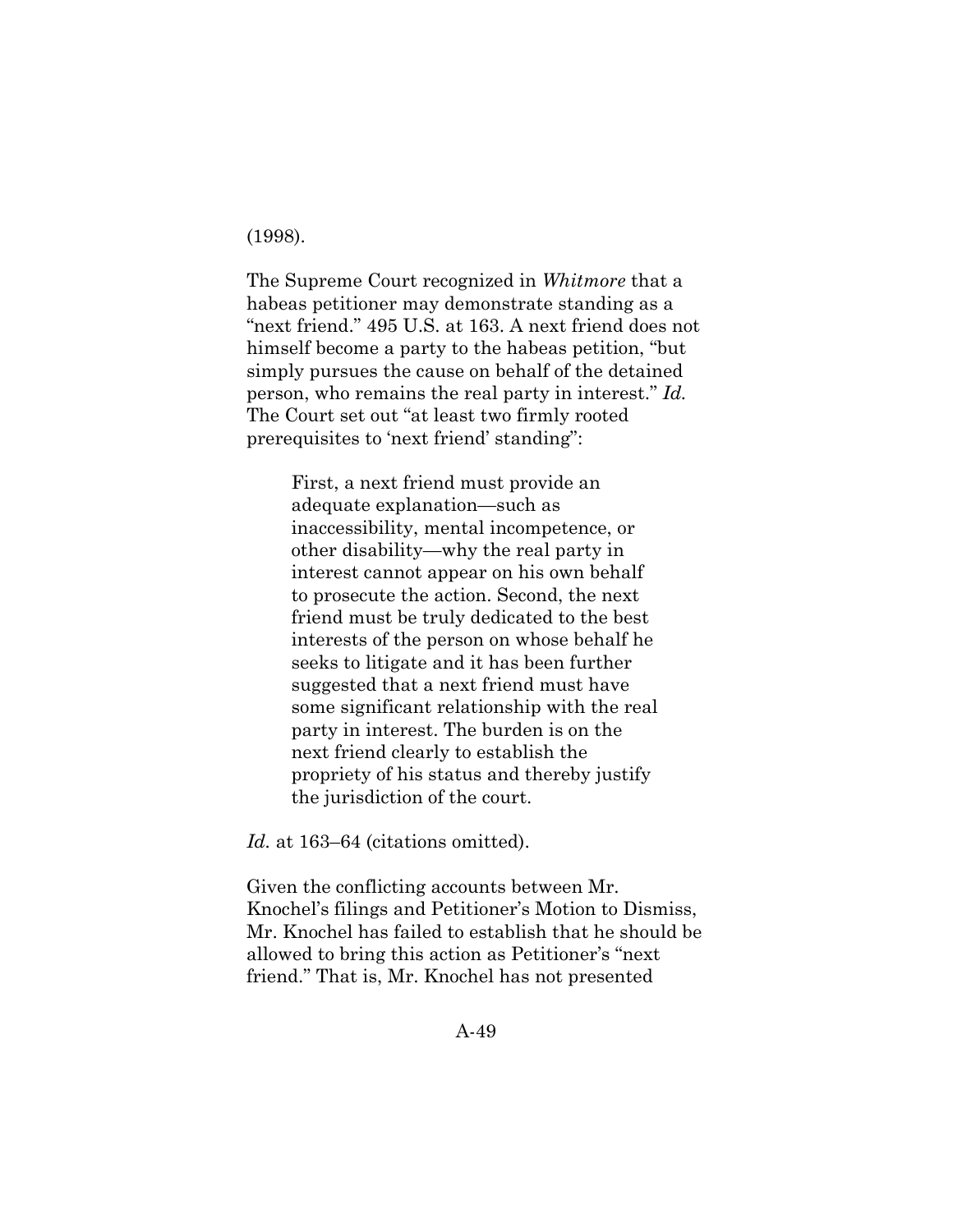(1998).

The Supreme Court recognized in *Whitmore* that a habeas petitioner may demonstrate standing as a "next friend." 495 U.S. at 163. A next friend does not himself become a party to the habeas petition, "but simply pursues the cause on behalf of the detained person, who remains the real party in interest." *Id.* The Court set out "at least two firmly rooted prerequisites to 'next friend' standing":

> First, a next friend must provide an adequate explanation—such as inaccessibility, mental incompetence, or other disability—why the real party in interest cannot appear on his own behalf to prosecute the action. Second, the next friend must be truly dedicated to the best interests of the person on whose behalf he seeks to litigate and it has been further suggested that a next friend must have some significant relationship with the real party in interest. The burden is on the next friend clearly to establish the propriety of his status and thereby justify the jurisdiction of the court.

*Id.* at 163–64 (citations omitted).

Given the conflicting accounts between Mr. Knochel's filings and Petitioner's Motion to Dismiss, Mr. Knochel has failed to establish that he should be allowed to bring this action as Petitioner's "next friend." That is, Mr. Knochel has not presented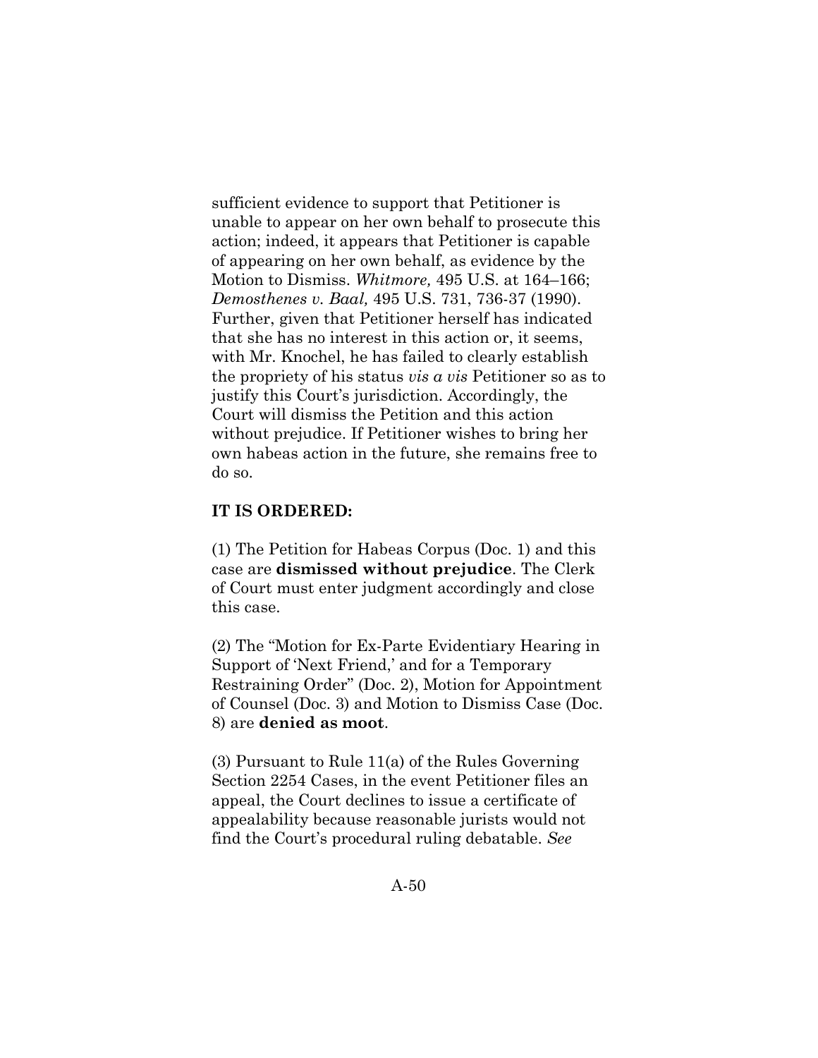sufficient evidence to support that Petitioner is unable to appear on her own behalf to prosecute this action; indeed, it appears that Petitioner is capable of appearing on her own behalf, as evidence by the Motion to Dismiss. *Whitmore,* 495 U.S. at 164–166; *Demosthenes v. Baal,* 495 U.S. 731, 736-37 (1990). Further, given that Petitioner herself has indicated that she has no interest in this action or, it seems, with Mr. Knochel, he has failed to clearly establish the propriety of his status *vis a vis* Petitioner so as to justify this Court's jurisdiction. Accordingly, the Court will dismiss the Petition and this action without prejudice. If Petitioner wishes to bring her own habeas action in the future, she remains free to do so.

**IT IS ORDERED:**

(1) The Petition for Habeas Corpus (Doc. 1) and this case are **dismissed without prejudice**. The Clerk of Court must enter judgment accordingly and close this case.

(2) The "Motion for Ex-Parte Evidentiary Hearing in Support of 'Next Friend,' and for a Temporary Restraining Order" (Doc. 2), Motion for Appointment of Counsel (Doc. 3) and Motion to Dismiss Case (Doc. 8) are **denied as moot**.

(3) Pursuant to Rule 11(a) of the Rules Governing Section 2254 Cases, in the event Petitioner files an appeal, the Court declines to issue a certificate of appealability because reasonable jurists would not find the Court's procedural ruling debatable. *See*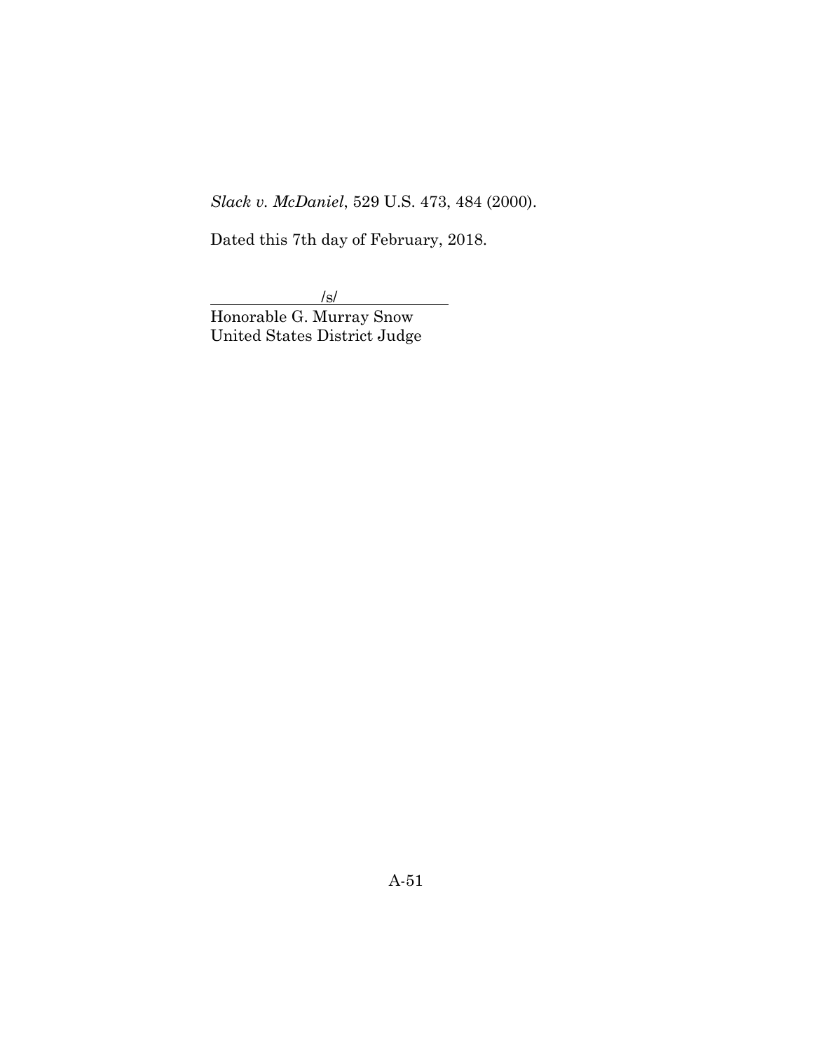*Slack v. McDaniel*, 529 U.S. 473, 484 (2000).

Dated this 7th day of February, 2018.

/s/

Honorable G. Murray Snow
United States District Judge